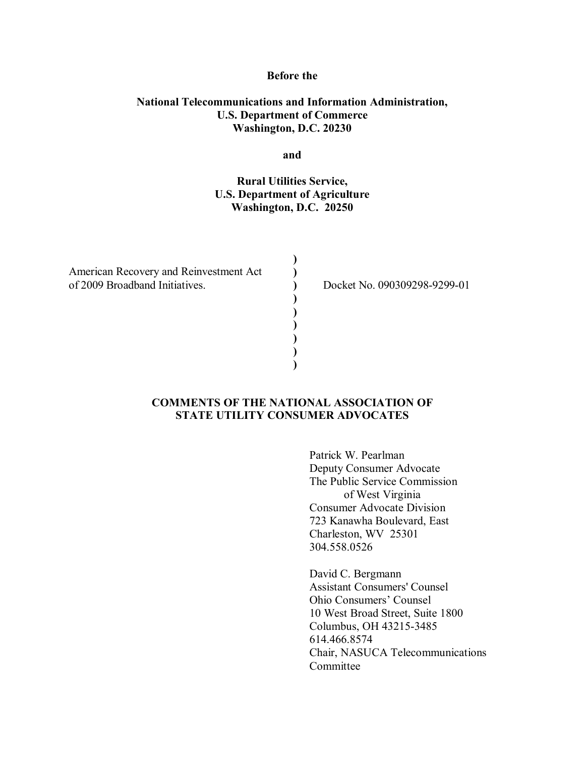**Before the**

**National Telecommunications and Information Administration,**
**U.S. Department of Commerce**
**Washington, D.C. 20230**

**and**

**Rural Utilities Service,**
**U.S. Department of Agriculture**
**Washington, D.C. 20250**

| | | |
|---|---|---|
| American Recovery and Reinvestment Act of 2009 Broadband Initiatives. | ) | Docket No. 090309298-9299-01 |

**COMMENTS OF THE NATIONAL ASSOCIATION OF STATE UTILITY CONSUMER ADVOCATES**

Patrick W. Pearlman
Deputy Consumer Advocate
The Public Service Commission
of West Virginia
Consumer Advocate Division
723 Kanawha Boulevard, East
Charleston, WV 25301
304.558.0526

David C. Bergmann
Assistant Consumers' Counsel
Ohio Consumers' Counsel
10 West Broad Street, Suite 1800
Columbus, OH 43215-3485
614.466.8574
Chair, NASUCA Telecommunications Committee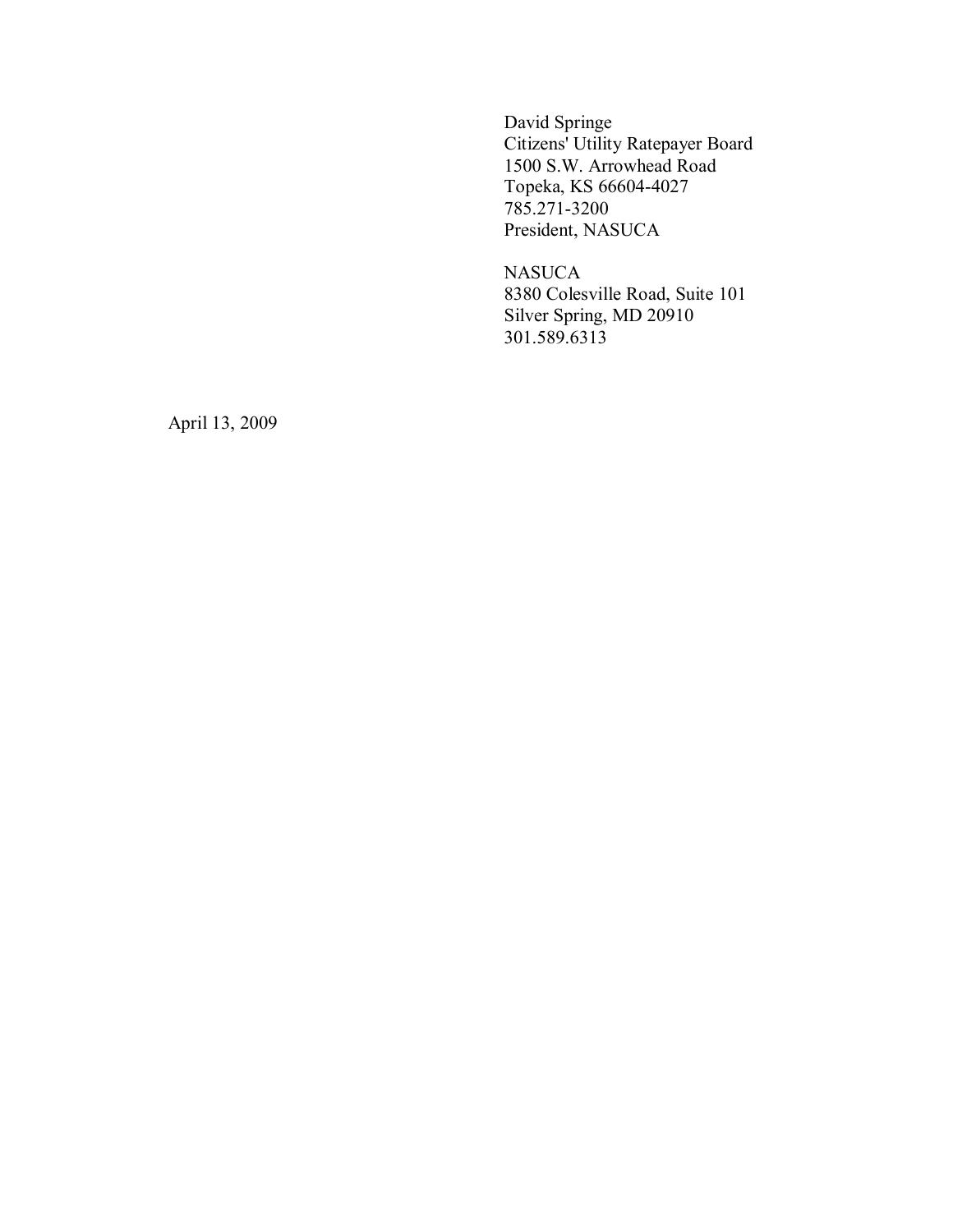David Springe
Citizens' Utility Ratepayer Board
1500 S.W. Arrowhead Road
Topeka, KS 66604-4027
785.271-3200
President, NASUCA

NASUCA
8380 Colesville Road, Suite 101
Silver Spring, MD 20910
301.589.6313

April 13, 2009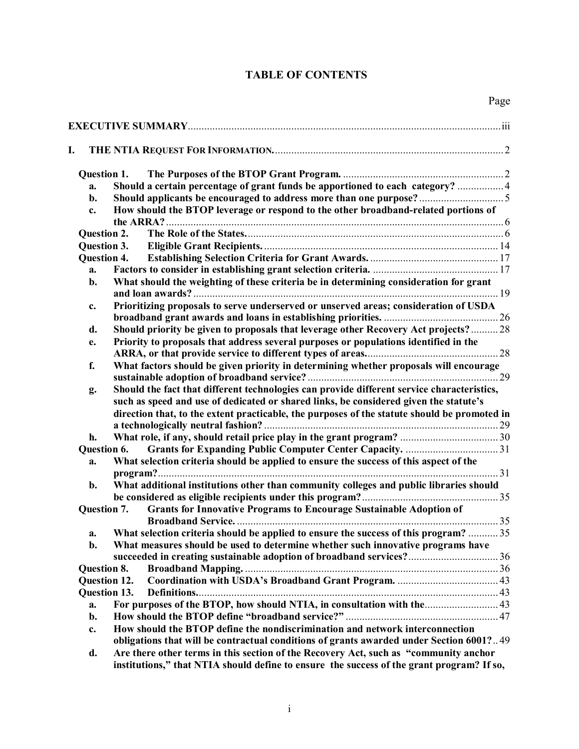# TABLE OF CONTENTS

| | Page |
|---|---|
| **EXECUTIVE SUMMARY** | iii |
| **I. THE NTIA REQUEST FOR INFORMATION.** | 2 |
| **Question 1. The Purposes of the BTOP Grant Program.** | 2 |
| **a. Should a certain percentage of grant funds be apportioned to each category?** | 4 |
| **b. Should applicants be encouraged to address more than one purpose?** | 5 |
| **c. How should the BTOP leverage or respond to the other broadband-related portions of the ARRA?** | 6 |
| **Question 2. The Role of the States.** | 6 |
| **Question 3. Eligible Grant Recipients.** | 14 |
| **Question 4. Establishing Selection Criteria for Grant Awards.** | 17 |
| **a. Factors to consider in establishing grant selection criteria.** | 17 |
| **b. What should the weighting of these criteria be in determining consideration for grant and loan awards?** | 19 |
| **c. Prioritizing proposals to serve underserved or unserved areas; consideration of USDA broadband grant awards and loans in establishing priorities.** | 26 |
| **d. Should priority be given to proposals that leverage other Recovery Act projects?** | 28 |
| **e. Priority to proposals that address several purposes or populations identified in the ARRA, or that provide service to different types of areas.** | 28 |
| **f. What factors should be given priority in determining whether proposals will encourage sustainable adoption of broadband service?** | 29 |
| **g. Should the fact that different technologies can provide different service characteristics, such as speed and use of dedicated or shared links, be considered given the statute's direction that, to the extent practicable, the purposes of the statute should be promoted in a technologically neutral fashion?** | 29 |
| **h. What role, if any, should retail price play in the grant program?** | 30 |
| **Question 6. Grants for Expanding Public Computer Center Capacity.** | 31 |
| **a. What selection criteria should be applied to ensure the success of this aspect of the program?** | 31 |
| **b. What additional institutions other than community colleges and public libraries should be considered as eligible recipients under this program?** | 35 |
| **Question 7. Grants for Innovative Programs to Encourage Sustainable Adoption of Broadband Service.** | 35 |
| **a. What selection criteria should be applied to ensure the success of this program?** | 35 |
| **b. What measures should be used to determine whether such innovative programs have succeeded in creating sustainable adoption of broadband services?** | 36 |
| **Question 8. Broadband Mapping.** | 36 |
| **Question 12. Coordination with USDA's Broadband Grant Program.** | 43 |
| **Question 13. Definitions.** | 43 |
| **a. For purposes of the BTOP, how should NTIA, in consultation with the** | 43 |
| **b. How should the BTOP define "broadband service?"** | 47 |
| **c. How should the BTOP define the nondiscrimination and network interconnection obligations that will be contractual conditions of grants awarded under Section 6001?** | 49 |
| **d. Are there other terms in this section of the Recovery Act, such as "community anchor institutions," that NTIA should define to ensure the success of the grant program? If so,** | |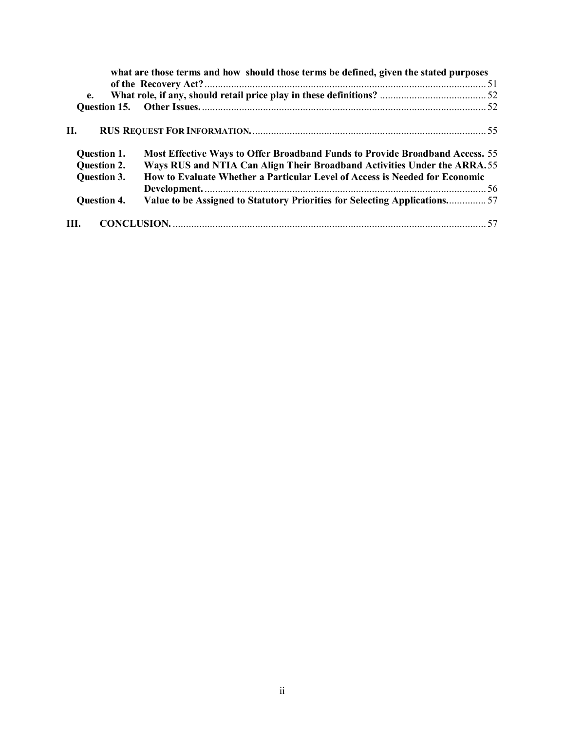**what are those terms and how should those terms be defined, given the stated purposes of the Recovery Act?** .......... 51

**e. What role, if any, should retail price play in these definitions?** .......... 52

**Question 15. Other Issues.** .......... 52

**II. RUS REQUEST FOR INFORMATION.** .......... 55

**Question 1. Most Effective Ways to Offer Broadband Funds to Provide Broadband Access.** 55

**Question 2. Ways RUS and NTIA Can Align Their Broadband Activities Under the ARRA.** 55

**Question 3. How to Evaluate Whether a Particular Level of Access is Needed for Economic Development.** .......... 56

**Question 4. Value to be Assigned to Statutory Priorities for Selecting Applications.** .......... 57

**III. CONCLUSION.** .......... 57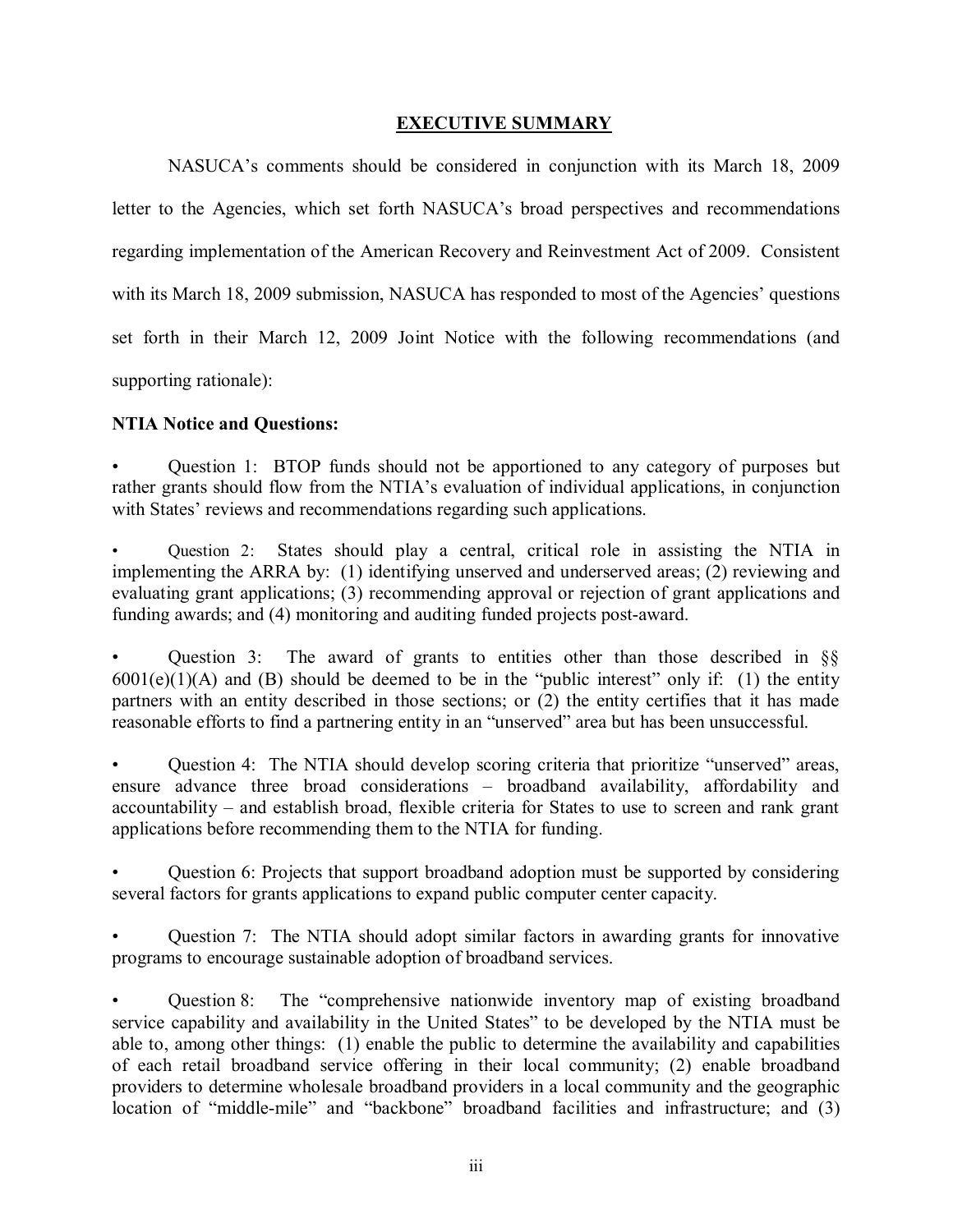## EXECUTIVE SUMMARY

NASUCA's comments should be considered in conjunction with its March 18, 2009 letter to the Agencies, which set forth NASUCA's broad perspectives and recommendations regarding implementation of the American Recovery and Reinvestment Act of 2009. Consistent with its March 18, 2009 submission, NASUCA has responded to most of the Agencies' questions set forth in their March 12, 2009 Joint Notice with the following recommendations (and supporting rationale):

**NTIA Notice and Questions:**

- Question 1: BTOP funds should not be apportioned to any category of purposes but rather grants should flow from the NTIA's evaluation of individual applications, in conjunction with States' reviews and recommendations regarding such applications.

- Question 2: States should play a central, critical role in assisting the NTIA in implementing the ARRA by: (1) identifying unserved and underserved areas; (2) reviewing and evaluating grant applications; (3) recommending approval or rejection of grant applications and funding awards; and (4) monitoring and auditing funded projects post-award.

- Question 3: The award of grants to entities other than those described in §§ 6001(e)(1)(A) and (B) should be deemed to be in the "public interest" only if: (1) the entity partners with an entity described in those sections; or (2) the entity certifies that it has made reasonable efforts to find a partnering entity in an "unserved" area but has been unsuccessful.

- Question 4: The NTIA should develop scoring criteria that prioritize "unserved" areas, ensure advance three broad considerations – broadband availability, affordability and accountability – and establish broad, flexible criteria for States to use to screen and rank grant applications before recommending them to the NTIA for funding.

- Question 6: Projects that support broadband adoption must be supported by considering several factors for grants applications to expand public computer center capacity.

- Question 7: The NTIA should adopt similar factors in awarding grants for innovative programs to encourage sustainable adoption of broadband services.

- Question 8: The "comprehensive nationwide inventory map of existing broadband service capability and availability in the United States" to be developed by the NTIA must be able to, among other things: (1) enable the public to determine the availability and capabilities of each retail broadband service offering in their local community; (2) enable broadband providers to determine wholesale broadband providers in a local community and the geographic location of "middle-mile" and "backbone" broadband facilities and infrastructure; and (3)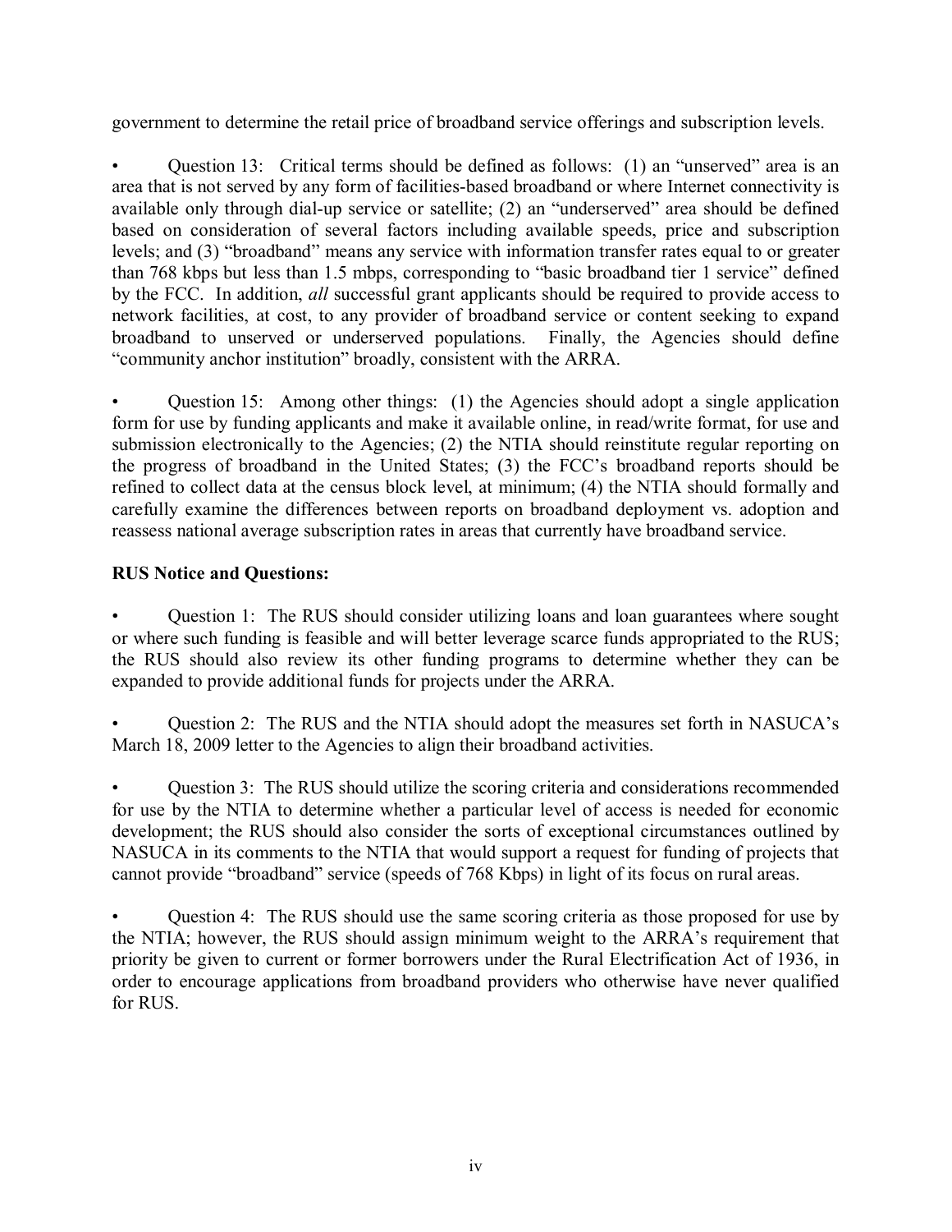government to determine the retail price of broadband service offerings and subscription levels.

- Question 13: Critical terms should be defined as follows: (1) an "unserved" area is an area that is not served by any form of facilities-based broadband or where Internet connectivity is available only through dial-up service or satellite; (2) an "underserved" area should be defined based on consideration of several factors including available speeds, price and subscription levels; and (3) "broadband" means any service with information transfer rates equal to or greater than 768 kbps but less than 1.5 mbps, corresponding to "basic broadband tier 1 service" defined by the FCC. In addition, *all* successful grant applicants should be required to provide access to network facilities, at cost, to any provider of broadband service or content seeking to expand broadband to unserved or underserved populations. Finally, the Agencies should define "community anchor institution" broadly, consistent with the ARRA.

- Question 15: Among other things: (1) the Agencies should adopt a single application form for use by funding applicants and make it available online, in read/write format, for use and submission electronically to the Agencies; (2) the NTIA should reinstitute regular reporting on the progress of broadband in the United States; (3) the FCC's broadband reports should be refined to collect data at the census block level, at minimum; (4) the NTIA should formally and carefully examine the differences between reports on broadband deployment vs. adoption and reassess national average subscription rates in areas that currently have broadband service.

**RUS Notice and Questions:**

- Question 1: The RUS should consider utilizing loans and loan guarantees where sought or where such funding is feasible and will better leverage scarce funds appropriated to the RUS; the RUS should also review its other funding programs to determine whether they can be expanded to provide additional funds for projects under the ARRA.

- Question 2: The RUS and the NTIA should adopt the measures set forth in NASUCA's March 18, 2009 letter to the Agencies to align their broadband activities.

- Question 3: The RUS should utilize the scoring criteria and considerations recommended for use by the NTIA to determine whether a particular level of access is needed for economic development; the RUS should also consider the sorts of exceptional circumstances outlined by NASUCA in its comments to the NTIA that would support a request for funding of projects that cannot provide "broadband" service (speeds of 768 Kbps) in light of its focus on rural areas.

- Question 4: The RUS should use the same scoring criteria as those proposed for use by the NTIA; however, the RUS should assign minimum weight to the ARRA's requirement that priority be given to current or former borrowers under the Rural Electrification Act of 1936, in order to encourage applications from broadband providers who otherwise have never qualified for RUS.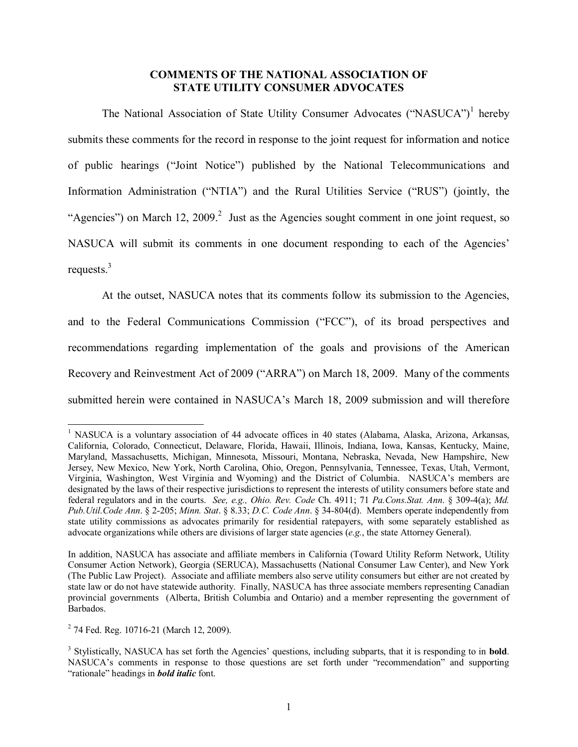## COMMENTS OF THE NATIONAL ASSOCIATION OF STATE UTILITY CONSUMER ADVOCATES

The National Association of State Utility Consumer Advocates ("NASUCA")[1] hereby submits these comments for the record in response to the joint request for information and notice of public hearings ("Joint Notice") published by the National Telecommunications and Information Administration ("NTIA") and the Rural Utilities Service ("RUS") (jointly, the "Agencies") on March 12, 2009.[2] Just as the Agencies sought comment in one joint request, so NASUCA will submit its comments in one document responding to each of the Agencies' requests.[3]

At the outset, NASUCA notes that its comments follow its submission to the Agencies, and to the Federal Communications Commission ("FCC"), of its broad perspectives and recommendations regarding implementation of the goals and provisions of the American Recovery and Reinvestment Act of 2009 ("ARRA") on March 18, 2009. Many of the comments submitted herein were contained in NASUCA's March 18, 2009 submission and will therefore

---

[1] NASUCA is a voluntary association of 44 advocate offices in 40 states (Alabama, Alaska, Arizona, Arkansas, California, Colorado, Connecticut, Delaware, Florida, Hawaii, Illinois, Indiana, Iowa, Kansas, Kentucky, Maine, Maryland, Massachusetts, Michigan, Minnesota, Missouri, Montana, Nebraska, Nevada, New Hampshire, New Jersey, New Mexico, New York, North Carolina, Ohio, Oregon, Pennsylvania, Tennessee, Texas, Utah, Vermont, Virginia, Washington, West Virginia and Wyoming) and the District of Columbia. NASUCA's members are designated by the laws of their respective jurisdictions to represent the interests of utility consumers before state and federal regulators and in the courts. *See, e.g., Ohio. Rev. Code* Ch. 4911; 71 *Pa.Cons.Stat. Ann*. § 309-4(a); *Md. Pub.Util.Code Ann*. § 2-205; *Minn. Stat*. § 8.33; *D.C. Code Ann*. § 34-804(d). Members operate independently from state utility commissions as advocates primarily for residential ratepayers, with some separately established as advocate organizations while others are divisions of larger state agencies (*e.g.*, the state Attorney General).

In addition, NASUCA has associate and affiliate members in California (Toward Utility Reform Network, Utility Consumer Action Network), Georgia (SERUCA), Massachusetts (National Consumer Law Center), and New York (The Public Law Project). Associate and affiliate members also serve utility consumers but either are not created by state law or do not have statewide authority. Finally, NASUCA has three associate members representing Canadian provincial governments (Alberta, British Columbia and Ontario) and a member representing the government of Barbados.

[2] 74 Fed. Reg. 10716-21 (March 12, 2009).

[3] Stylistically, NASUCA has set forth the Agencies' questions, including subparts, that it is responding to in **bold**. NASUCA's comments in response to those questions are set forth under "recommendation" and supporting "rationale" headings in ***bold italic*** font.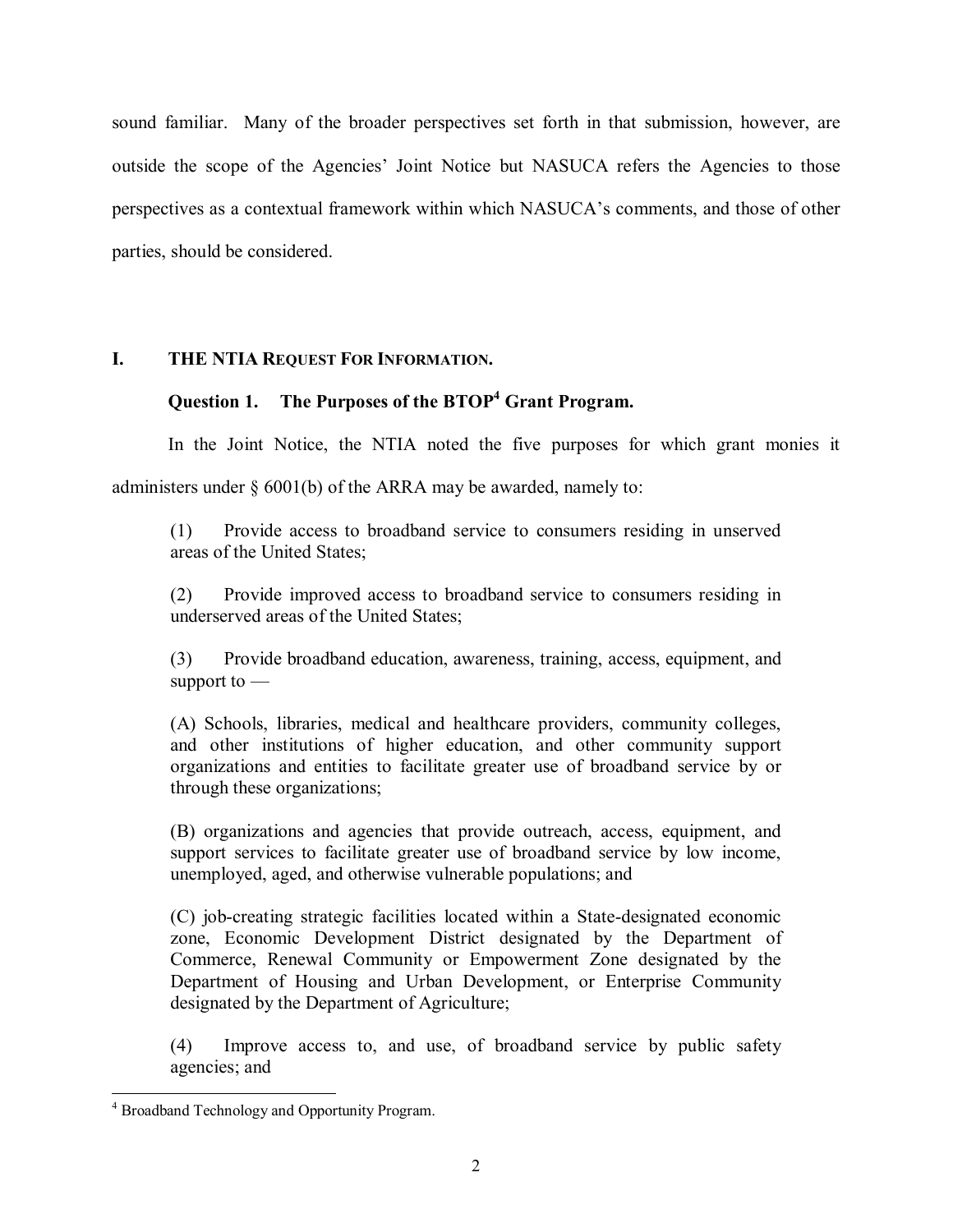sound familiar. Many of the broader perspectives set forth in that submission, however, are outside the scope of the Agencies' Joint Notice but NASUCA refers the Agencies to those perspectives as a contextual framework within which NASUCA's comments, and those of other parties, should be considered.

## I. THE NTIA REQUEST FOR INFORMATION.

### Question 1. The Purposes of the BTOP[4] Grant Program.

In the Joint Notice, the NTIA noted the five purposes for which grant monies it administers under § 6001(b) of the ARRA may be awarded, namely to:

> (1) Provide access to broadband service to consumers residing in unserved areas of the United States;
>
> (2) Provide improved access to broadband service to consumers residing in underserved areas of the United States;
>
> (3) Provide broadband education, awareness, training, access, equipment, and support to —
>
> (A) Schools, libraries, medical and healthcare providers, community colleges, and other institutions of higher education, and other community support organizations and entities to facilitate greater use of broadband service by or through these organizations;
>
> (B) organizations and agencies that provide outreach, access, equipment, and support services to facilitate greater use of broadband service by low income, unemployed, aged, and otherwise vulnerable populations; and
>
> (C) job-creating strategic facilities located within a State-designated economic zone, Economic Development District designated by the Department of Commerce, Renewal Community or Empowerment Zone designated by the Department of Housing and Urban Development, or Enterprise Community designated by the Department of Agriculture;
>
> (4) Improve access to, and use, of broadband service by public safety agencies; and

[4] Broadband Technology and Opportunity Program.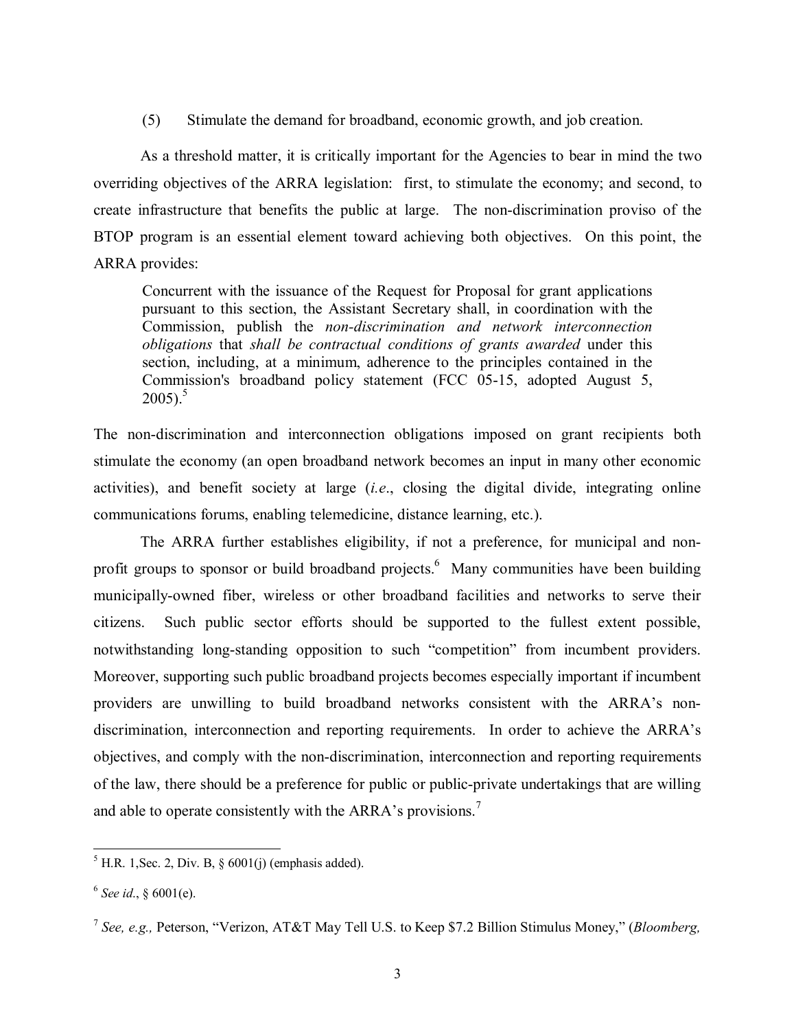(5) Stimulate the demand for broadband, economic growth, and job creation.

As a threshold matter, it is critically important for the Agencies to bear in mind the two overriding objectives of the ARRA legislation: first, to stimulate the economy; and second, to create infrastructure that benefits the public at large. The non-discrimination proviso of the BTOP program is an essential element toward achieving both objectives. On this point, the ARRA provides:

> Concurrent with the issuance of the Request for Proposal for grant applications pursuant to this section, the Assistant Secretary shall, in coordination with the Commission, publish the *non-discrimination and network interconnection obligations* that *shall be contractual conditions of grants awarded* under this section, including, at a minimum, adherence to the principles contained in the Commission's broadband policy statement (FCC 05-15, adopted August 5, 2005).[5]

The non-discrimination and interconnection obligations imposed on grant recipients both stimulate the economy (an open broadband network becomes an input in many other economic activities), and benefit society at large (*i.e*., closing the digital divide, integrating online communications forums, enabling telemedicine, distance learning, etc.).

The ARRA further establishes eligibility, if not a preference, for municipal and non-profit groups to sponsor or build broadband projects.[6] Many communities have been building municipally-owned fiber, wireless or other broadband facilities and networks to serve their citizens. Such public sector efforts should be supported to the fullest extent possible, notwithstanding long-standing opposition to such "competition" from incumbent providers. Moreover, supporting such public broadband projects becomes especially important if incumbent providers are unwilling to build broadband networks consistent with the ARRA's non-discrimination, interconnection and reporting requirements. In order to achieve the ARRA's objectives, and comply with the non-discrimination, interconnection and reporting requirements of the law, there should be a preference for public or public-private undertakings that are willing and able to operate consistently with the ARRA's provisions.[7]

---

[5] H.R. 1,Sec. 2, Div. B, § 6001(j) (emphasis added).

[6] *See id*., § 6001(e).

[7] *See, e.g.,* Peterson, "Verizon, AT&T May Tell U.S. to Keep $7.2 Billion Stimulus Money," (*Bloomberg,*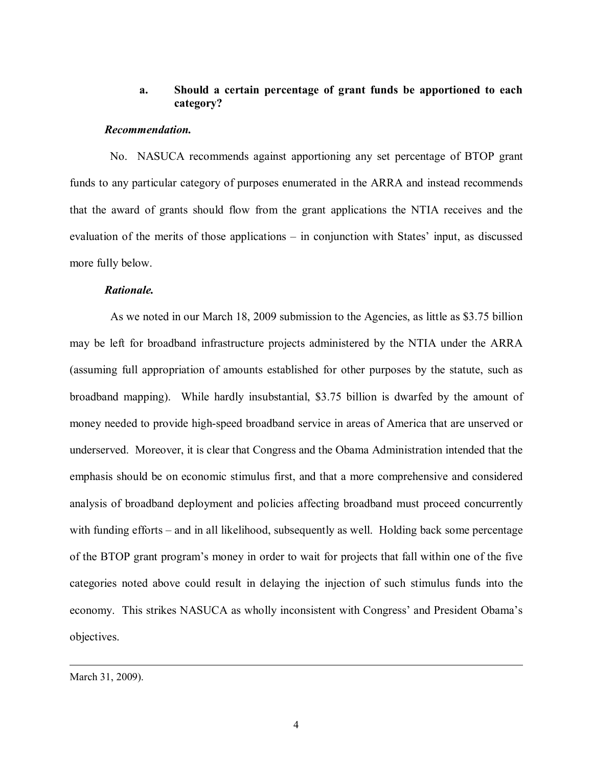### a. Should a certain percentage of grant funds be apportioned to each category?

***Recommendation.***

No. NASUCA recommends against apportioning any set percentage of BTOP grant funds to any particular category of purposes enumerated in the ARRA and instead recommends that the award of grants should flow from the grant applications the NTIA receives and the evaluation of the merits of those applications – in conjunction with States' input, as discussed more fully below.

***Rationale.***

As we noted in our March 18, 2009 submission to the Agencies, as little as $3.75 billion may be left for broadband infrastructure projects administered by the NTIA under the ARRA (assuming full appropriation of amounts established for other purposes by the statute, such as broadband mapping). While hardly insubstantial, $3.75 billion is dwarfed by the amount of money needed to provide high-speed broadband service in areas of America that are unserved or underserved. Moreover, it is clear that Congress and the Obama Administration intended that the emphasis should be on economic stimulus first, and that a more comprehensive and considered analysis of broadband deployment and policies affecting broadband must proceed concurrently with funding efforts – and in all likelihood, subsequently as well. Holding back some percentage of the BTOP grant program's money in order to wait for projects that fall within one of the five categories noted above could result in delaying the injection of such stimulus funds into the economy. This strikes NASUCA as wholly inconsistent with Congress' and President Obama's objectives.

---

March 31, 2009).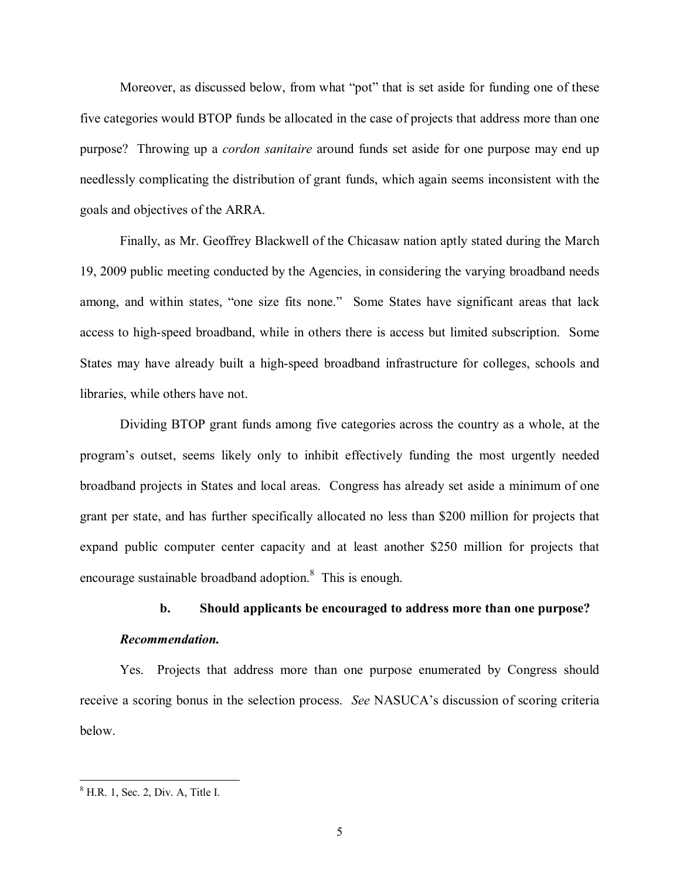Moreover, as discussed below, from what "pot" that is set aside for funding one of these five categories would BTOP funds be allocated in the case of projects that address more than one purpose? Throwing up a *cordon sanitaire* around funds set aside for one purpose may end up needlessly complicating the distribution of grant funds, which again seems inconsistent with the goals and objectives of the ARRA.

Finally, as Mr. Geoffrey Blackwell of the Chicasaw nation aptly stated during the March 19, 2009 public meeting conducted by the Agencies, in considering the varying broadband needs among, and within states, "one size fits none." Some States have significant areas that lack access to high-speed broadband, while in others there is access but limited subscription. Some States may have already built a high-speed broadband infrastructure for colleges, schools and libraries, while others have not.

Dividing BTOP grant funds among five categories across the country as a whole, at the program's outset, seems likely only to inhibit effectively funding the most urgently needed broadband projects in States and local areas. Congress has already set aside a minimum of one grant per state, and has further specifically allocated no less than $200 million for projects that expand public computer center capacity and at least another $250 million for projects that encourage sustainable broadband adoption.[8] This is enough.

**b. Should applicants be encouraged to address more than one purpose?**

***Recommendation.***

Yes. Projects that address more than one purpose enumerated by Congress should receive a scoring bonus in the selection process. *See* NASUCA's discussion of scoring criteria below.

---

[8] H.R. 1, Sec. 2, Div. A, Title I.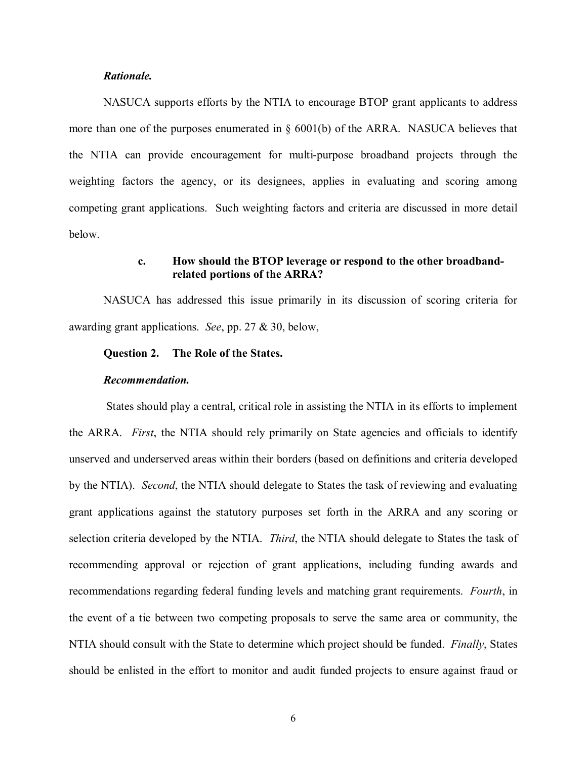***Rationale.***

NASUCA supports efforts by the NTIA to encourage BTOP grant applicants to address more than one of the purposes enumerated in § 6001(b) of the ARRA. NASUCA believes that the NTIA can provide encouragement for multi-purpose broadband projects through the weighting factors the agency, or its designees, applies in evaluating and scoring among competing grant applications. Such weighting factors and criteria are discussed in more detail below.

**c. How should the BTOP leverage or respond to the other broadband-related portions of the ARRA?**

NASUCA has addressed this issue primarily in its discussion of scoring criteria for awarding grant applications. *See*, pp. 27 & 30, below,

**Question 2. The Role of the States.**

***Recommendation.***

States should play a central, critical role in assisting the NTIA in its efforts to implement the ARRA. *First*, the NTIA should rely primarily on State agencies and officials to identify unserved and underserved areas within their borders (based on definitions and criteria developed by the NTIA). *Second*, the NTIA should delegate to States the task of reviewing and evaluating grant applications against the statutory purposes set forth in the ARRA and any scoring or selection criteria developed by the NTIA. *Third*, the NTIA should delegate to States the task of recommending approval or rejection of grant applications, including funding awards and recommendations regarding federal funding levels and matching grant requirements. *Fourth*, in the event of a tie between two competing proposals to serve the same area or community, the NTIA should consult with the State to determine which project should be funded. *Finally*, States should be enlisted in the effort to monitor and audit funded projects to ensure against fraud or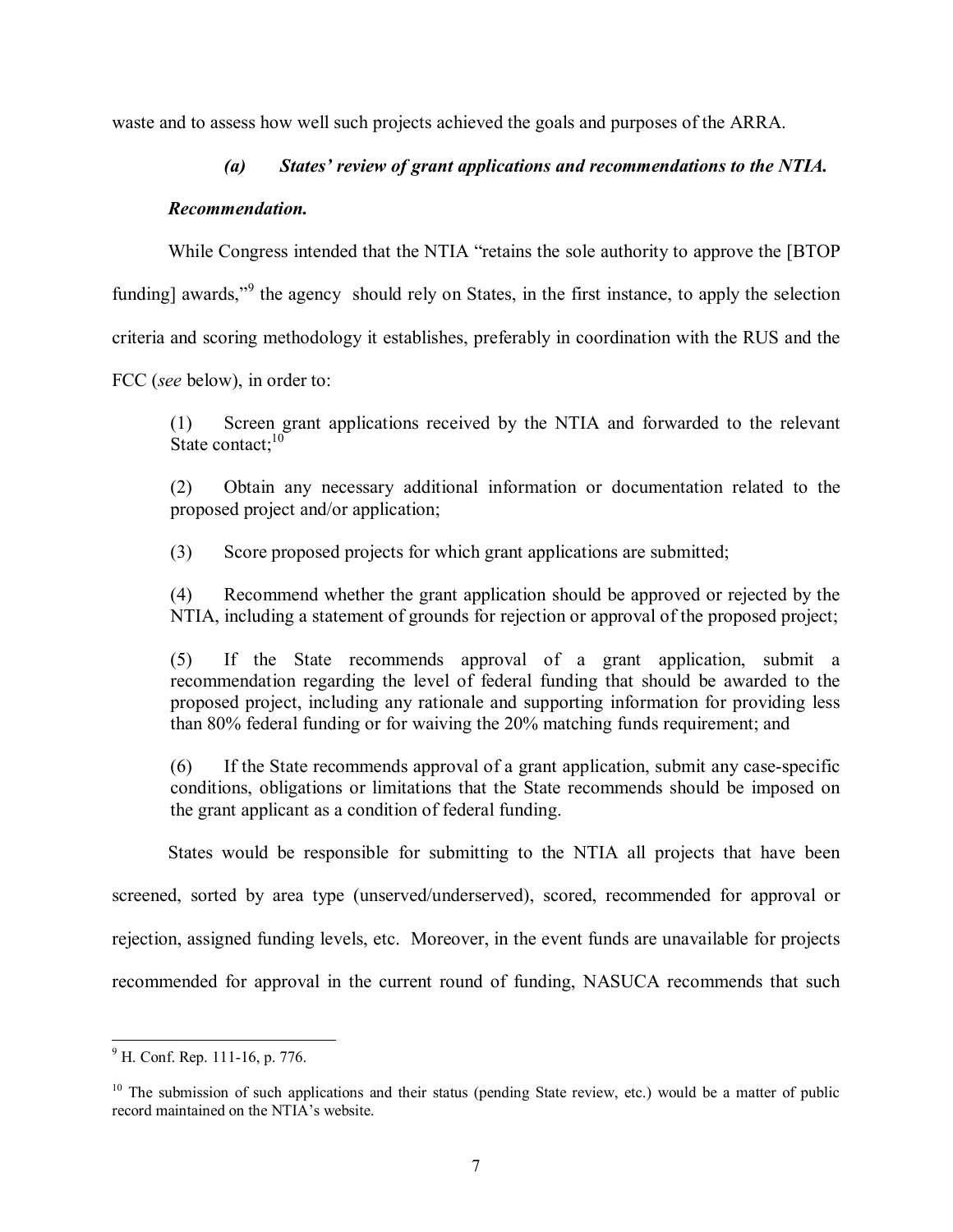waste and to assess how well such projects achieved the goals and purposes of the ARRA.

### *(a) States' review of grant applications and recommendations to the NTIA.*

***Recommendation.***

While Congress intended that the NTIA "retains the sole authority to approve the [BTOP funding] awards,"[9] the agency should rely on States, in the first instance, to apply the selection criteria and scoring methodology it establishes, preferably in coordination with the RUS and the FCC (*see* below), in order to:

> (1) Screen grant applications received by the NTIA and forwarded to the relevant State contact;[10]
>
> (2) Obtain any necessary additional information or documentation related to the proposed project and/or application;
>
> (3) Score proposed projects for which grant applications are submitted;
>
> (4) Recommend whether the grant application should be approved or rejected by the NTIA, including a statement of grounds for rejection or approval of the proposed project;
>
> (5) If the State recommends approval of a grant application, submit a recommendation regarding the level of federal funding that should be awarded to the proposed project, including any rationale and supporting information for providing less than 80% federal funding or for waiving the 20% matching funds requirement; and
>
> (6) If the State recommends approval of a grant application, submit any case-specific conditions, obligations or limitations that the State recommends should be imposed on the grant applicant as a condition of federal funding.

States would be responsible for submitting to the NTIA all projects that have been screened, sorted by area type (unserved/underserved), scored, recommended for approval or rejection, assigned funding levels, etc. Moreover, in the event funds are unavailable for projects recommended for approval in the current round of funding, NASUCA recommends that such

---

[9] H. Conf. Rep. 111-16, p. 776.

[10] The submission of such applications and their status (pending State review, etc.) would be a matter of public record maintained on the NTIA's website.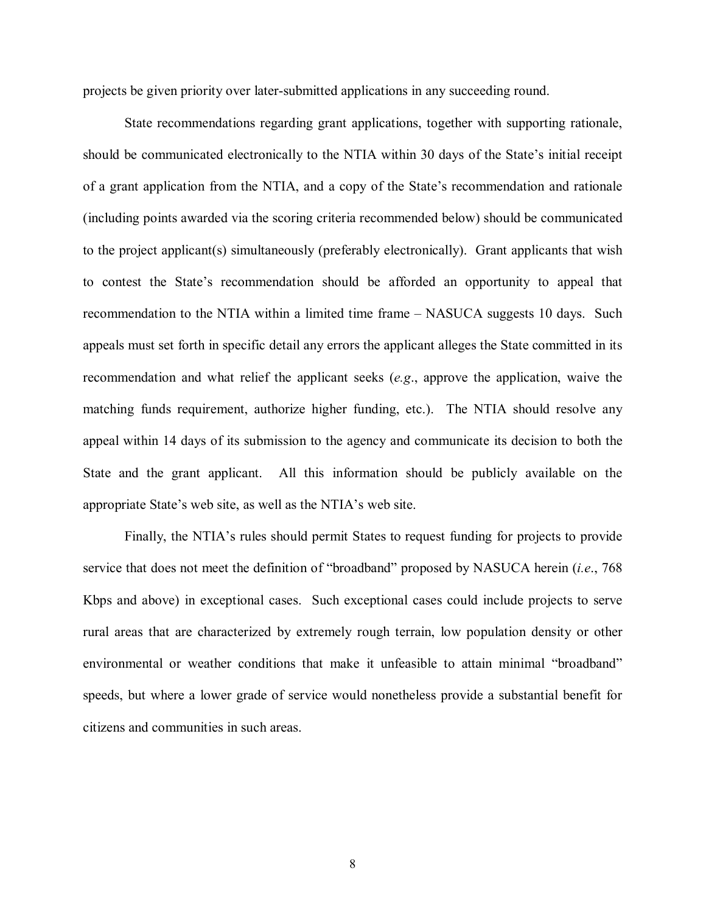projects be given priority over later-submitted applications in any succeeding round.

State recommendations regarding grant applications, together with supporting rationale, should be communicated electronically to the NTIA within 30 days of the State's initial receipt of a grant application from the NTIA, and a copy of the State's recommendation and rationale (including points awarded via the scoring criteria recommended below) should be communicated to the project applicant(s) simultaneously (preferably electronically). Grant applicants that wish to contest the State's recommendation should be afforded an opportunity to appeal that recommendation to the NTIA within a limited time frame – NASUCA suggests 10 days. Such appeals must set forth in specific detail any errors the applicant alleges the State committed in its recommendation and what relief the applicant seeks (*e.g*., approve the application, waive the matching funds requirement, authorize higher funding, etc.). The NTIA should resolve any appeal within 14 days of its submission to the agency and communicate its decision to both the State and the grant applicant. All this information should be publicly available on the appropriate State's web site, as well as the NTIA's web site.

Finally, the NTIA's rules should permit States to request funding for projects to provide service that does not meet the definition of "broadband" proposed by NASUCA herein (*i.e*., 768 Kbps and above) in exceptional cases. Such exceptional cases could include projects to serve rural areas that are characterized by extremely rough terrain, low population density or other environmental or weather conditions that make it unfeasible to attain minimal "broadband" speeds, but where a lower grade of service would nonetheless provide a substantial benefit for citizens and communities in such areas.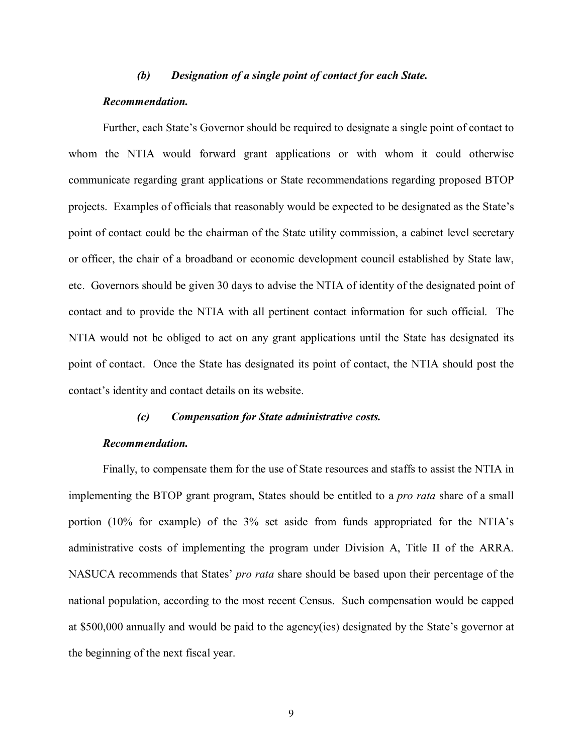### *(b) Designation of a single point of contact for each State.*

***Recommendation.***

Further, each State's Governor should be required to designate a single point of contact to whom the NTIA would forward grant applications or with whom it could otherwise communicate regarding grant applications or State recommendations regarding proposed BTOP projects. Examples of officials that reasonably would be expected to be designated as the State's point of contact could be the chairman of the State utility commission, a cabinet level secretary or officer, the chair of a broadband or economic development council established by State law, etc. Governors should be given 30 days to advise the NTIA of identity of the designated point of contact and to provide the NTIA with all pertinent contact information for such official. The NTIA would not be obliged to act on any grant applications until the State has designated its point of contact. Once the State has designated its point of contact, the NTIA should post the contact's identity and contact details on its website.

### *(c) Compensation for State administrative costs.*

***Recommendation.***

Finally, to compensate them for the use of State resources and staffs to assist the NTIA in implementing the BTOP grant program, States should be entitled to a *pro rata* share of a small portion (10% for example) of the 3% set aside from funds appropriated for the NTIA's administrative costs of implementing the program under Division A, Title II of the ARRA. NASUCA recommends that States' *pro rata* share should be based upon their percentage of the national population, according to the most recent Census. Such compensation would be capped at $500,000 annually and would be paid to the agency(ies) designated by the State's governor at the beginning of the next fiscal year.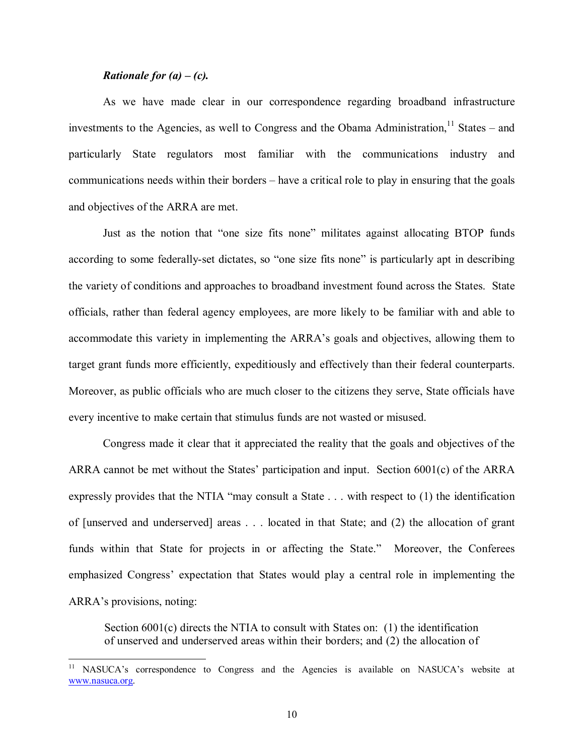***Rationale for (a) – (c).***

As we have made clear in our correspondence regarding broadband infrastructure investments to the Agencies, as well to Congress and the Obama Administration,[11] States – and particularly State regulators most familiar with the communications industry and communications needs within their borders – have a critical role to play in ensuring that the goals and objectives of the ARRA are met.

Just as the notion that "one size fits none" militates against allocating BTOP funds according to some federally-set dictates, so "one size fits none" is particularly apt in describing the variety of conditions and approaches to broadband investment found across the States. State officials, rather than federal agency employees, are more likely to be familiar with and able to accommodate this variety in implementing the ARRA's goals and objectives, allowing them to target grant funds more efficiently, expeditiously and effectively than their federal counterparts. Moreover, as public officials who are much closer to the citizens they serve, State officials have every incentive to make certain that stimulus funds are not wasted or misused.

Congress made it clear that it appreciated the reality that the goals and objectives of the ARRA cannot be met without the States' participation and input. Section 6001(c) of the ARRA expressly provides that the NTIA "may consult a State . . . with respect to (1) the identification of [unserved and underserved] areas . . . located in that State; and (2) the allocation of grant funds within that State for projects in or affecting the State." Moreover, the Conferees emphasized Congress' expectation that States would play a central role in implementing the ARRA's provisions, noting:

> Section 6001(c) directs the NTIA to consult with States on: (1) the identification of unserved and underserved areas within their borders; and (2) the allocation of

[11] NASUCA's correspondence to Congress and the Agencies is available on NASUCA's website at www.nasuca.org.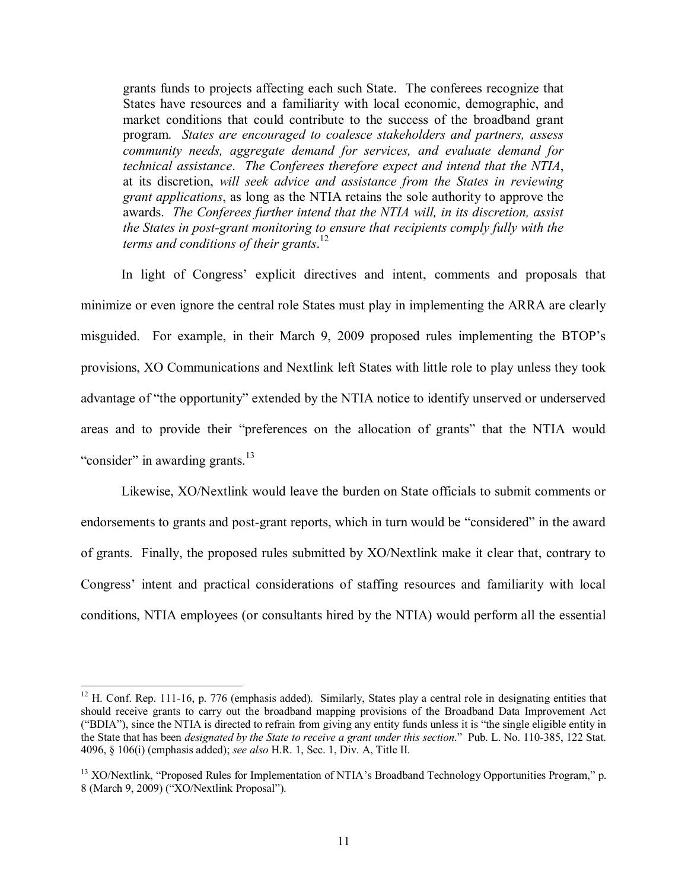> grants funds to projects affecting each such State. The conferees recognize that States have resources and a familiarity with local economic, demographic, and market conditions that could contribute to the success of the broadband grant program. *States are encouraged to coalesce stakeholders and partners, assess community needs, aggregate demand for services, and evaluate demand for technical assistance*. *The Conferees therefore expect and intend that the NTIA*, at its discretion, *will seek advice and assistance from the States in reviewing grant applications*, as long as the NTIA retains the sole authority to approve the awards. *The Conferees further intend that the NTIA will, in its discretion, assist the States in post-grant monitoring to ensure that recipients comply fully with the terms and conditions of their grants*.[12]

In light of Congress' explicit directives and intent, comments and proposals that minimize or even ignore the central role States must play in implementing the ARRA are clearly misguided. For example, in their March 9, 2009 proposed rules implementing the BTOP's provisions, XO Communications and Nextlink left States with little role to play unless they took advantage of "the opportunity" extended by the NTIA notice to identify unserved or underserved areas and to provide their "preferences on the allocation of grants" that the NTIA would "consider" in awarding grants.[13]

Likewise, XO/Nextlink would leave the burden on State officials to submit comments or endorsements to grants and post-grant reports, which in turn would be "considered" in the award of grants. Finally, the proposed rules submitted by XO/Nextlink make it clear that, contrary to Congress' intent and practical considerations of staffing resources and familiarity with local conditions, NTIA employees (or consultants hired by the NTIA) would perform all the essential

---

[12] H. Conf. Rep. 111-16, p. 776 (emphasis added). Similarly, States play a central role in designating entities that should receive grants to carry out the broadband mapping provisions of the Broadband Data Improvement Act ("BDIA"), since the NTIA is directed to refrain from giving any entity funds unless it is "the single eligible entity in the State that has been *designated by the State to receive a grant under this section*." Pub. L. No. 110-385, 122 Stat. 4096, § 106(i) (emphasis added); *see also* H.R. 1, Sec. 1, Div. A, Title II.

[13] XO/Nextlink, "Proposed Rules for Implementation of NTIA's Broadband Technology Opportunities Program," p. 8 (March 9, 2009) ("XO/Nextlink Proposal").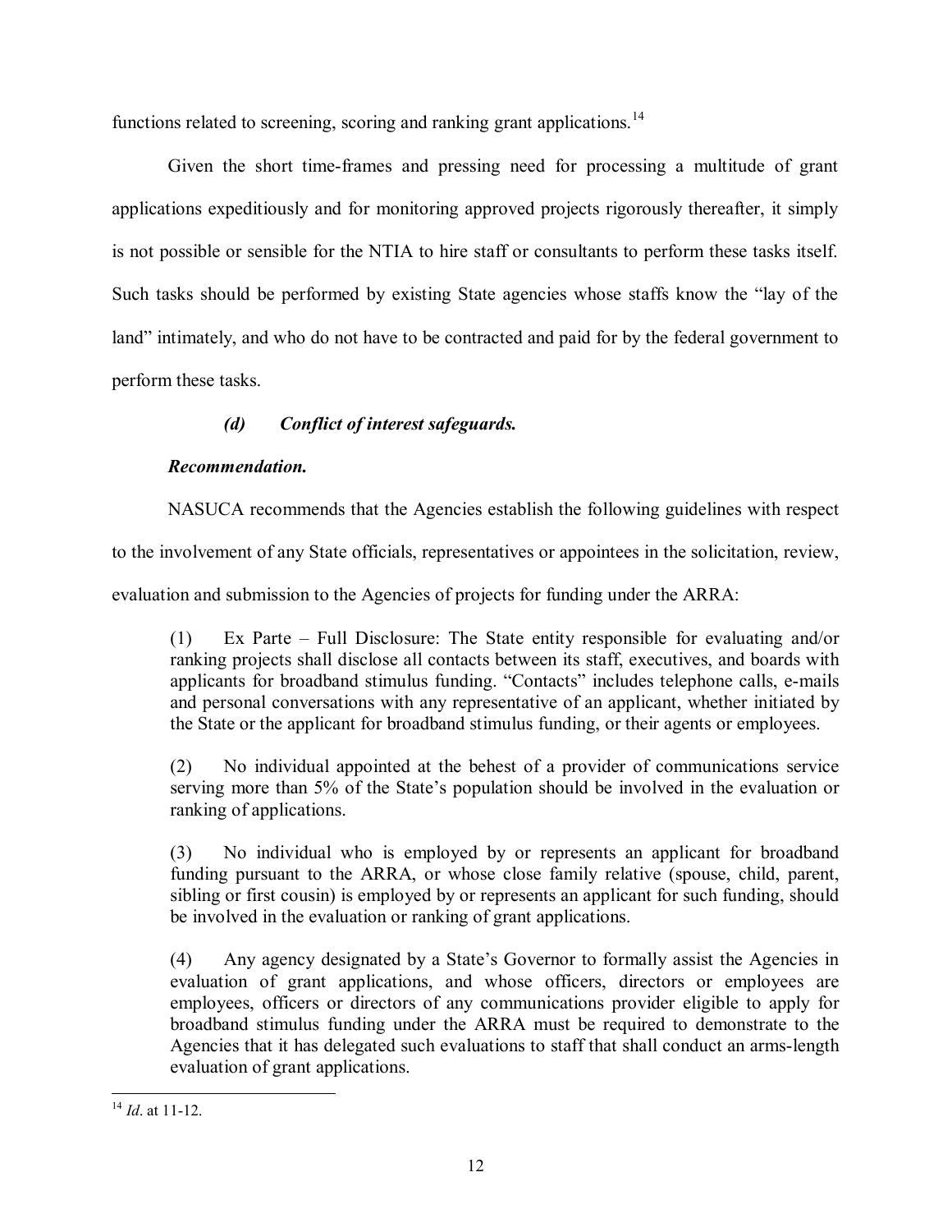functions related to screening, scoring and ranking grant applications.[14]

Given the short time-frames and pressing need for processing a multitude of grant applications expeditiously and for monitoring approved projects rigorously thereafter, it simply is not possible or sensible for the NTIA to hire staff or consultants to perform these tasks itself. Such tasks should be performed by existing State agencies whose staffs know the "lay of the land" intimately, and who do not have to be contracted and paid for by the federal government to perform these tasks.

### *(d) Conflict of interest safeguards.*

***Recommendation.***

NASUCA recommends that the Agencies establish the following guidelines with respect to the involvement of any State officials, representatives or appointees in the solicitation, review, evaluation and submission to the Agencies of projects for funding under the ARRA:

> (1) Ex Parte – Full Disclosure: The State entity responsible for evaluating and/or ranking projects shall disclose all contacts between its staff, executives, and boards with applicants for broadband stimulus funding. "Contacts" includes telephone calls, e-mails and personal conversations with any representative of an applicant, whether initiated by the State or the applicant for broadband stimulus funding, or their agents or employees.
>
> (2) No individual appointed at the behest of a provider of communications service serving more than 5% of the State's population should be involved in the evaluation or ranking of applications.
>
> (3) No individual who is employed by or represents an applicant for broadband funding pursuant to the ARRA, or whose close family relative (spouse, child, parent, sibling or first cousin) is employed by or represents an applicant for such funding, should be involved in the evaluation or ranking of grant applications.
>
> (4) Any agency designated by a State's Governor to formally assist the Agencies in evaluation of grant applications, and whose officers, directors or employees are employees, officers or directors of any communications provider eligible to apply for broadband stimulus funding under the ARRA must be required to demonstrate to the Agencies that it has delegated such evaluations to staff that shall conduct an arms-length evaluation of grant applications.

[14] *Id*. at 11-12.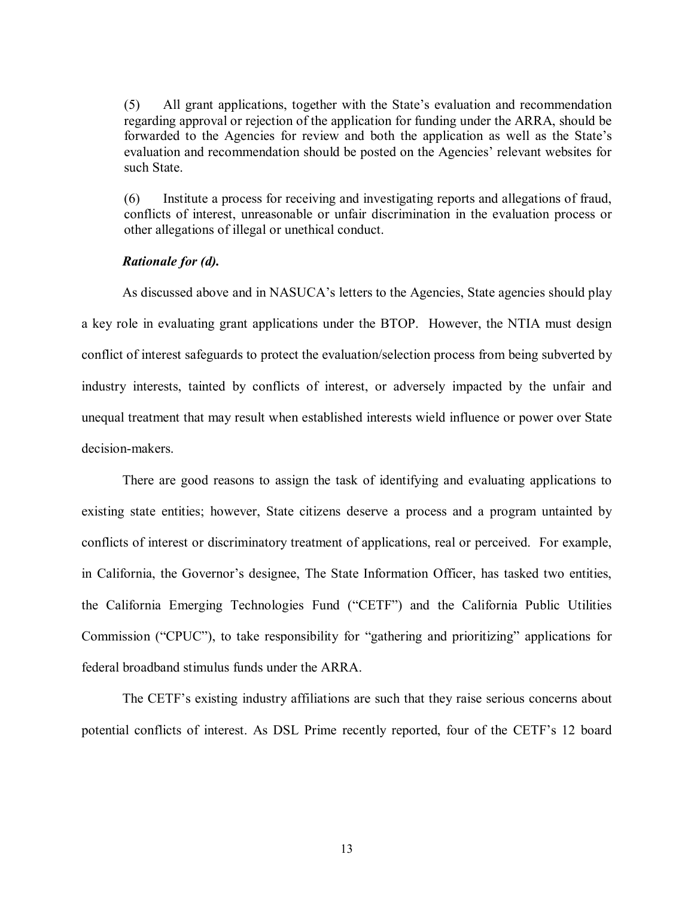(5) All grant applications, together with the State's evaluation and recommendation regarding approval or rejection of the application for funding under the ARRA, should be forwarded to the Agencies for review and both the application as well as the State's evaluation and recommendation should be posted on the Agencies' relevant websites for such State.

(6) Institute a process for receiving and investigating reports and allegations of fraud, conflicts of interest, unreasonable or unfair discrimination in the evaluation process or other allegations of illegal or unethical conduct.

***Rationale for (d).***

As discussed above and in NASUCA's letters to the Agencies, State agencies should play a key role in evaluating grant applications under the BTOP. However, the NTIA must design conflict of interest safeguards to protect the evaluation/selection process from being subverted by industry interests, tainted by conflicts of interest, or adversely impacted by the unfair and unequal treatment that may result when established interests wield influence or power over State decision-makers.

There are good reasons to assign the task of identifying and evaluating applications to existing state entities; however, State citizens deserve a process and a program untainted by conflicts of interest or discriminatory treatment of applications, real or perceived. For example, in California, the Governor's designee, The State Information Officer, has tasked two entities, the California Emerging Technologies Fund ("CETF") and the California Public Utilities Commission ("CPUC"), to take responsibility for "gathering and prioritizing" applications for federal broadband stimulus funds under the ARRA.

The CETF's existing industry affiliations are such that they raise serious concerns about potential conflicts of interest. As DSL Prime recently reported, four of the CETF's 12 board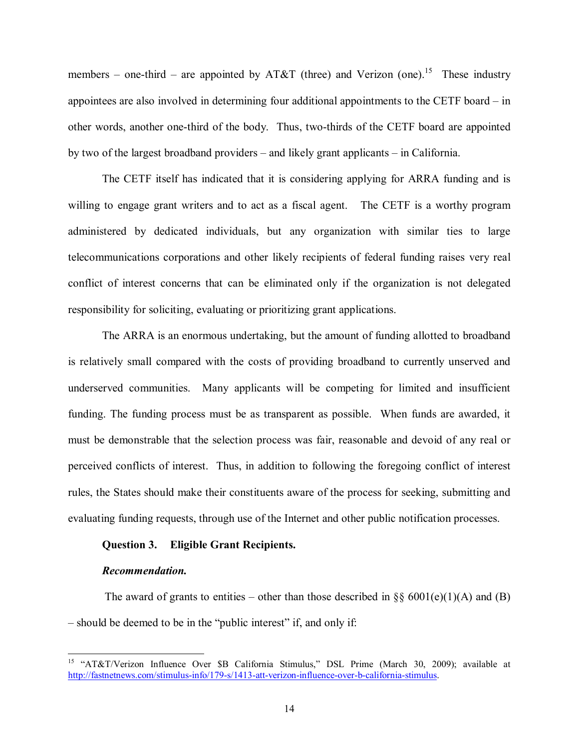members – one-third – are appointed by AT&T (three) and Verizon (one).[15] These industry appointees are also involved in determining four additional appointments to the CETF board – in other words, another one-third of the body. Thus, two-thirds of the CETF board are appointed by two of the largest broadband providers – and likely grant applicants – in California.

The CETF itself has indicated that it is considering applying for ARRA funding and is willing to engage grant writers and to act as a fiscal agent. The CETF is a worthy program administered by dedicated individuals, but any organization with similar ties to large telecommunications corporations and other likely recipients of federal funding raises very real conflict of interest concerns that can be eliminated only if the organization is not delegated responsibility for soliciting, evaluating or prioritizing grant applications.

The ARRA is an enormous undertaking, but the amount of funding allotted to broadband is relatively small compared with the costs of providing broadband to currently unserved and underserved communities. Many applicants will be competing for limited and insufficient funding. The funding process must be as transparent as possible. When funds are awarded, it must be demonstrable that the selection process was fair, reasonable and devoid of any real or perceived conflicts of interest. Thus, in addition to following the foregoing conflict of interest rules, the States should make their constituents aware of the process for seeking, submitting and evaluating funding requests, through use of the Internet and other public notification processes.

**Question 3. Eligible Grant Recipients.**

***Recommendation.***

The award of grants to entities – other than those described in §§ 6001(e)(1)(A) and (B) – should be deemed to be in the "public interest" if, and only if:

---

[15] "AT&T/Verizon Influence Over $B California Stimulus," DSL Prime (March 30, 2009); available at http://fastnetnews.com/stimulus-info/179-s/1413-att-verizon-influence-over-b-california-stimulus.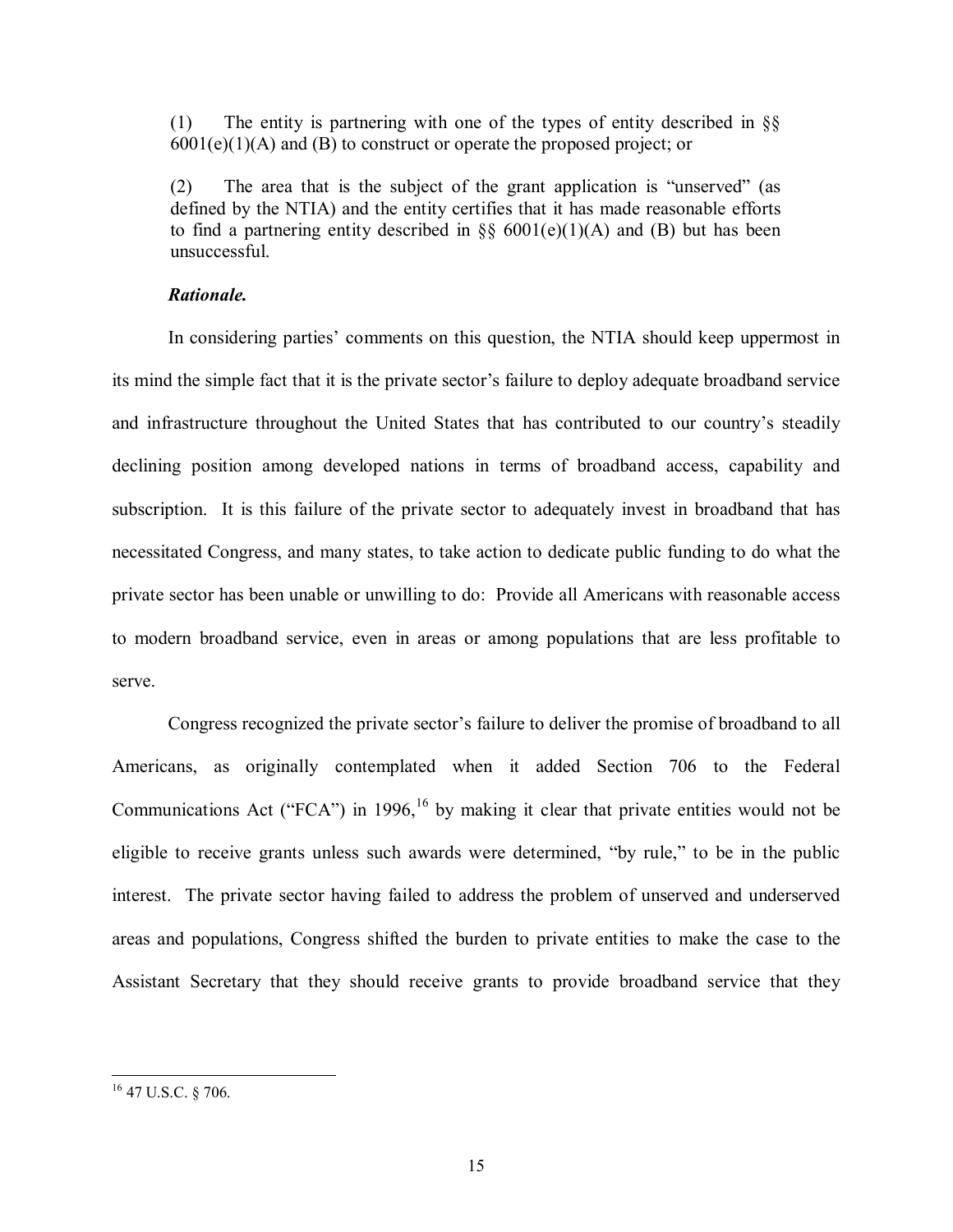(1) The entity is partnering with one of the types of entity described in §§ 6001(e)(1)(A) and (B) to construct or operate the proposed project; or

(2) The area that is the subject of the grant application is "unserved" (as defined by the NTIA) and the entity certifies that it has made reasonable efforts to find a partnering entity described in §§ 6001(e)(1)(A) and (B) but has been unsuccessful.

***Rationale.***

In considering parties' comments on this question, the NTIA should keep uppermost in its mind the simple fact that it is the private sector's failure to deploy adequate broadband service and infrastructure throughout the United States that has contributed to our country's steadily declining position among developed nations in terms of broadband access, capability and subscription. It is this failure of the private sector to adequately invest in broadband that has necessitated Congress, and many states, to take action to dedicate public funding to do what the private sector has been unable or unwilling to do: Provide all Americans with reasonable access to modern broadband service, even in areas or among populations that are less profitable to serve.

Congress recognized the private sector's failure to deliver the promise of broadband to all Americans, as originally contemplated when it added Section 706 to the Federal Communications Act ("FCA") in 1996,[16] by making it clear that private entities would not be eligible to receive grants unless such awards were determined, "by rule," to be in the public interest. The private sector having failed to address the problem of unserved and underserved areas and populations, Congress shifted the burden to private entities to make the case to the Assistant Secretary that they should receive grants to provide broadband service that they

---

[16] 47 U.S.C. § 706.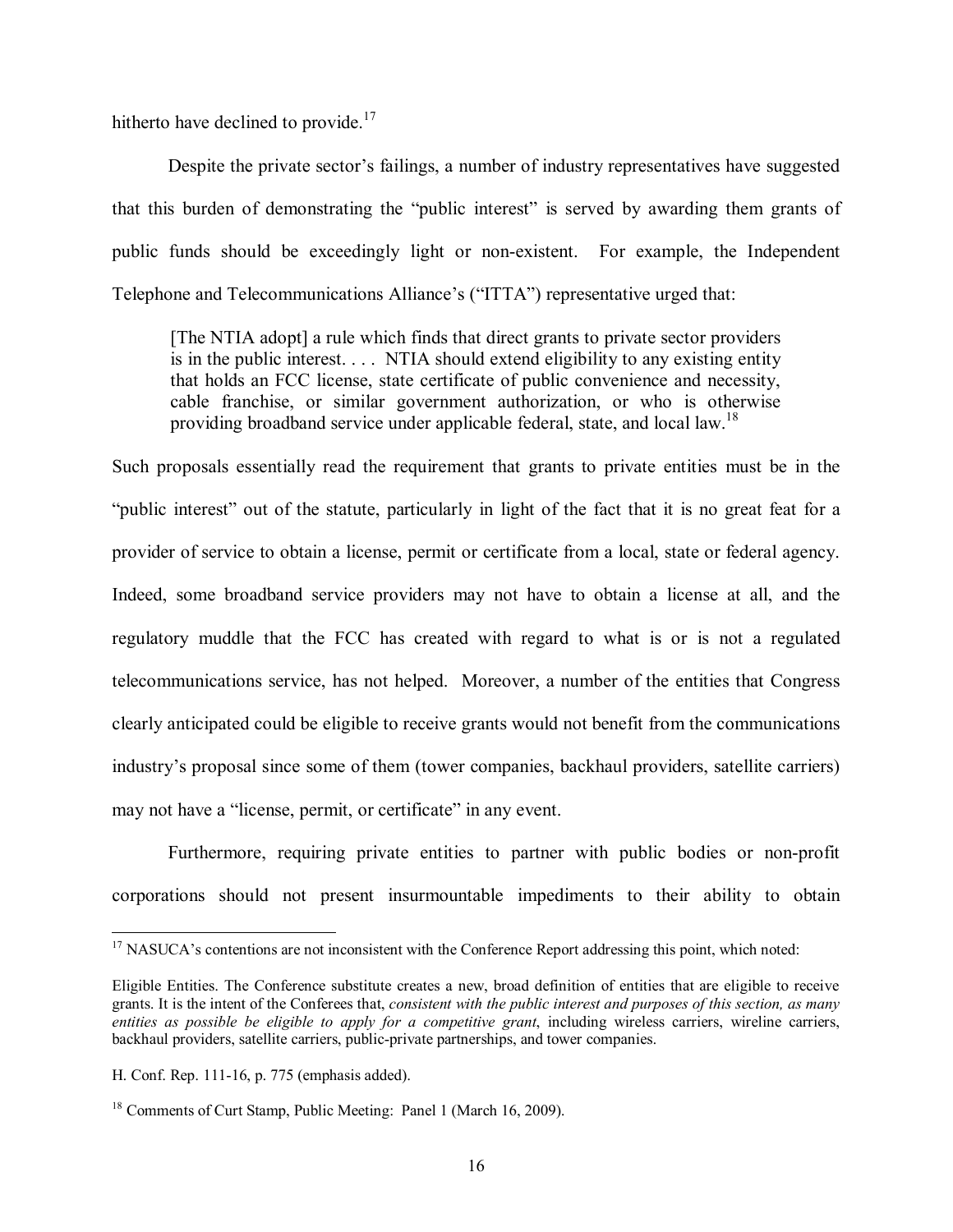hitherto have declined to provide.[17]

Despite the private sector's failings, a number of industry representatives have suggested that this burden of demonstrating the "public interest" is served by awarding them grants of public funds should be exceedingly light or non-existent. For example, the Independent Telephone and Telecommunications Alliance's ("ITTA") representative urged that:

> [The NTIA adopt] a rule which finds that direct grants to private sector providers is in the public interest. . . . NTIA should extend eligibility to any existing entity that holds an FCC license, state certificate of public convenience and necessity, cable franchise, or similar government authorization, or who is otherwise providing broadband service under applicable federal, state, and local law.[18]

Such proposals essentially read the requirement that grants to private entities must be in the "public interest" out of the statute, particularly in light of the fact that it is no great feat for a provider of service to obtain a license, permit or certificate from a local, state or federal agency. Indeed, some broadband service providers may not have to obtain a license at all, and the regulatory muddle that the FCC has created with regard to what is or is not a regulated telecommunications service, has not helped. Moreover, a number of the entities that Congress clearly anticipated could be eligible to receive grants would not benefit from the communications industry's proposal since some of them (tower companies, backhaul providers, satellite carriers) may not have a "license, permit, or certificate" in any event.

Furthermore, requiring private entities to partner with public bodies or non-profit corporations should not present insurmountable impediments to their ability to obtain

---

[17] NASUCA's contentions are not inconsistent with the Conference Report addressing this point, which noted:

Eligible Entities. The Conference substitute creates a new, broad definition of entities that are eligible to receive grants. It is the intent of the Conferees that, *consistent with the public interest and purposes of this section, as many entities as possible be eligible to apply for a competitive grant*, including wireless carriers, wireline carriers, backhaul providers, satellite carriers, public-private partnerships, and tower companies.

H. Conf. Rep. 111-16, p. 775 (emphasis added).

[18] Comments of Curt Stamp, Public Meeting: Panel 1 (March 16, 2009).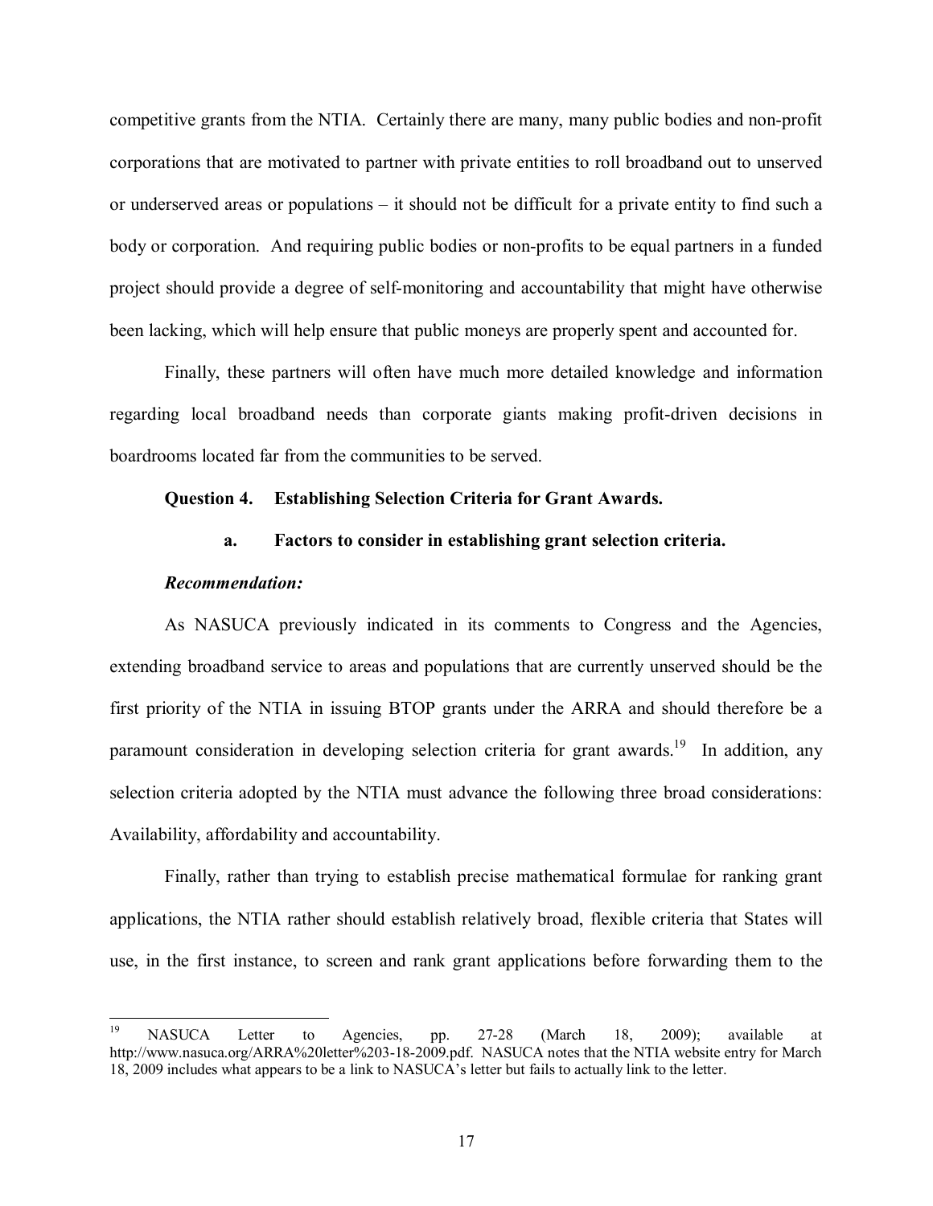competitive grants from the NTIA. Certainly there are many, many public bodies and non-profit corporations that are motivated to partner with private entities to roll broadband out to unserved or underserved areas or populations – it should not be difficult for a private entity to find such a body or corporation. And requiring public bodies or non-profits to be equal partners in a funded project should provide a degree of self-monitoring and accountability that might have otherwise been lacking, which will help ensure that public moneys are properly spent and accounted for.

Finally, these partners will often have much more detailed knowledge and information regarding local broadband needs than corporate giants making profit-driven decisions in boardrooms located far from the communities to be served.

**Question 4. Establishing Selection Criteria for Grant Awards.**

**a. Factors to consider in establishing grant selection criteria.**

***Recommendation:***

As NASUCA previously indicated in its comments to Congress and the Agencies, extending broadband service to areas and populations that are currently unserved should be the first priority of the NTIA in issuing BTOP grants under the ARRA and should therefore be a paramount consideration in developing selection criteria for grant awards.[19] In addition, any selection criteria adopted by the NTIA must advance the following three broad considerations: Availability, affordability and accountability.

Finally, rather than trying to establish precise mathematical formulae for ranking grant applications, the NTIA rather should establish relatively broad, flexible criteria that States will use, in the first instance, to screen and rank grant applications before forwarding them to the

---

[19] NASUCA Letter to Agencies, pp. 27-28 (March 18, 2009); available at http://www.nasuca.org/ARRA%20letter%203-18-2009.pdf. NASUCA notes that the NTIA website entry for March 18, 2009 includes what appears to be a link to NASUCA's letter but fails to actually link to the letter.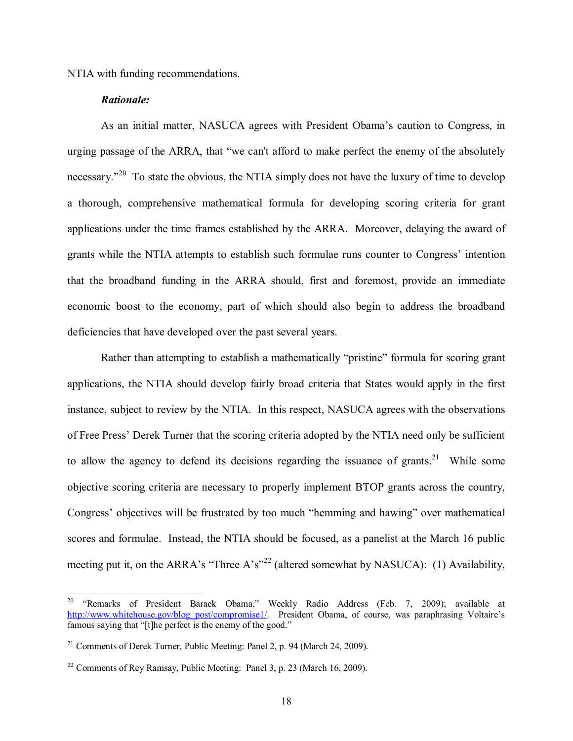NTIA with funding recommendations.

***Rationale:***

As an initial matter, NASUCA agrees with President Obama's caution to Congress, in urging passage of the ARRA, that "we can't afford to make perfect the enemy of the absolutely necessary."[20] To state the obvious, the NTIA simply does not have the luxury of time to develop a thorough, comprehensive mathematical formula for developing scoring criteria for grant applications under the time frames established by the ARRA. Moreover, delaying the award of grants while the NTIA attempts to establish such formulae runs counter to Congress' intention that the broadband funding in the ARRA should, first and foremost, provide an immediate economic boost to the economy, part of which should also begin to address the broadband deficiencies that have developed over the past several years.

Rather than attempting to establish a mathematically "pristine" formula for scoring grant applications, the NTIA should develop fairly broad criteria that States would apply in the first instance, subject to review by the NTIA. In this respect, NASUCA agrees with the observations of Free Press' Derek Turner that the scoring criteria adopted by the NTIA need only be sufficient to allow the agency to defend its decisions regarding the issuance of grants.[21] While some objective scoring criteria are necessary to properly implement BTOP grants across the country, Congress' objectives will be frustrated by too much "hemming and hawing" over mathematical scores and formulae. Instead, the NTIA should be focused, as a panelist at the March 16 public meeting put it, on the ARRA's "Three A's"[22] (altered somewhat by NASUCA): (1) Availability,

---

[20] "Remarks of President Barack Obama," Weekly Radio Address (Feb. 7, 2009); available at http://www.whitehouse.gov/blog_post/compromise1/. President Obama, of course, was paraphrasing Voltaire's famous saying that "[t]he perfect is the enemy of the good."

[21] Comments of Derek Turner, Public Meeting: Panel 2, p. 94 (March 24, 2009).

[22] Comments of Rey Ramsay, Public Meeting: Panel 3, p. 23 (March 16, 2009).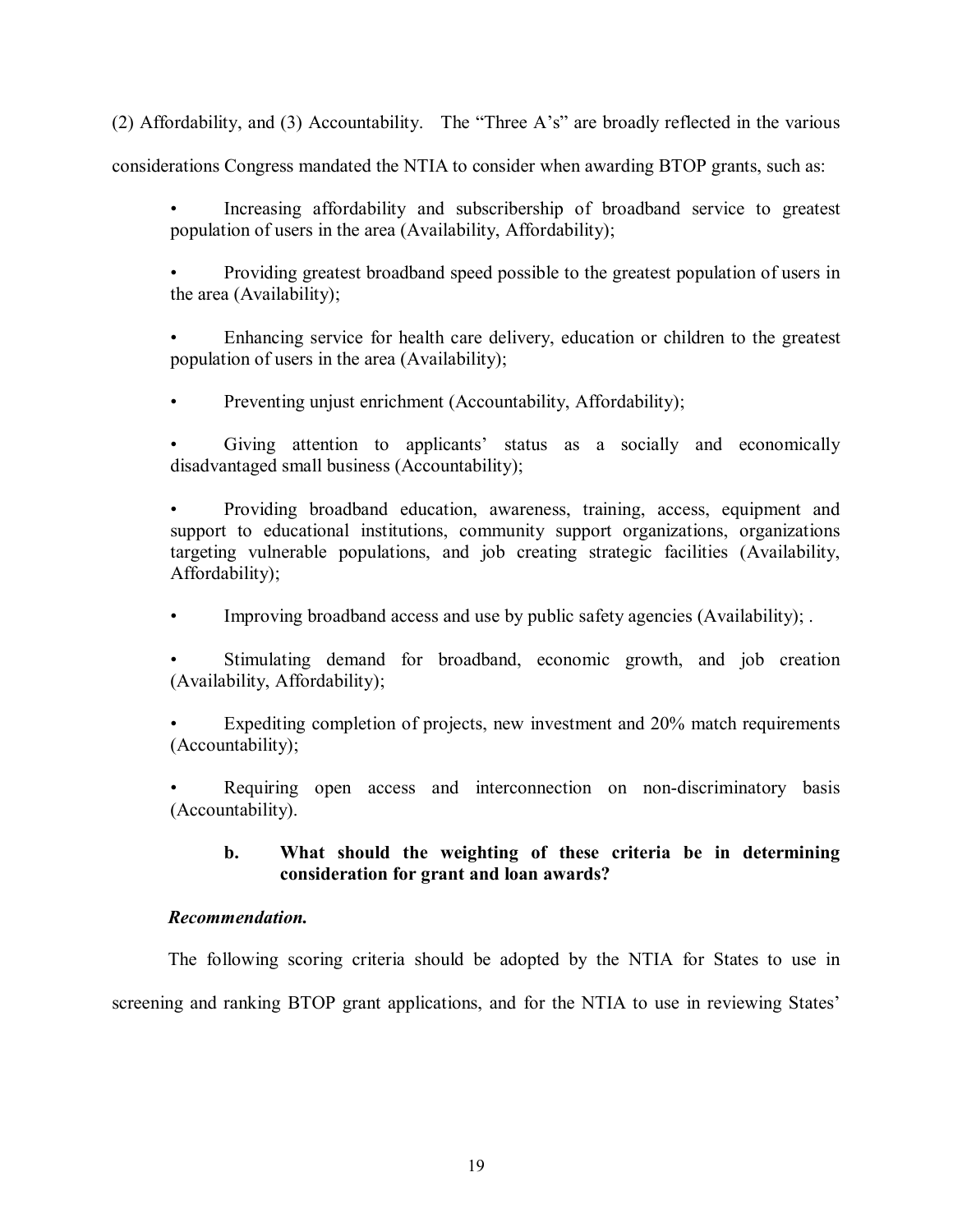(2) Affordability, and (3) Accountability. The "Three A's" are broadly reflected in the various considerations Congress mandated the NTIA to consider when awarding BTOP grants, such as:

- Increasing affordability and subscribership of broadband service to greatest population of users in the area (Availability, Affordability);
- Providing greatest broadband speed possible to the greatest population of users in the area (Availability);
- Enhancing service for health care delivery, education or children to the greatest population of users in the area (Availability);
- Preventing unjust enrichment (Accountability, Affordability);
- Giving attention to applicants' status as a socially and economically disadvantaged small business (Accountability);
- Providing broadband education, awareness, training, access, equipment and support to educational institutions, community support organizations, organizations targeting vulnerable populations, and job creating strategic facilities (Availability, Affordability);
- Improving broadband access and use by public safety agencies (Availability); .
- Stimulating demand for broadband, economic growth, and job creation (Availability, Affordability);
- Expediting completion of projects, new investment and 20% match requirements (Accountability);
- Requiring open access and interconnection on non-discriminatory basis (Accountability).

**b. What should the weighting of these criteria be in determining consideration for grant and loan awards?**

***Recommendation.***

The following scoring criteria should be adopted by the NTIA for States to use in screening and ranking BTOP grant applications, and for the NTIA to use in reviewing States'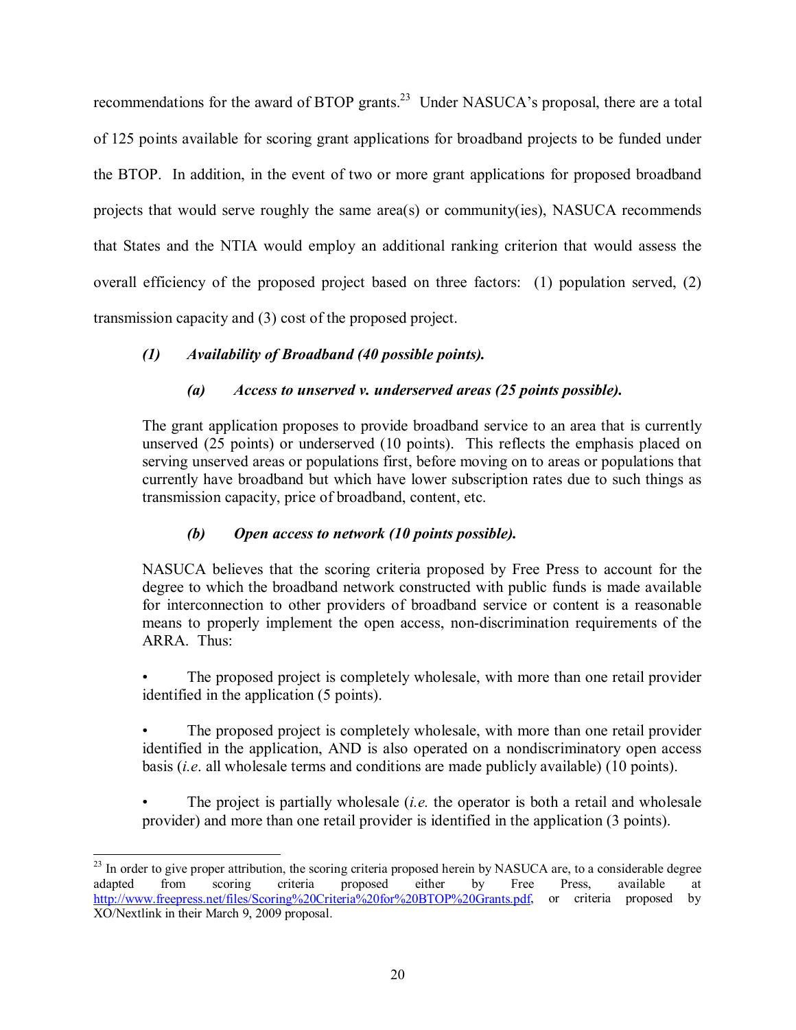recommendations for the award of BTOP grants.[23] Under NASUCA's proposal, there are a total of 125 points available for scoring grant applications for broadband projects to be funded under the BTOP. In addition, in the event of two or more grant applications for proposed broadband projects that would serve roughly the same area(s) or community(ies), NASUCA recommends that States and the NTIA would employ an additional ranking criterion that would assess the overall efficiency of the proposed project based on three factors: (1) population served, (2) transmission capacity and (3) cost of the proposed project.

### *(1) Availability of Broadband (40 possible points).*

#### *(a) Access to unserved v. underserved areas (25 points possible).*

The grant application proposes to provide broadband service to an area that is currently unserved (25 points) or underserved (10 points). This reflects the emphasis placed on serving unserved areas or populations first, before moving on to areas or populations that currently have broadband but which have lower subscription rates due to such things as transmission capacity, price of broadband, content, etc.

#### *(b) Open access to network (10 points possible).*

NASUCA believes that the scoring criteria proposed by Free Press to account for the degree to which the broadband network constructed with public funds is made available for interconnection to other providers of broadband service or content is a reasonable means to properly implement the open access, non-discrimination requirements of the ARRA. Thus:

- The proposed project is completely wholesale, with more than one retail provider identified in the application (5 points).

- The proposed project is completely wholesale, with more than one retail provider identified in the application, AND is also operated on a nondiscriminatory open access basis (*i.e.* all wholesale terms and conditions are made publicly available) (10 points).

- The project is partially wholesale (*i.e.* the operator is both a retail and wholesale provider) and more than one retail provider is identified in the application (3 points).

---

[23] In order to give proper attribution, the scoring criteria proposed herein by NASUCA are, to a considerable degree adapted from scoring criteria proposed either by Free Press, available at http://www.freepress.net/files/Scoring%20Criteria%20for%20BTOP%20Grants.pdf, or criteria proposed by XO/Nextlink in their March 9, 2009 proposal.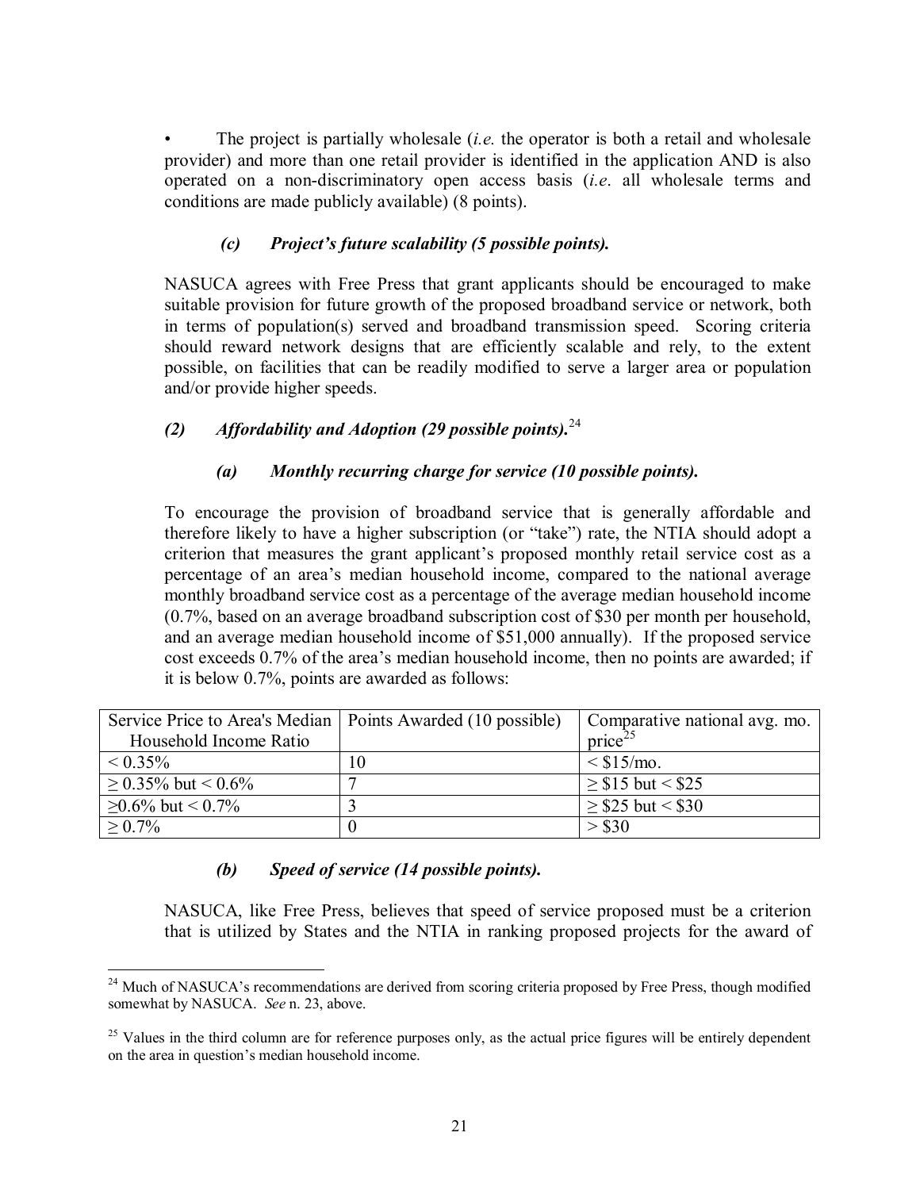- The project is partially wholesale (*i.e.* the operator is both a retail and wholesale provider) and more than one retail provider is identified in the application AND is also operated on a non-discriminatory open access basis (*i.e*. all wholesale terms and conditions are made publicly available) (8 points).

#### *(c) Project's future scalability (5 possible points).*

NASUCA agrees with Free Press that grant applicants should be encouraged to make suitable provision for future growth of the proposed broadband service or network, both in terms of population(s) served and broadband transmission speed. Scoring criteria should reward network designs that are efficiently scalable and rely, to the extent possible, on facilities that can be readily modified to serve a larger area or population and/or provide higher speeds.

### *(2) Affordability and Adoption (29 possible points).*[24]

#### *(a) Monthly recurring charge for service (10 possible points).*

To encourage the provision of broadband service that is generally affordable and therefore likely to have a higher subscription (or "take") rate, the NTIA should adopt a criterion that measures the grant applicant's proposed monthly retail service cost as a percentage of an area's median household income, compared to the national average monthly broadband service cost as a percentage of the average median household income (0.7%, based on an average broadband subscription cost of $30 per month per household, and an average median household income of $51,000 annually). If the proposed service cost exceeds 0.7% of the area's median household income, then no points are awarded; if it is below 0.7%, points are awarded as follows:

| Service Price to Area's Median Household Income Ratio | Points Awarded (10 possible) | Comparative national avg. mo. price[25] |
|---|---|---|
| < 0.35% | 10 | < $15/mo. |
| ≥ 0.35% but < 0.6% | 7 | ≥ $15 but < $25 |
| ≥0.6% but < 0.7% | 3 | ≥ $25 but < $30 |
| ≥ 0.7% | 0 | > $30 |

#### *(b) Speed of service (14 possible points).*

NASUCA, like Free Press, believes that speed of service proposed must be a criterion that is utilized by States and the NTIA in ranking proposed projects for the award of

---

[24] Much of NASUCA's recommendations are derived from scoring criteria proposed by Free Press, though modified somewhat by NASUCA. *See* n. 23, above.

[25] Values in the third column are for reference purposes only, as the actual price figures will be entirely dependent on the area in question's median household income.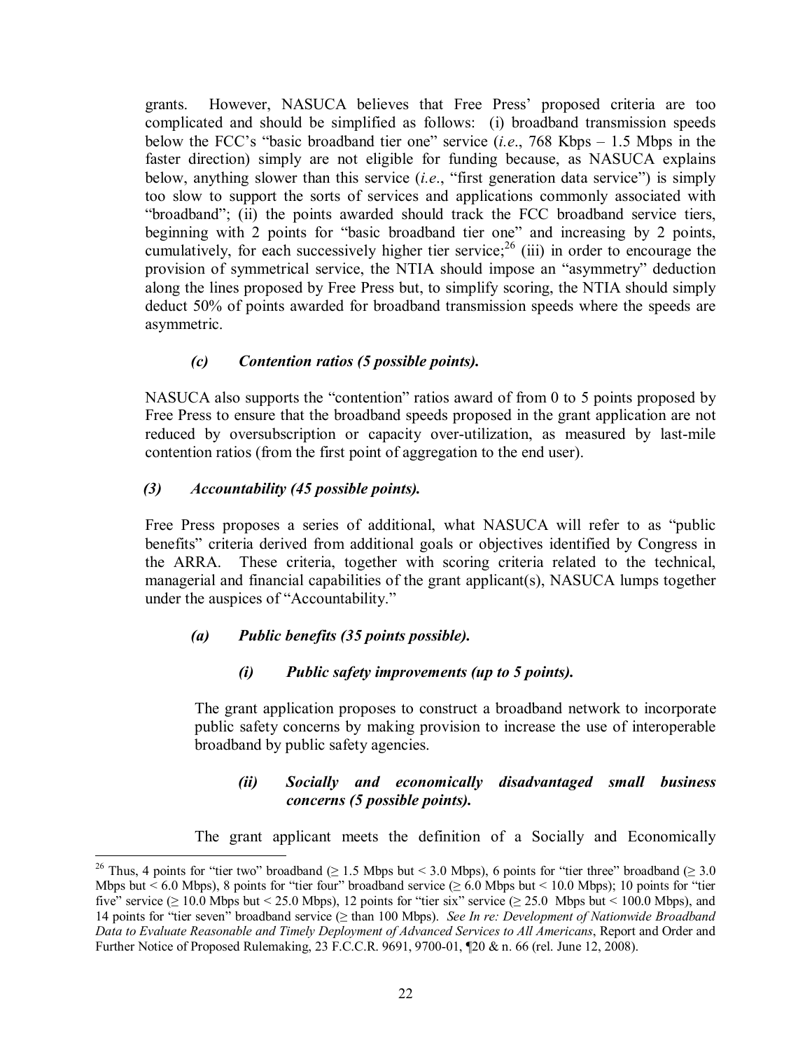grants. However, NASUCA believes that Free Press' proposed criteria are too complicated and should be simplified as follows: (i) broadband transmission speeds below the FCC's "basic broadband tier one" service (*i.e*., 768 Kbps – 1.5 Mbps in the faster direction) simply are not eligible for funding because, as NASUCA explains below, anything slower than this service (*i.e*., "first generation data service") is simply too slow to support the sorts of services and applications commonly associated with "broadband"; (ii) the points awarded should track the FCC broadband service tiers, beginning with 2 points for "basic broadband tier one" and increasing by 2 points, cumulatively, for each successively higher tier service;[26] (iii) in order to encourage the provision of symmetrical service, the NTIA should impose an "asymmetry" deduction along the lines proposed by Free Press but, to simplify scoring, the NTIA should simply deduct 50% of points awarded for broadband transmission speeds where the speeds are asymmetric.

#### *(c) Contention ratios (5 possible points).*

NASUCA also supports the "contention" ratios award of from 0 to 5 points proposed by Free Press to ensure that the broadband speeds proposed in the grant application are not reduced by oversubscription or capacity over-utilization, as measured by last-mile contention ratios (from the first point of aggregation to the end user).

### *(3) Accountability (45 possible points).*

Free Press proposes a series of additional, what NASUCA will refer to as "public benefits" criteria derived from additional goals or objectives identified by Congress in the ARRA. These criteria, together with scoring criteria related to the technical, managerial and financial capabilities of the grant applicant(s), NASUCA lumps together under the auspices of "Accountability."

#### *(a) Public benefits (35 points possible).*

##### *(i) Public safety improvements (up to 5 points).*

The grant application proposes to construct a broadband network to incorporate public safety concerns by making provision to increase the use of interoperable broadband by public safety agencies.

##### *(ii) Socially and economically disadvantaged small business concerns (5 possible points).*

The grant applicant meets the definition of a Socially and Economically

---

[26] Thus, 4 points for "tier two" broadband (≥ 1.5 Mbps but < 3.0 Mbps), 6 points for "tier three" broadband (≥ 3.0 Mbps but < 6.0 Mbps), 8 points for "tier four" broadband service (≥ 6.0 Mbps but < 10.0 Mbps); 10 points for "tier five" service (≥ 10.0 Mbps but < 25.0 Mbps), 12 points for "tier six" service (≥ 25.0 Mbps but < 100.0 Mbps), and 14 points for "tier seven" broadband service (≥ than 100 Mbps). *See In re: Development of Nationwide Broadband Data to Evaluate Reasonable and Timely Deployment of Advanced Services to All Americans*, Report and Order and Further Notice of Proposed Rulemaking, 23 F.C.C.R. 9691, 9700-01, ¶20 & n. 66 (rel. June 12, 2008).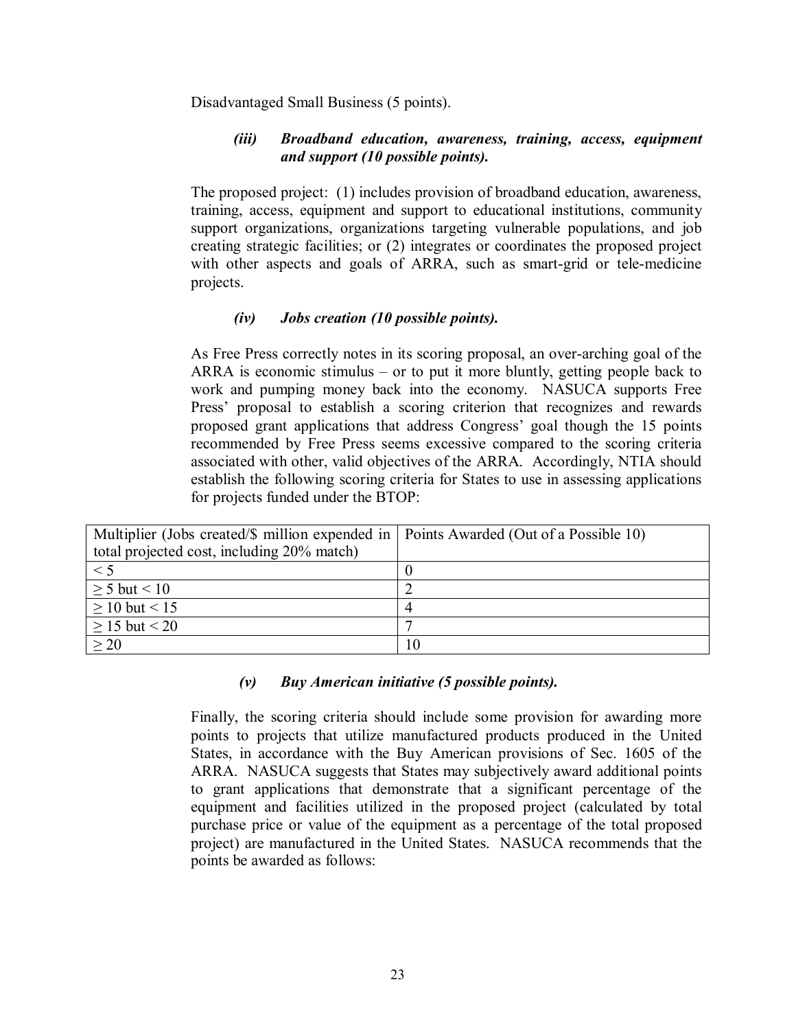Disadvantaged Small Business (5 points).

### *(iii) Broadband education, awareness, training, access, equipment and support (10 possible points).*

The proposed project: (1) includes provision of broadband education, awareness, training, access, equipment and support to educational institutions, community support organizations, organizations targeting vulnerable populations, and job creating strategic facilities; or (2) integrates or coordinates the proposed project with other aspects and goals of ARRA, such as smart-grid or tele-medicine projects.

### *(iv) Jobs creation (10 possible points).*

As Free Press correctly notes in its scoring proposal, an over-arching goal of the ARRA is economic stimulus – or to put it more bluntly, getting people back to work and pumping money back into the economy. NASUCA supports Free Press' proposal to establish a scoring criterion that recognizes and rewards proposed grant applications that address Congress' goal though the 15 points recommended by Free Press seems excessive compared to the scoring criteria associated with other, valid objectives of the ARRA. Accordingly, NTIA should establish the following scoring criteria for States to use in assessing applications for projects funded under the BTOP:

| Multiplier (Jobs created/$ million expended in total projected cost, including 20% match) | Points Awarded (Out of a Possible 10) |
|---|---|
| < 5 | 0 |
| ≥ 5 but < 10 | 2 |
| ≥ 10 but < 15 | 4 |
| ≥ 15 but < 20 | 7 |
| ≥ 20 | 10 |

### *(v) Buy American initiative (5 possible points).*

Finally, the scoring criteria should include some provision for awarding more points to projects that utilize manufactured products produced in the United States, in accordance with the Buy American provisions of Sec. 1605 of the ARRA. NASUCA suggests that States may subjectively award additional points to grant applications that demonstrate that a significant percentage of the equipment and facilities utilized in the proposed project (calculated by total purchase price or value of the equipment as a percentage of the total proposed project) are manufactured in the United States. NASUCA recommends that the points be awarded as follows: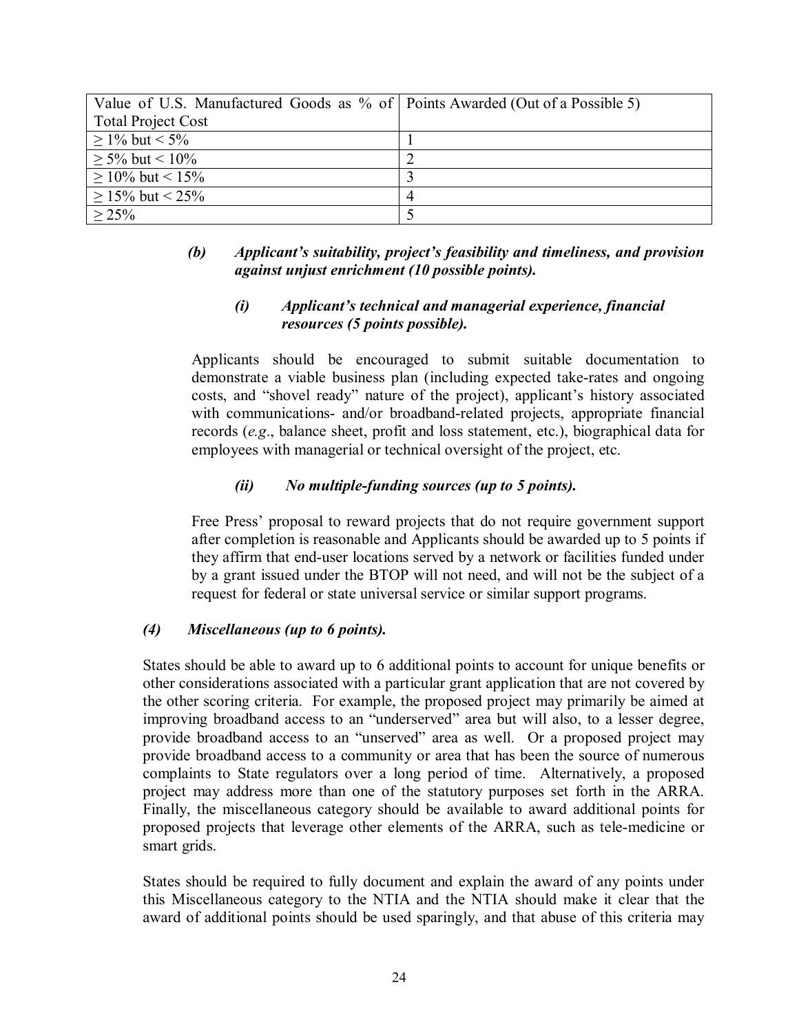| Value of U.S. Manufactured Goods as % of Total Project Cost | Points Awarded (Out of a Possible 5) |
|---|---|
| ≥ 1% but < 5% | 1 |
| ≥ 5% but < 10% | 2 |
| ≥ 10% but < 15% | 3 |
| ≥ 15% but < 25% | 4 |
| ≥ 25% | 5 |

***(b) Applicant's suitability, project's feasibility and timeliness, and provision against unjust enrichment (10 possible points).***

***(i) Applicant's technical and managerial experience, financial resources (5 points possible).***

Applicants should be encouraged to submit suitable documentation to demonstrate a viable business plan (including expected take-rates and ongoing costs, and "shovel ready" nature of the project), applicant's history associated with communications- and/or broadband-related projects, appropriate financial records (*e.g*., balance sheet, profit and loss statement, etc.), biographical data for employees with managerial or technical oversight of the project, etc.

***(ii) No multiple-funding sources (up to 5 points).***

Free Press' proposal to reward projects that do not require government support after completion is reasonable and Applicants should be awarded up to 5 points if they affirm that end-user locations served by a network or facilities funded under by a grant issued under the BTOP will not need, and will not be the subject of a request for federal or state universal service or similar support programs.

***(4) Miscellaneous (up to 6 points).***

States should be able to award up to 6 additional points to account for unique benefits or other considerations associated with a particular grant application that are not covered by the other scoring criteria. For example, the proposed project may primarily be aimed at improving broadband access to an "underserved" area but will also, to a lesser degree, provide broadband access to an "unserved" area as well. Or a proposed project may provide broadband access to a community or area that has been the source of numerous complaints to State regulators over a long period of time. Alternatively, a proposed project may address more than one of the statutory purposes set forth in the ARRA. Finally, the miscellaneous category should be available to award additional points for proposed projects that leverage other elements of the ARRA, such as tele-medicine or smart grids.

States should be required to fully document and explain the award of any points under this Miscellaneous category to the NTIA and the NTIA should make it clear that the award of additional points should be used sparingly, and that abuse of this criteria may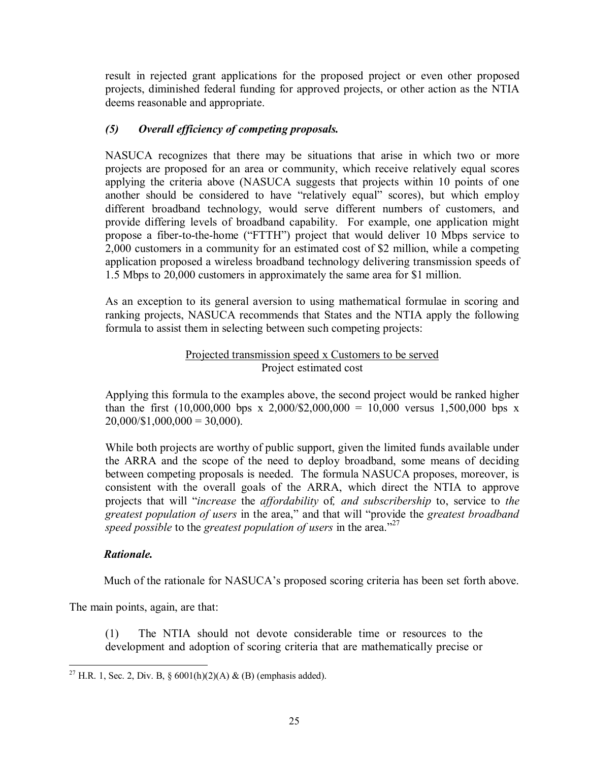result in rejected grant applications for the proposed project or even other proposed projects, diminished federal funding for approved projects, or other action as the NTIA deems reasonable and appropriate.

### *(5) Overall efficiency of competing proposals.*

NASUCA recognizes that there may be situations that arise in which two or more projects are proposed for an area or community, which receive relatively equal scores applying the criteria above (NASUCA suggests that projects within 10 points of one another should be considered to have "relatively equal" scores), but which employ different broadband technology, would serve different numbers of customers, and provide differing levels of broadband capability. For example, one application might propose a fiber-to-the-home ("FTTH") project that would deliver 10 Mbps service to 2,000 customers in a community for an estimated cost of $2 million, while a competing application proposed a wireless broadband technology delivering transmission speeds of 1.5 Mbps to 20,000 customers in approximately the same area for $1 million.

As an exception to its general aversion to using mathematical formulae in scoring and ranking projects, NASUCA recommends that States and the NTIA apply the following formula to assist them in selecting between such competing projects:

$$\frac{\text{Projected transmission speed x Customers to be served}}{\text{Project estimated cost}}$$

Applying this formula to the examples above, the second project would be ranked higher than the first (10,000,000 bps x 2,000/$2,000,000 = 10,000 versus 1,500,000 bps x 20,000/$1,000,000 = 30,000).

While both projects are worthy of public support, given the limited funds available under the ARRA and the scope of the need to deploy broadband, some means of deciding between competing proposals is needed. The formula NASUCA proposes, moreover, is consistent with the overall goals of the ARRA, which direct the NTIA to approve projects that will "*increase* the *affordability* of*, and subscribership* to, service to *the greatest population of users* in the area," and that will "provide the *greatest broadband speed possible* to the *greatest population of users* in the area."[27]

### *Rationale.*

Much of the rationale for NASUCA's proposed scoring criteria has been set forth above. The main points, again, are that:

(1) The NTIA should not devote considerable time or resources to the development and adoption of scoring criteria that are mathematically precise or

[27] H.R. 1, Sec. 2, Div. B, § 6001(h)(2)(A) & (B) (emphasis added).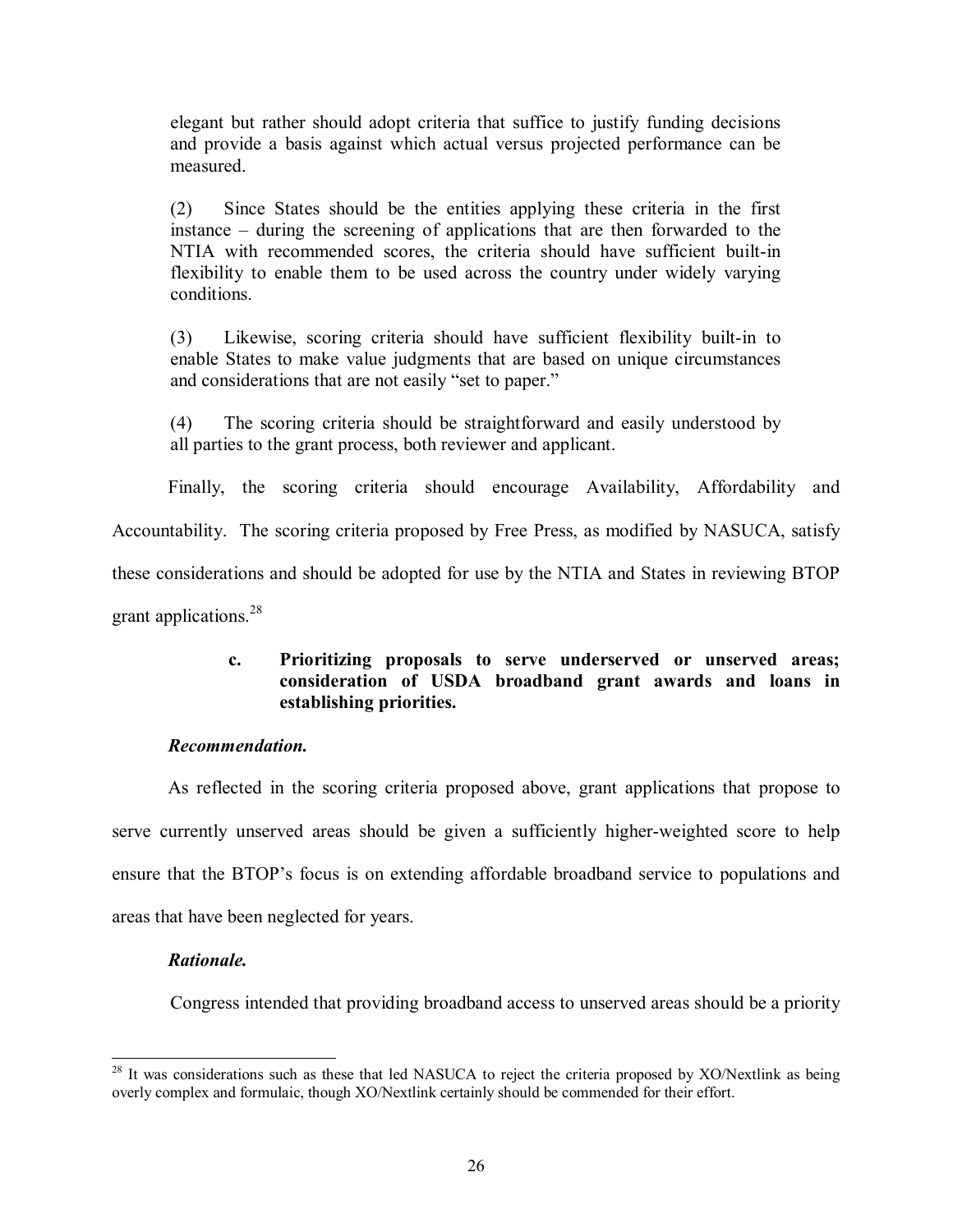elegant but rather should adopt criteria that suffice to justify funding decisions and provide a basis against which actual versus projected performance can be measured.

(2) Since States should be the entities applying these criteria in the first instance – during the screening of applications that are then forwarded to the NTIA with recommended scores, the criteria should have sufficient built-in flexibility to enable them to be used across the country under widely varying conditions.

(3) Likewise, scoring criteria should have sufficient flexibility built-in to enable States to make value judgments that are based on unique circumstances and considerations that are not easily "set to paper."

(4) The scoring criteria should be straightforward and easily understood by all parties to the grant process, both reviewer and applicant.

Finally, the scoring criteria should encourage Availability, Affordability and Accountability. The scoring criteria proposed by Free Press, as modified by NASUCA, satisfy these considerations and should be adopted for use by the NTIA and States in reviewing BTOP grant applications.[28]

**c. Prioritizing proposals to serve underserved or unserved areas; consideration of USDA broadband grant awards and loans in establishing priorities.**

***Recommendation.***

As reflected in the scoring criteria proposed above, grant applications that propose to serve currently unserved areas should be given a sufficiently higher-weighted score to help ensure that the BTOP's focus is on extending affordable broadband service to populations and areas that have been neglected for years.

***Rationale.***

Congress intended that providing broadband access to unserved areas should be a priority

[28] It was considerations such as these that led NASUCA to reject the criteria proposed by XO/Nextlink as being overly complex and formulaic, though XO/Nextlink certainly should be commended for their effort.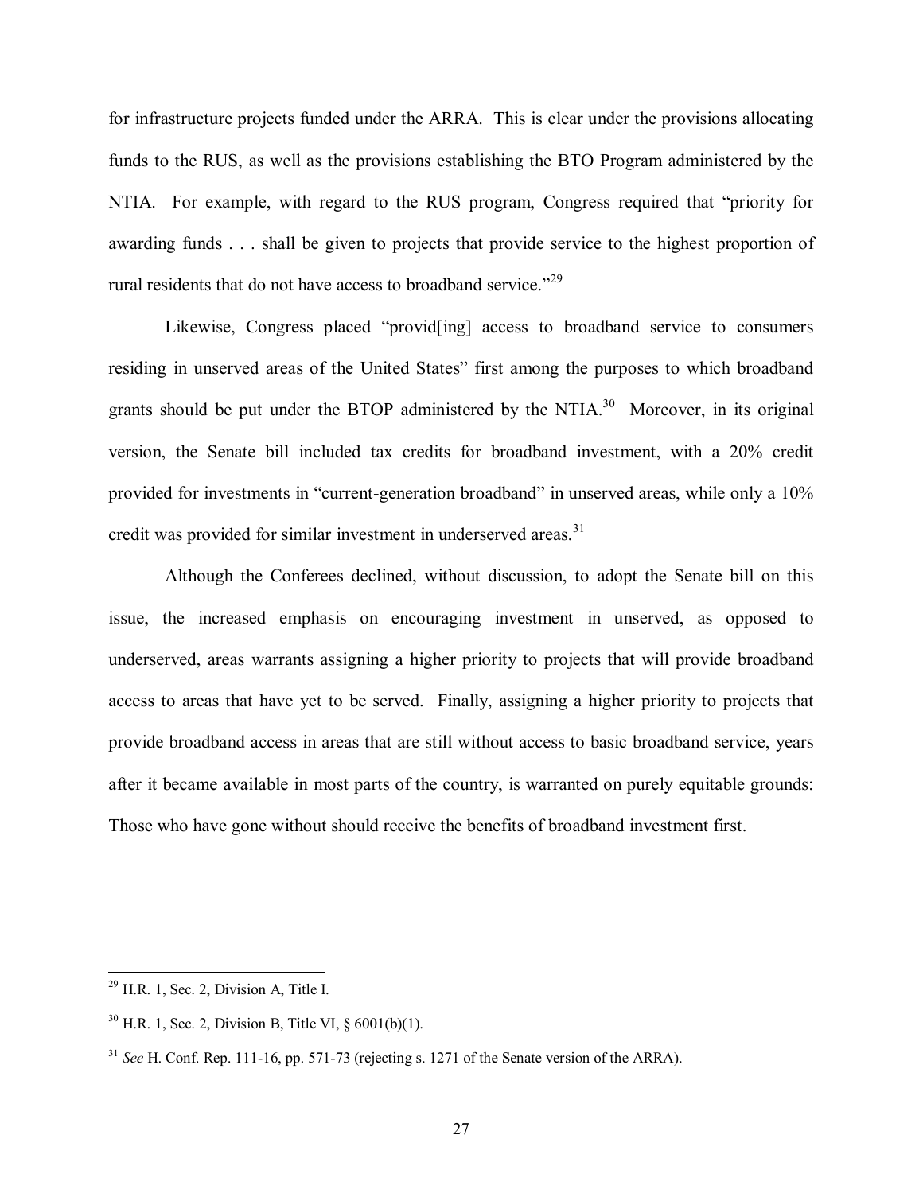for infrastructure projects funded under the ARRA. This is clear under the provisions allocating funds to the RUS, as well as the provisions establishing the BTO Program administered by the NTIA. For example, with regard to the RUS program, Congress required that "priority for awarding funds . . . shall be given to projects that provide service to the highest proportion of rural residents that do not have access to broadband service."[29]

Likewise, Congress placed "provid[ing] access to broadband service to consumers residing in unserved areas of the United States" first among the purposes to which broadband grants should be put under the BTOP administered by the NTIA.[30] Moreover, in its original version, the Senate bill included tax credits for broadband investment, with a 20% credit provided for investments in "current-generation broadband" in unserved areas, while only a 10% credit was provided for similar investment in underserved areas.[31]

Although the Conferees declined, without discussion, to adopt the Senate bill on this issue, the increased emphasis on encouraging investment in unserved, as opposed to underserved, areas warrants assigning a higher priority to projects that will provide broadband access to areas that have yet to be served. Finally, assigning a higher priority to projects that provide broadband access in areas that are still without access to basic broadband service, years after it became available in most parts of the country, is warranted on purely equitable grounds: Those who have gone without should receive the benefits of broadband investment first.

---

[29] H.R. 1, Sec. 2, Division A, Title I.

[30] H.R. 1, Sec. 2, Division B, Title VI, § 6001(b)(1).

[31] *See* H. Conf. Rep. 111-16, pp. 571-73 (rejecting s. 1271 of the Senate version of the ARRA).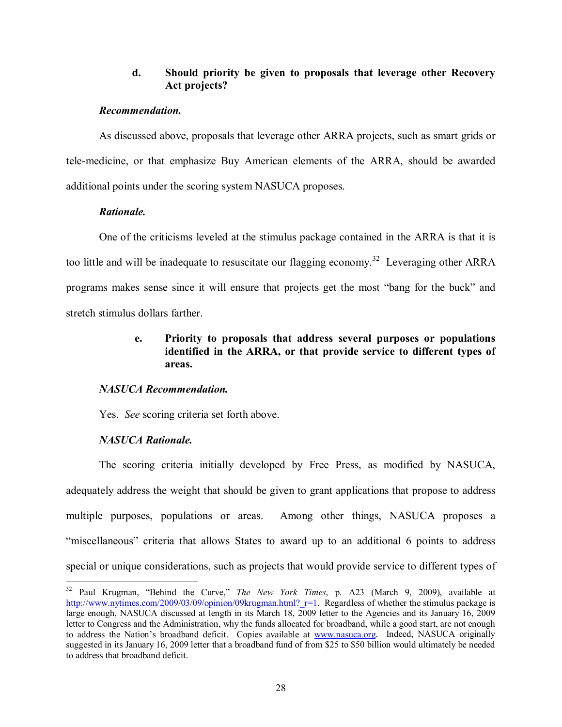### d. Should priority be given to proposals that leverage other Recovery Act projects?

***Recommendation.***

As discussed above, proposals that leverage other ARRA projects, such as smart grids or tele-medicine, or that emphasize Buy American elements of the ARRA, should be awarded additional points under the scoring system NASUCA proposes.

***Rationale.***

One of the criticisms leveled at the stimulus package contained in the ARRA is that it is too little and will be inadequate to resuscitate our flagging economy.[32] Leveraging other ARRA programs makes sense since it will ensure that projects get the most "bang for the buck" and stretch stimulus dollars farther.

### e. Priority to proposals that address several purposes or populations identified in the ARRA, or that provide service to different types of areas.

***NASUCA Recommendation.***

Yes. *See* scoring criteria set forth above.

***NASUCA Rationale.***

The scoring criteria initially developed by Free Press, as modified by NASUCA, adequately address the weight that should be given to grant applications that propose to address multiple purposes, populations or areas. Among other things, NASUCA proposes a "miscellaneous" criteria that allows States to award up to an additional 6 points to address special or unique considerations, such as projects that would provide service to different types of

---

[32] Paul Krugman, "Behind the Curve," *The New York Times*, p. A23 (March 9, 2009), available at http://www.nytimes.com/2009/03/09/opinion/09krugman.html?_r=1. Regardless of whether the stimulus package is large enough, NASUCA discussed at length in its March 18, 2009 letter to the Agencies and its January 16, 2009 letter to Congress and the Administration, why the funds allocated for broadband, while a good start, are not enough to address the Nation's broadband deficit. Copies available at www.nasuca.org. Indeed, NASUCA originally suggested in its January 16, 2009 letter that a broadband fund of from $25 to $50 billion would ultimately be needed to address that broadband deficit.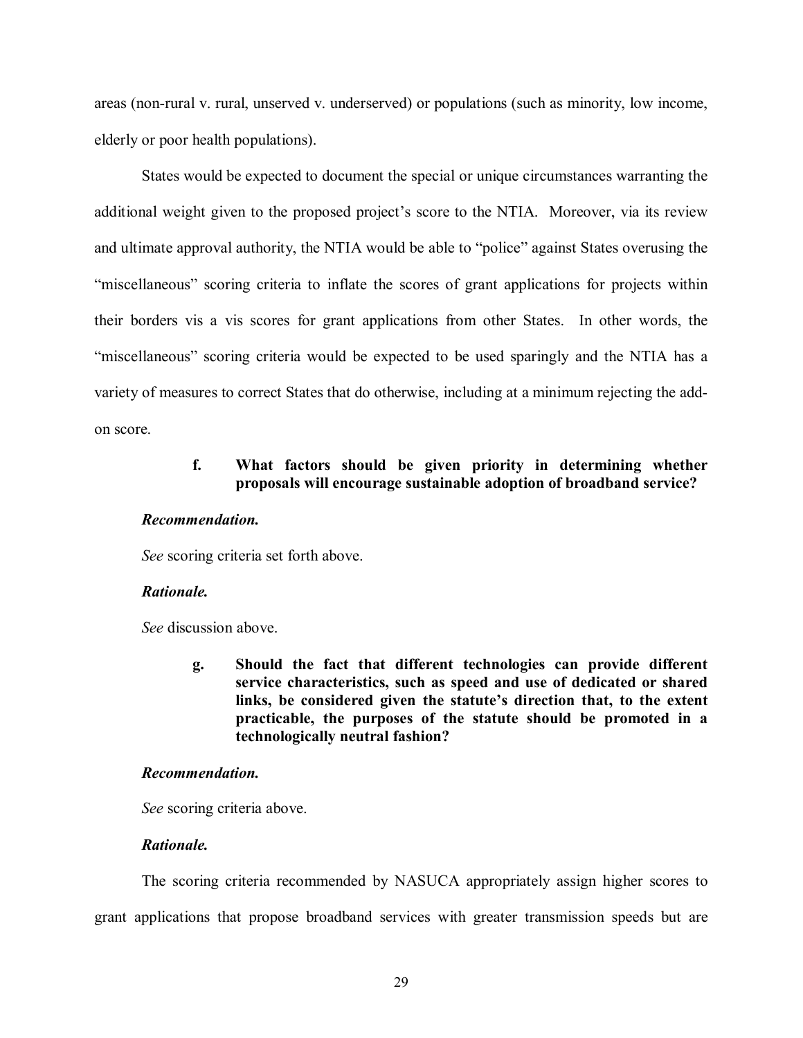areas (non-rural v. rural, unserved v. underserved) or populations (such as minority, low income, elderly or poor health populations).

States would be expected to document the special or unique circumstances warranting the additional weight given to the proposed project's score to the NTIA. Moreover, via its review and ultimate approval authority, the NTIA would be able to "police" against States overusing the "miscellaneous" scoring criteria to inflate the scores of grant applications for projects within their borders vis a vis scores for grant applications from other States. In other words, the "miscellaneous" scoring criteria would be expected to be used sparingly and the NTIA has a variety of measures to correct States that do otherwise, including at a minimum rejecting the add-on score.

**f. What factors should be given priority in determining whether proposals will encourage sustainable adoption of broadband service?**

***Recommendation.***

*See* scoring criteria set forth above.

***Rationale.***

*See* discussion above.

**g. Should the fact that different technologies can provide different service characteristics, such as speed and use of dedicated or shared links, be considered given the statute's direction that, to the extent practicable, the purposes of the statute should be promoted in a technologically neutral fashion?**

***Recommendation.***

*See* scoring criteria above.

***Rationale.***

The scoring criteria recommended by NASUCA appropriately assign higher scores to grant applications that propose broadband services with greater transmission speeds but are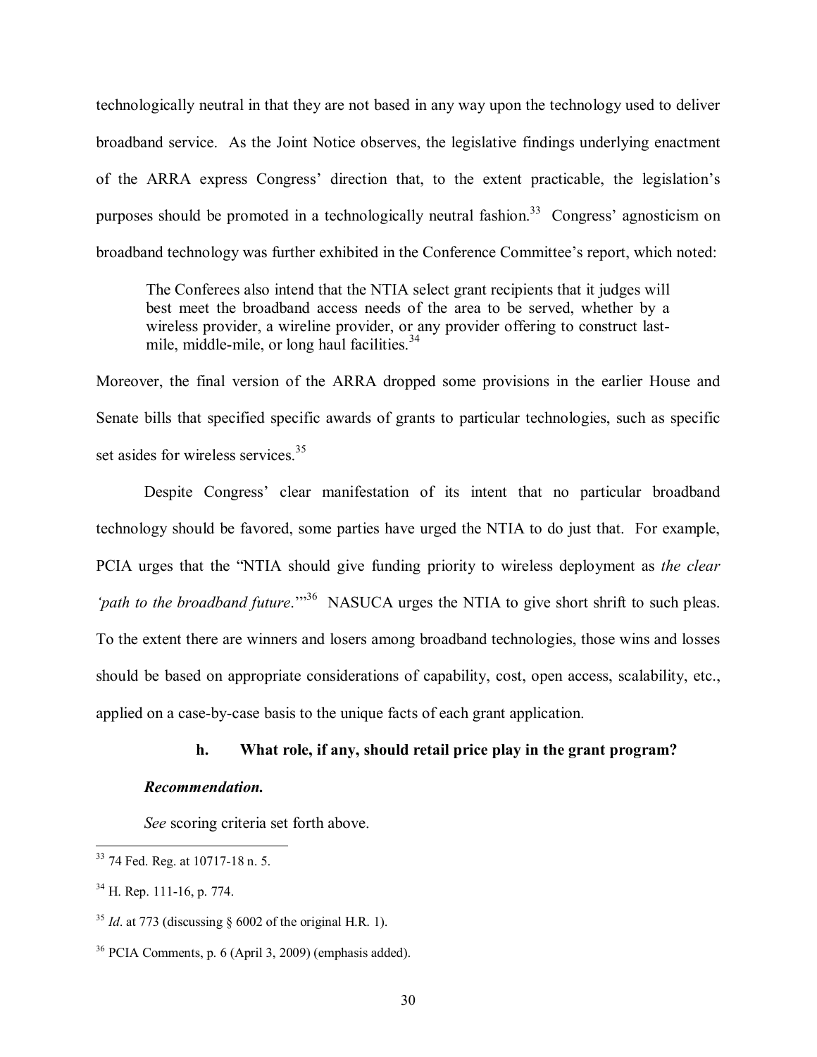technologically neutral in that they are not based in any way upon the technology used to deliver broadband service. As the Joint Notice observes, the legislative findings underlying enactment of the ARRA express Congress' direction that, to the extent practicable, the legislation's purposes should be promoted in a technologically neutral fashion.[33] Congress' agnosticism on broadband technology was further exhibited in the Conference Committee's report, which noted:

> The Conferees also intend that the NTIA select grant recipients that it judges will best meet the broadband access needs of the area to be served, whether by a wireless provider, a wireline provider, or any provider offering to construct last-mile, middle-mile, or long haul facilities.[34]

Moreover, the final version of the ARRA dropped some provisions in the earlier House and Senate bills that specified specific awards of grants to particular technologies, such as specific set asides for wireless services.[35]

Despite Congress' clear manifestation of its intent that no particular broadband technology should be favored, some parties have urged the NTIA to do just that. For example, PCIA urges that the "NTIA should give funding priority to wireless deployment as *the clear 'path to the broadband future*.'"[36] NASUCA urges the NTIA to give short shrift to such pleas. To the extent there are winners and losers among broadband technologies, those wins and losses should be based on appropriate considerations of capability, cost, open access, scalability, etc., applied on a case-by-case basis to the unique facts of each grant application.

**h. What role, if any, should retail price play in the grant program?**

***Recommendation.***

*See* scoring criteria set forth above.

---

[33] 74 Fed. Reg. at 10717-18 n. 5.

[34] H. Rep. 111-16, p. 774.

[35] *Id*. at 773 (discussing § 6002 of the original H.R. 1).

[36] PCIA Comments, p. 6 (April 3, 2009) (emphasis added).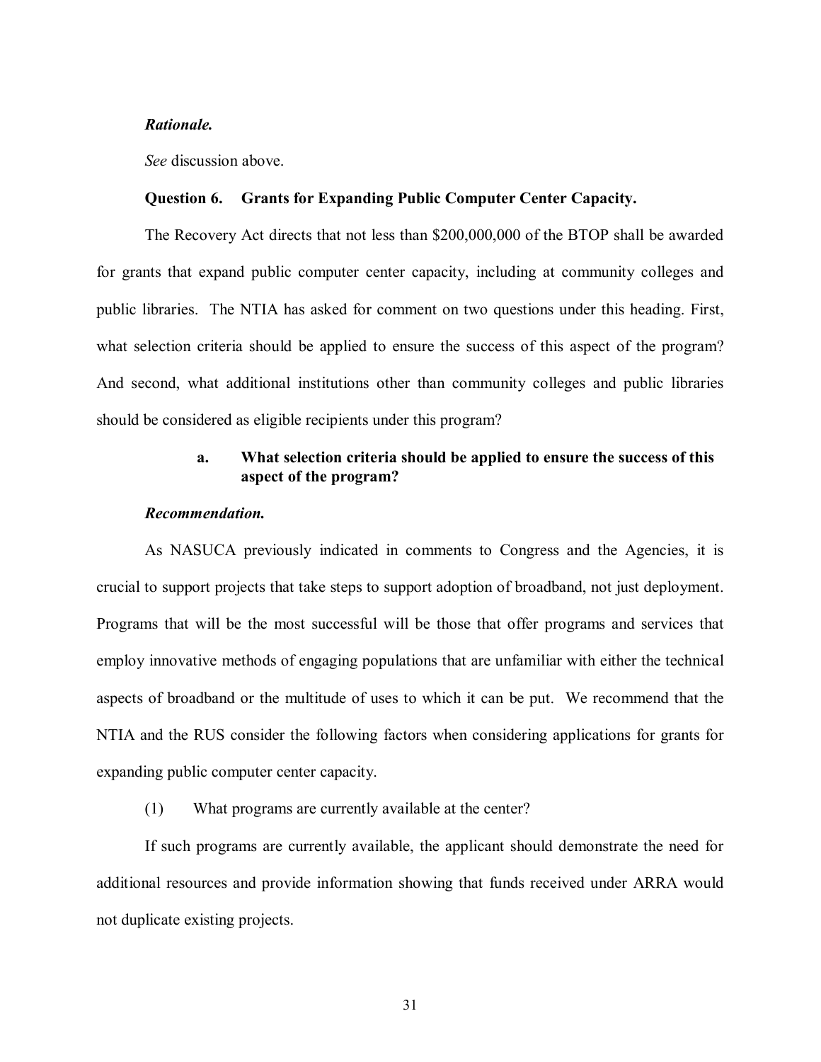***Rationale.***

*See* discussion above.

**Question 6. Grants for Expanding Public Computer Center Capacity.**

The Recovery Act directs that not less than $200,000,000 of the BTOP shall be awarded for grants that expand public computer center capacity, including at community colleges and public libraries. The NTIA has asked for comment on two questions under this heading. First, what selection criteria should be applied to ensure the success of this aspect of the program? And second, what additional institutions other than community colleges and public libraries should be considered as eligible recipients under this program?

**a. What selection criteria should be applied to ensure the success of this aspect of the program?**

***Recommendation.***

As NASUCA previously indicated in comments to Congress and the Agencies, it is crucial to support projects that take steps to support adoption of broadband, not just deployment. Programs that will be the most successful will be those that offer programs and services that employ innovative methods of engaging populations that are unfamiliar with either the technical aspects of broadband or the multitude of uses to which it can be put. We recommend that the NTIA and the RUS consider the following factors when considering applications for grants for expanding public computer center capacity.

(1) What programs are currently available at the center?

If such programs are currently available, the applicant should demonstrate the need for additional resources and provide information showing that funds received under ARRA would not duplicate existing projects.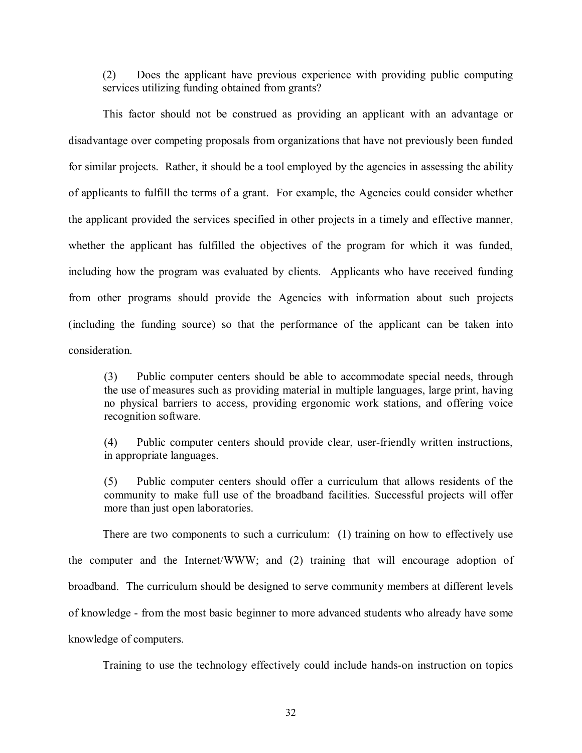(2) Does the applicant have previous experience with providing public computing services utilizing funding obtained from grants?

This factor should not be construed as providing an applicant with an advantage or disadvantage over competing proposals from organizations that have not previously been funded for similar projects. Rather, it should be a tool employed by the agencies in assessing the ability of applicants to fulfill the terms of a grant. For example, the Agencies could consider whether the applicant provided the services specified in other projects in a timely and effective manner, whether the applicant has fulfilled the objectives of the program for which it was funded, including how the program was evaluated by clients. Applicants who have received funding from other programs should provide the Agencies with information about such projects (including the funding source) so that the performance of the applicant can be taken into consideration.

(3) Public computer centers should be able to accommodate special needs, through the use of measures such as providing material in multiple languages, large print, having no physical barriers to access, providing ergonomic work stations, and offering voice recognition software.

(4) Public computer centers should provide clear, user-friendly written instructions, in appropriate languages.

(5) Public computer centers should offer a curriculum that allows residents of the community to make full use of the broadband facilities. Successful projects will offer more than just open laboratories.

There are two components to such a curriculum: (1) training on how to effectively use the computer and the Internet/WWW; and (2) training that will encourage adoption of broadband. The curriculum should be designed to serve community members at different levels of knowledge - from the most basic beginner to more advanced students who already have some knowledge of computers.

Training to use the technology effectively could include hands-on instruction on topics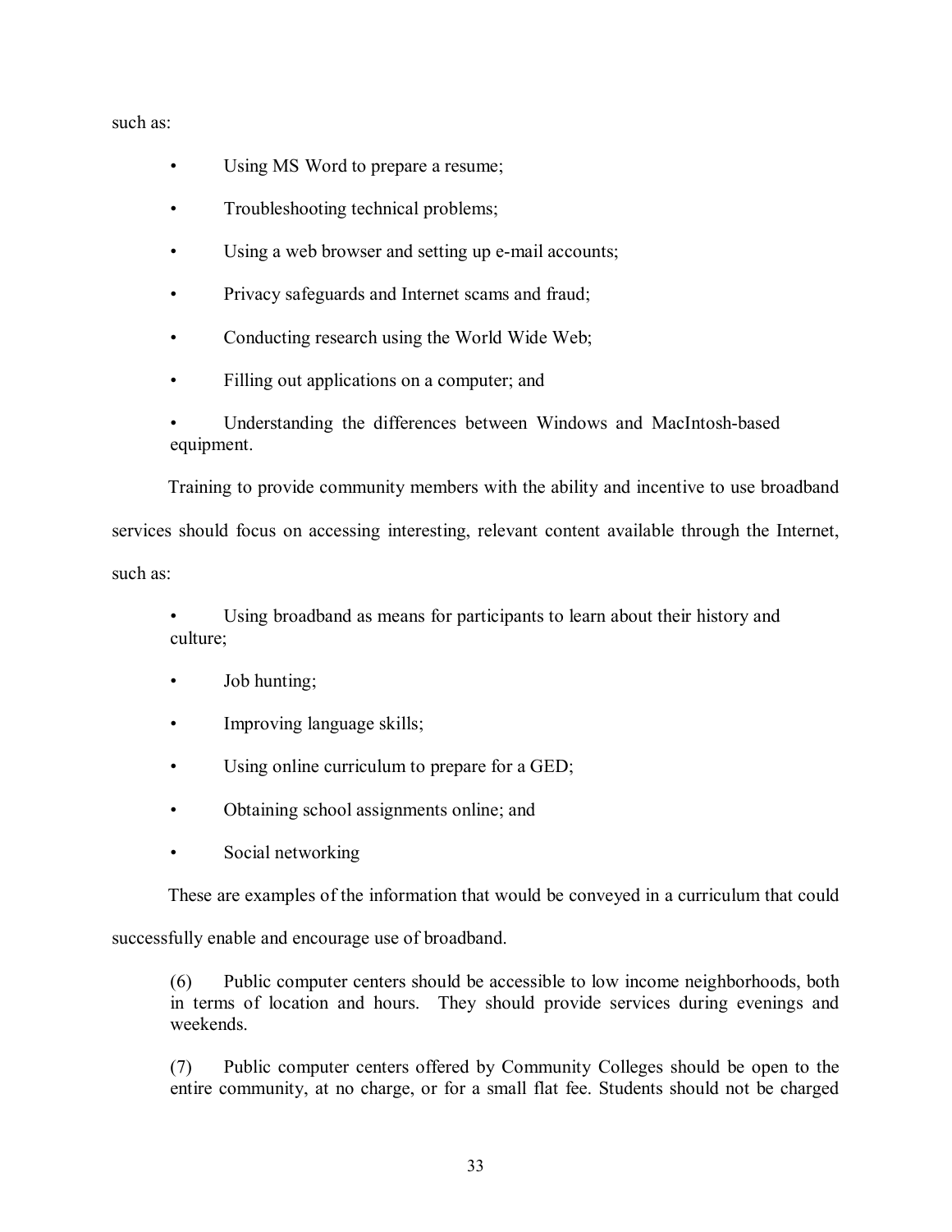such as:

- Using MS Word to prepare a resume;
- Troubleshooting technical problems;
- Using a web browser and setting up e-mail accounts;
- Privacy safeguards and Internet scams and fraud;
- Conducting research using the World Wide Web;
- Filling out applications on a computer; and
- Understanding the differences between Windows and MacIntosh-based equipment.

Training to provide community members with the ability and incentive to use broadband services should focus on accessing interesting, relevant content available through the Internet, such as:

- Using broadband as means for participants to learn about their history and culture;
- Job hunting;
- Improving language skills;
- Using online curriculum to prepare for a GED;
- Obtaining school assignments online; and
- Social networking

These are examples of the information that would be conveyed in a curriculum that could successfully enable and encourage use of broadband.

(6) Public computer centers should be accessible to low income neighborhoods, both in terms of location and hours. They should provide services during evenings and weekends.

(7) Public computer centers offered by Community Colleges should be open to the entire community, at no charge, or for a small flat fee. Students should not be charged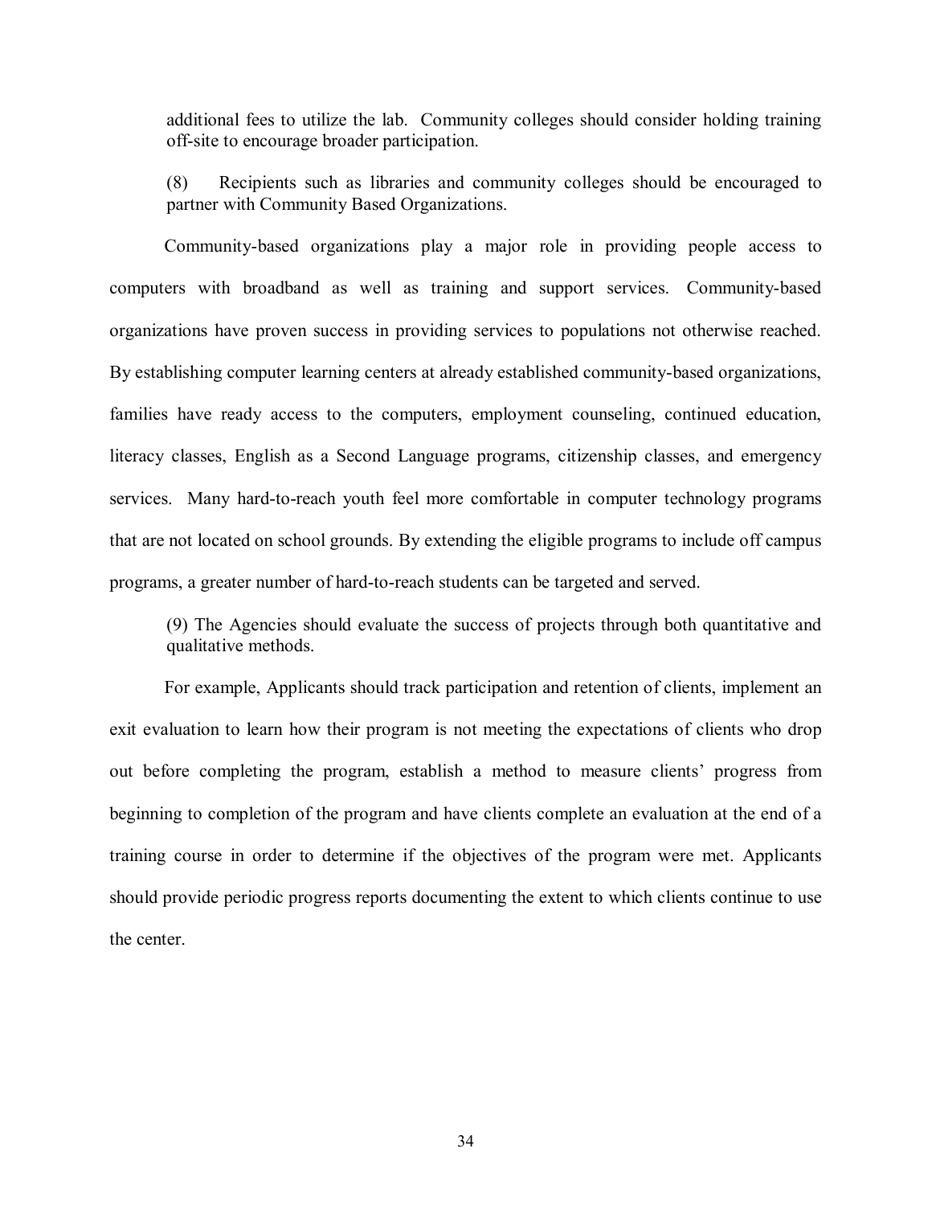additional fees to utilize the lab. Community colleges should consider holding training off-site to encourage broader participation.

(8) Recipients such as libraries and community colleges should be encouraged to partner with Community Based Organizations.

Community-based organizations play a major role in providing people access to computers with broadband as well as training and support services. Community-based organizations have proven success in providing services to populations not otherwise reached. By establishing computer learning centers at already established community-based organizations, families have ready access to the computers, employment counseling, continued education, literacy classes, English as a Second Language programs, citizenship classes, and emergency services. Many hard-to-reach youth feel more comfortable in computer technology programs that are not located on school grounds. By extending the eligible programs to include off campus programs, a greater number of hard-to-reach students can be targeted and served.

(9) The Agencies should evaluate the success of projects through both quantitative and qualitative methods.

For example, Applicants should track participation and retention of clients, implement an exit evaluation to learn how their program is not meeting the expectations of clients who drop out before completing the program, establish a method to measure clients' progress from beginning to completion of the program and have clients complete an evaluation at the end of a training course in order to determine if the objectives of the program were met. Applicants should provide periodic progress reports documenting the extent to which clients continue to use the center.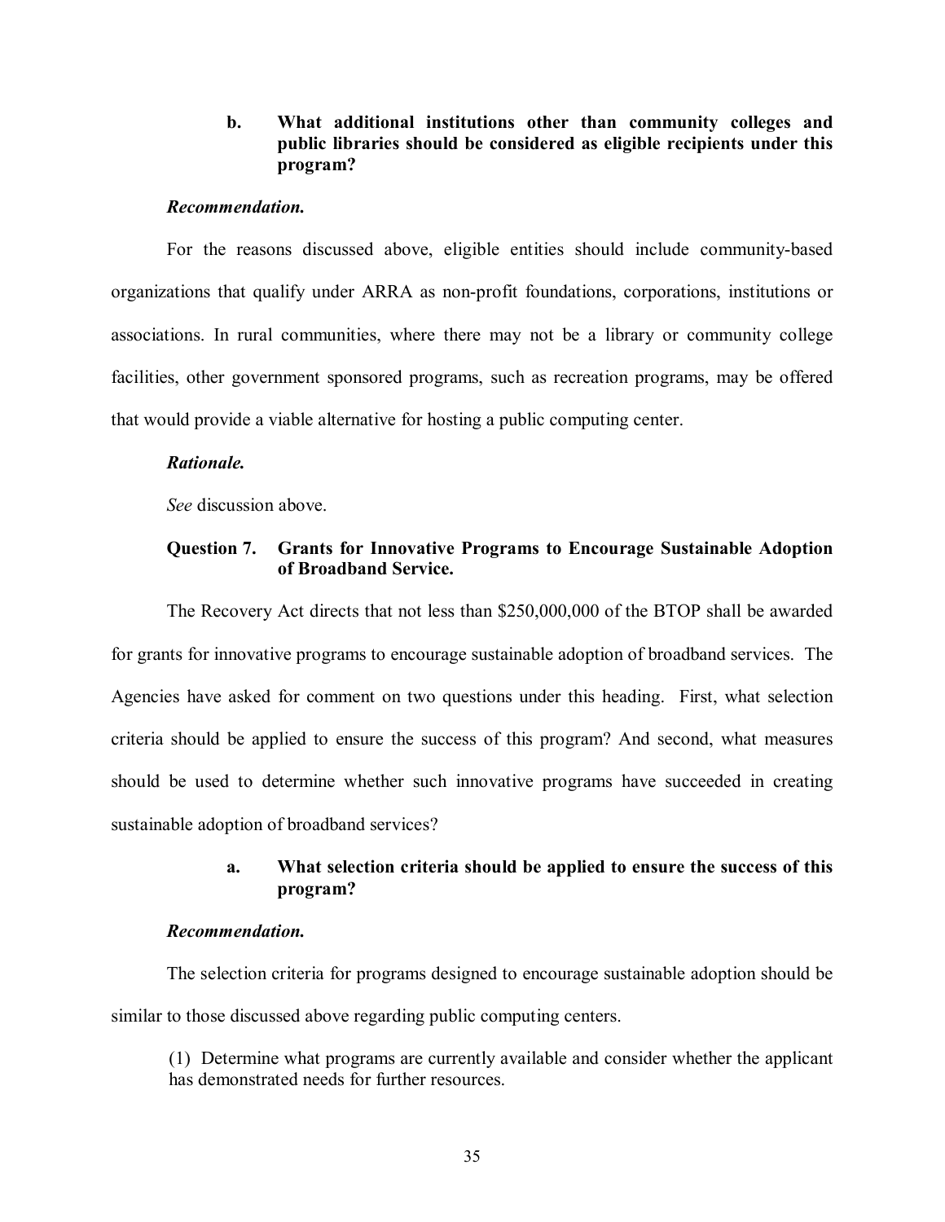### b. What additional institutions other than community colleges and public libraries should be considered as eligible recipients under this program?

***Recommendation.***

For the reasons discussed above, eligible entities should include community-based organizations that qualify under ARRA as non-profit foundations, corporations, institutions or associations. In rural communities, where there may not be a library or community college facilities, other government sponsored programs, such as recreation programs, may be offered that would provide a viable alternative for hosting a public computing center.

***Rationale.***

*See* discussion above.

## Question 7. Grants for Innovative Programs to Encourage Sustainable Adoption of Broadband Service.

The Recovery Act directs that not less than $250,000,000 of the BTOP shall be awarded for grants for innovative programs to encourage sustainable adoption of broadband services. The Agencies have asked for comment on two questions under this heading. First, what selection criteria should be applied to ensure the success of this program? And second, what measures should be used to determine whether such innovative programs have succeeded in creating sustainable adoption of broadband services?

### a. What selection criteria should be applied to ensure the success of this program?

***Recommendation.***

The selection criteria for programs designed to encourage sustainable adoption should be similar to those discussed above regarding public computing centers.

(1) Determine what programs are currently available and consider whether the applicant has demonstrated needs for further resources.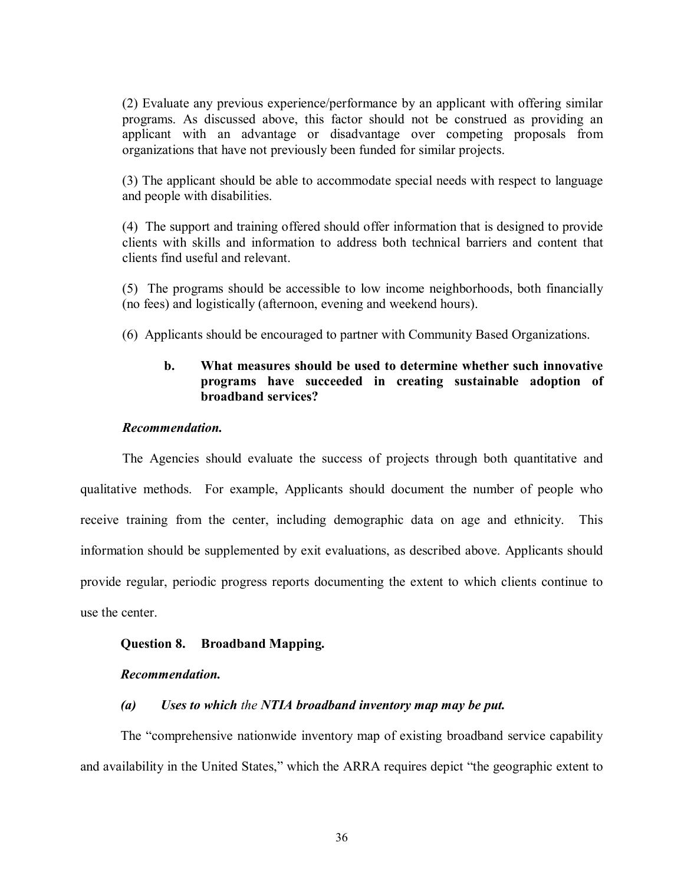(2) Evaluate any previous experience/performance by an applicant with offering similar programs. As discussed above, this factor should not be construed as providing an applicant with an advantage or disadvantage over competing proposals from organizations that have not previously been funded for similar projects.

(3) The applicant should be able to accommodate special needs with respect to language and people with disabilities.

(4) The support and training offered should offer information that is designed to provide clients with skills and information to address both technical barriers and content that clients find useful and relevant.

(5) The programs should be accessible to low income neighborhoods, both financially (no fees) and logistically (afternoon, evening and weekend hours).

(6) Applicants should be encouraged to partner with Community Based Organizations.

**b. What measures should be used to determine whether such innovative programs have succeeded in creating sustainable adoption of broadband services?**

***Recommendation.***

The Agencies should evaluate the success of projects through both quantitative and qualitative methods. For example, Applicants should document the number of people who receive training from the center, including demographic data on age and ethnicity. This information should be supplemented by exit evaluations, as described above. Applicants should provide regular, periodic progress reports documenting the extent to which clients continue to use the center.

**Question 8. Broadband Mapping.**

***Recommendation.***

***(a) Uses to which*** *the* ***NTIA broadband inventory map may be put.***

The "comprehensive nationwide inventory map of existing broadband service capability and availability in the United States," which the ARRA requires depict "the geographic extent to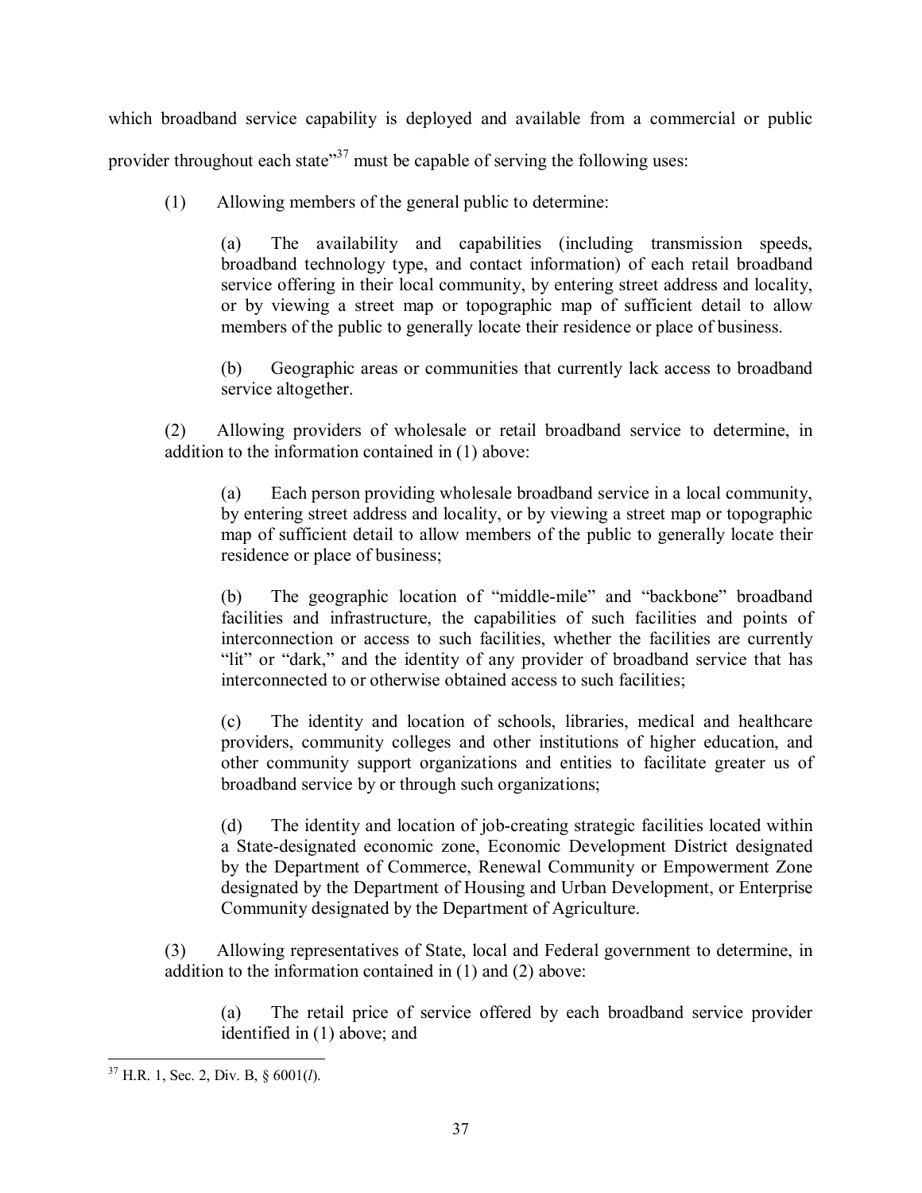which broadband service capability is deployed and available from a commercial or public provider throughout each state"[37] must be capable of serving the following uses:

(1) Allowing members of the general public to determine:

> (a) The availability and capabilities (including transmission speeds, broadband technology type, and contact information) of each retail broadband service offering in their local community, by entering street address and locality, or by viewing a street map or topographic map of sufficient detail to allow members of the public to generally locate their residence or place of business.
>
> (b) Geographic areas or communities that currently lack access to broadband service altogether.

(2) Allowing providers of wholesale or retail broadband service to determine, in addition to the information contained in (1) above:

> (a) Each person providing wholesale broadband service in a local community, by entering street address and locality, or by viewing a street map or topographic map of sufficient detail to allow members of the public to generally locate their residence or place of business;
>
> (b) The geographic location of "middle-mile" and "backbone" broadband facilities and infrastructure, the capabilities of such facilities and points of interconnection or access to such facilities, whether the facilities are currently "lit" or "dark," and the identity of any provider of broadband service that has interconnected to or otherwise obtained access to such facilities;
>
> (c) The identity and location of schools, libraries, medical and healthcare providers, community colleges and other institutions of higher education, and other community support organizations and entities to facilitate greater us of broadband service by or through such organizations;
>
> (d) The identity and location of job-creating strategic facilities located within a State-designated economic zone, Economic Development District designated by the Department of Commerce, Renewal Community or Empowerment Zone designated by the Department of Housing and Urban Development, or Enterprise Community designated by the Department of Agriculture.

(3) Allowing representatives of State, local and Federal government to determine, in addition to the information contained in (1) and (2) above:

> (a) The retail price of service offered by each broadband service provider identified in (1) above; and

---

[37] H.R. 1, Sec. 2, Div. B, § 6001(*l*).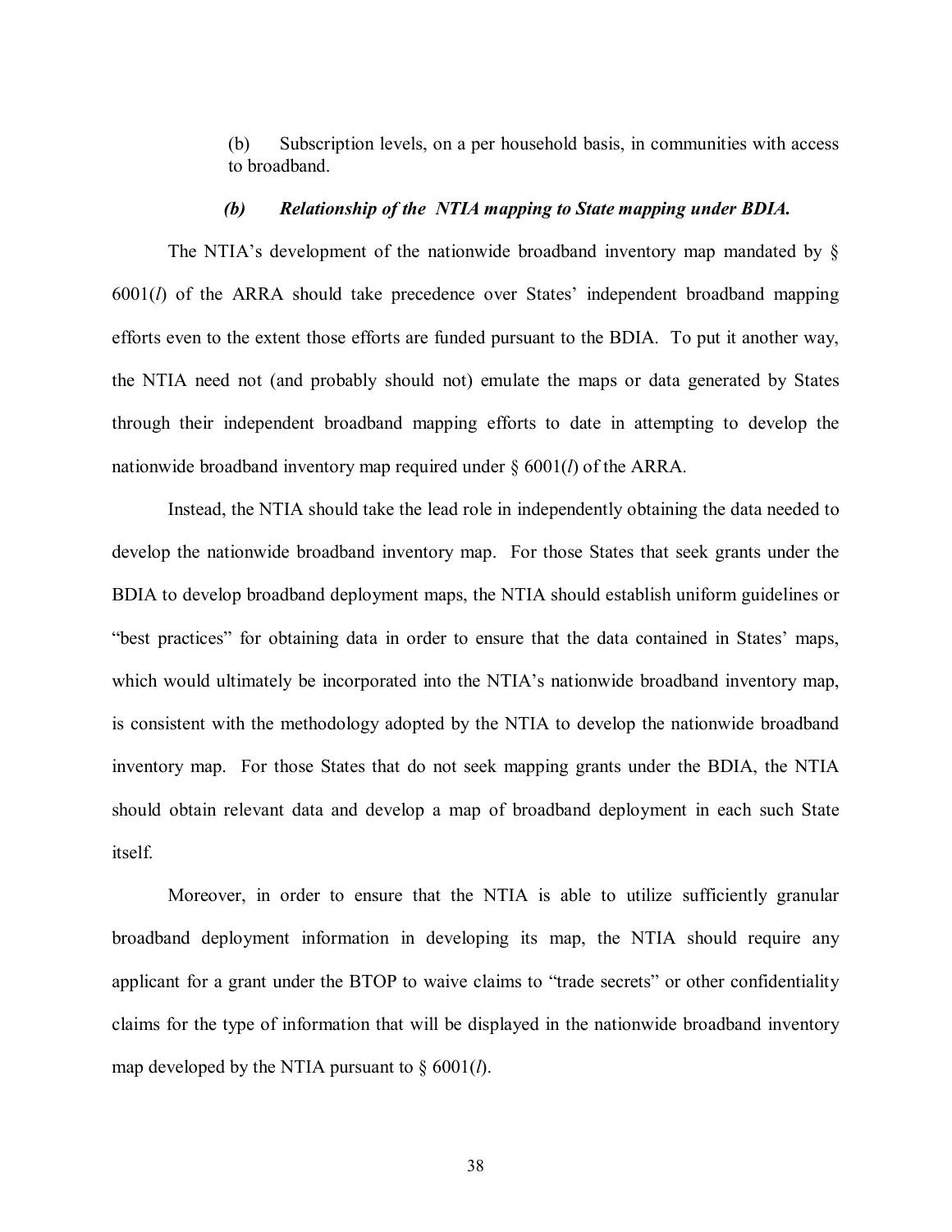(b) Subscription levels, on a per household basis, in communities with access to broadband.

### *(b) Relationship of the NTIA mapping to State mapping under BDIA.*

The NTIA's development of the nationwide broadband inventory map mandated by § 6001(*l*) of the ARRA should take precedence over States' independent broadband mapping efforts even to the extent those efforts are funded pursuant to the BDIA. To put it another way, the NTIA need not (and probably should not) emulate the maps or data generated by States through their independent broadband mapping efforts to date in attempting to develop the nationwide broadband inventory map required under § 6001(*l*) of the ARRA.

Instead, the NTIA should take the lead role in independently obtaining the data needed to develop the nationwide broadband inventory map. For those States that seek grants under the BDIA to develop broadband deployment maps, the NTIA should establish uniform guidelines or "best practices" for obtaining data in order to ensure that the data contained in States' maps, which would ultimately be incorporated into the NTIA's nationwide broadband inventory map, is consistent with the methodology adopted by the NTIA to develop the nationwide broadband inventory map. For those States that do not seek mapping grants under the BDIA, the NTIA should obtain relevant data and develop a map of broadband deployment in each such State itself.

Moreover, in order to ensure that the NTIA is able to utilize sufficiently granular broadband deployment information in developing its map, the NTIA should require any applicant for a grant under the BTOP to waive claims to "trade secrets" or other confidentiality claims for the type of information that will be displayed in the nationwide broadband inventory map developed by the NTIA pursuant to § 6001(*l*).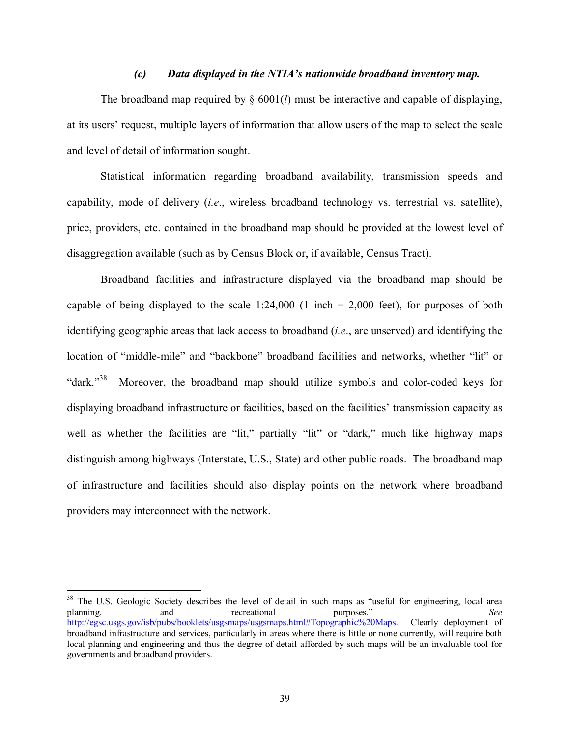### *(c) Data displayed in the NTIA's nationwide broadband inventory map.*

The broadband map required by § 6001(*l*) must be interactive and capable of displaying, at its users' request, multiple layers of information that allow users of the map to select the scale and level of detail of information sought.

Statistical information regarding broadband availability, transmission speeds and capability, mode of delivery (*i.e.*, wireless broadband technology vs. terrestrial vs. satellite), price, providers, etc. contained in the broadband map should be provided at the lowest level of disaggregation available (such as by Census Block or, if available, Census Tract).

Broadband facilities and infrastructure displayed via the broadband map should be capable of being displayed to the scale 1:24,000 (1 inch = 2,000 feet), for purposes of both identifying geographic areas that lack access to broadband (*i.e.*, are unserved) and identifying the location of "middle-mile" and "backbone" broadband facilities and networks, whether "lit" or "dark."[38] Moreover, the broadband map should utilize symbols and color-coded keys for displaying broadband infrastructure or facilities, based on the facilities' transmission capacity as well as whether the facilities are "lit," partially "lit" or "dark," much like highway maps distinguish among highways (Interstate, U.S., State) and other public roads. The broadband map of infrastructure and facilities should also display points on the network where broadband providers may interconnect with the network.

---

[38] The U.S. Geologic Society describes the level of detail in such maps as "useful for engineering, local area planning, and recreational purposes." *See* http://egsc.usgs.gov/isb/pubs/booklets/usgsmaps/usgsmaps.html#Topographic%20Maps. Clearly deployment of broadband infrastructure and services, particularly in areas where there is little or none currently, will require both local planning and engineering and thus the degree of detail afforded by such maps will be an invaluable tool for governments and broadband providers.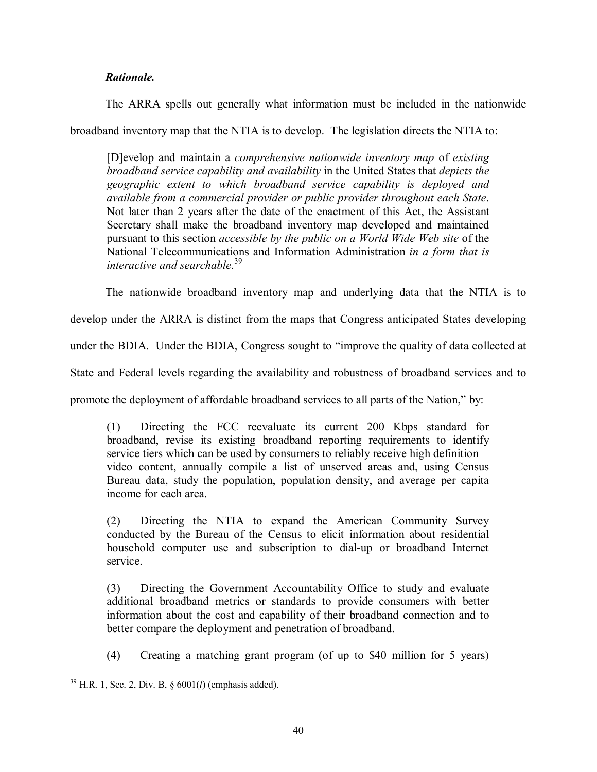***Rationale.***

The ARRA spells out generally what information must be included in the nationwide broadband inventory map that the NTIA is to develop. The legislation directs the NTIA to:

> [D]evelop and maintain a *comprehensive nationwide inventory map* of *existing broadband service capability and availability* in the United States that *depicts the geographic extent to which broadband service capability is deployed and available from a commercial provider or public provider throughout each State*. Not later than 2 years after the date of the enactment of this Act, the Assistant Secretary shall make the broadband inventory map developed and maintained pursuant to this section *accessible by the public on a World Wide Web site* of the National Telecommunications and Information Administration *in a form that is interactive and searchable*.[39]

The nationwide broadband inventory map and underlying data that the NTIA is to develop under the ARRA is distinct from the maps that Congress anticipated States developing under the BDIA. Under the BDIA, Congress sought to "improve the quality of data collected at State and Federal levels regarding the availability and robustness of broadband services and to promote the deployment of affordable broadband services to all parts of the Nation," by:

> (1) Directing the FCC reevaluate its current 200 Kbps standard for broadband, revise its existing broadband reporting requirements to identify service tiers which can be used by consumers to reliably receive high definition video content, annually compile a list of unserved areas and, using Census Bureau data, study the population, population density, and average per capita income for each area.
>
> (2) Directing the NTIA to expand the American Community Survey conducted by the Bureau of the Census to elicit information about residential household computer use and subscription to dial-up or broadband Internet service.
>
> (3) Directing the Government Accountability Office to study and evaluate additional broadband metrics or standards to provide consumers with better information about the cost and capability of their broadband connection and to better compare the deployment and penetration of broadband.
>
> (4) Creating a matching grant program (of up to $40 million for 5 years)

[39] H.R. 1, Sec. 2, Div. B, § 6001(*l*) (emphasis added).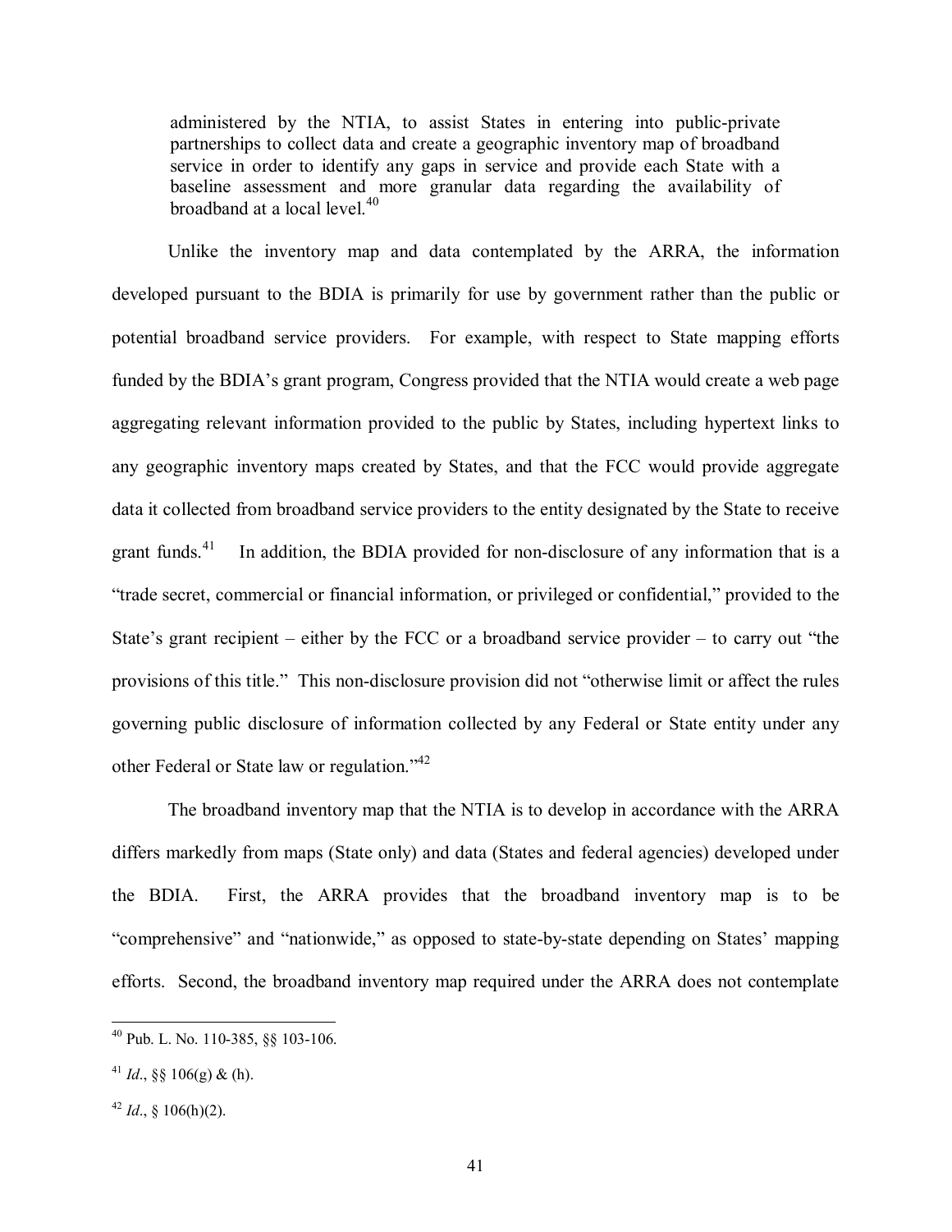> administered by the NTIA, to assist States in entering into public-private partnerships to collect data and create a geographic inventory map of broadband service in order to identify any gaps in service and provide each State with a baseline assessment and more granular data regarding the availability of broadband at a local level.[40]

Unlike the inventory map and data contemplated by the ARRA, the information developed pursuant to the BDIA is primarily for use by government rather than the public or potential broadband service providers. For example, with respect to State mapping efforts funded by the BDIA's grant program, Congress provided that the NTIA would create a web page aggregating relevant information provided to the public by States, including hypertext links to any geographic inventory maps created by States, and that the FCC would provide aggregate data it collected from broadband service providers to the entity designated by the State to receive grant funds.[41] In addition, the BDIA provided for non-disclosure of any information that is a "trade secret, commercial or financial information, or privileged or confidential," provided to the State's grant recipient – either by the FCC or a broadband service provider – to carry out "the provisions of this title." This non-disclosure provision did not "otherwise limit or affect the rules governing public disclosure of information collected by any Federal or State entity under any other Federal or State law or regulation."[42]

The broadband inventory map that the NTIA is to develop in accordance with the ARRA differs markedly from maps (State only) and data (States and federal agencies) developed under the BDIA. First, the ARRA provides that the broadband inventory map is to be "comprehensive" and "nationwide," as opposed to state-by-state depending on States' mapping efforts. Second, the broadband inventory map required under the ARRA does not contemplate

---

[40] Pub. L. No. 110-385, §§ 103-106.

[41] *Id*., §§ 106(g) & (h).

[42] *Id*., § 106(h)(2).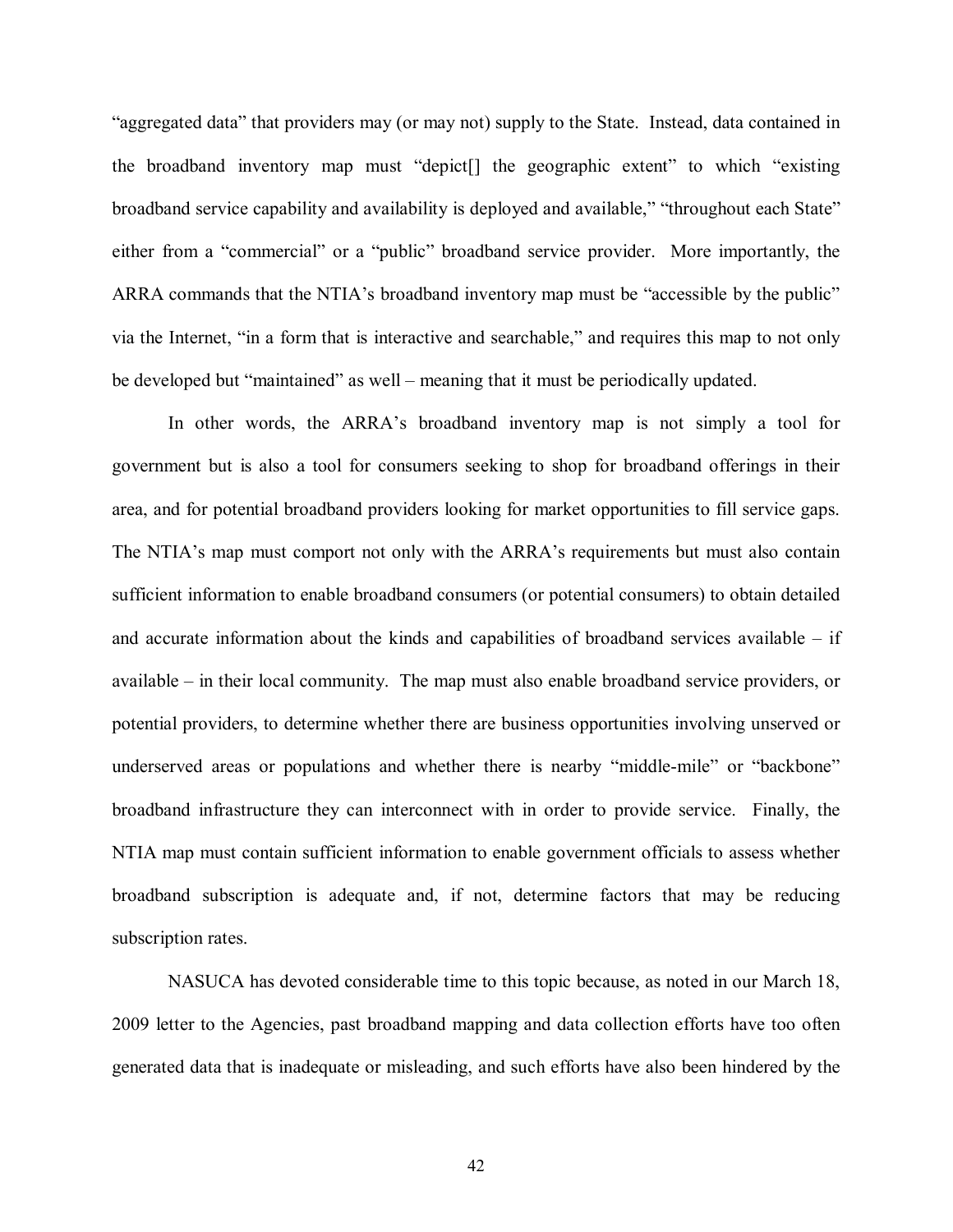"aggregated data" that providers may (or may not) supply to the State. Instead, data contained in the broadband inventory map must "depict[] the geographic extent" to which "existing broadband service capability and availability is deployed and available," "throughout each State" either from a "commercial" or a "public" broadband service provider. More importantly, the ARRA commands that the NTIA's broadband inventory map must be "accessible by the public" via the Internet, "in a form that is interactive and searchable," and requires this map to not only be developed but "maintained" as well – meaning that it must be periodically updated.

In other words, the ARRA's broadband inventory map is not simply a tool for government but is also a tool for consumers seeking to shop for broadband offerings in their area, and for potential broadband providers looking for market opportunities to fill service gaps. The NTIA's map must comport not only with the ARRA's requirements but must also contain sufficient information to enable broadband consumers (or potential consumers) to obtain detailed and accurate information about the kinds and capabilities of broadband services available – if available – in their local community. The map must also enable broadband service providers, or potential providers, to determine whether there are business opportunities involving unserved or underserved areas or populations and whether there is nearby "middle-mile" or "backbone" broadband infrastructure they can interconnect with in order to provide service. Finally, the NTIA map must contain sufficient information to enable government officials to assess whether broadband subscription is adequate and, if not, determine factors that may be reducing subscription rates.

NASUCA has devoted considerable time to this topic because, as noted in our March 18, 2009 letter to the Agencies, past broadband mapping and data collection efforts have too often generated data that is inadequate or misleading, and such efforts have also been hindered by the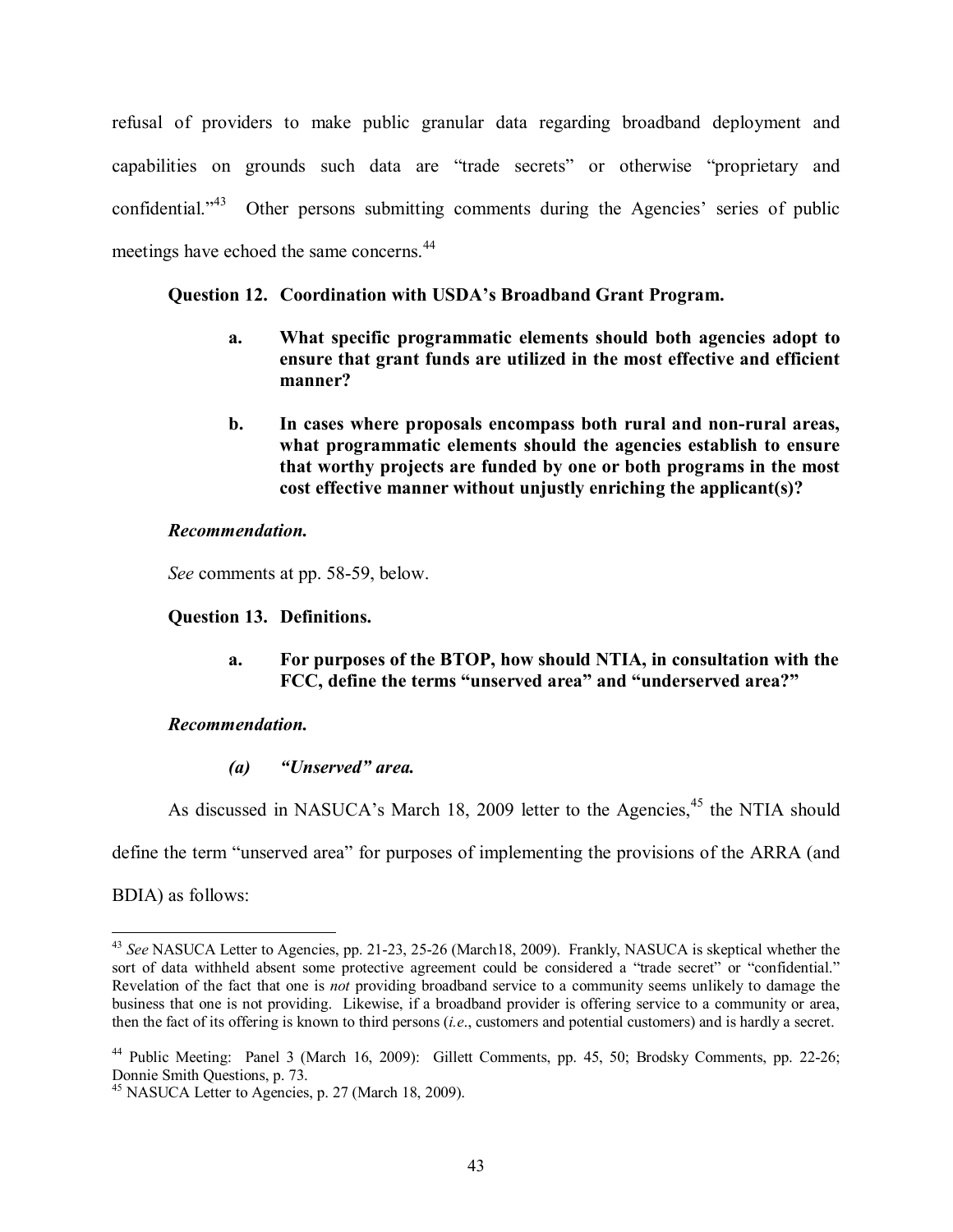refusal of providers to make public granular data regarding broadband deployment and capabilities on grounds such data are "trade secrets" or otherwise "proprietary and confidential."[43] Other persons submitting comments during the Agencies' series of public meetings have echoed the same concerns.[44]

**Question 12. Coordination with USDA's Broadband Grant Program.**

> **a. What specific programmatic elements should both agencies adopt to ensure that grant funds are utilized in the most effective and efficient manner?**
>
> **b. In cases where proposals encompass both rural and non-rural areas, what programmatic elements should the agencies establish to ensure that worthy projects are funded by one or both programs in the most cost effective manner without unjustly enriching the applicant(s)?**

***Recommendation.***

*See* comments at pp. 58-59, below.

**Question 13. Definitions.**

> **a. For purposes of the BTOP, how should NTIA, in consultation with the FCC, define the terms "unserved area" and "underserved area?"**

***Recommendation.***

***(a) "Unserved" area.***

As discussed in NASUCA's March 18, 2009 letter to the Agencies,[45] the NTIA should define the term "unserved area" for purposes of implementing the provisions of the ARRA (and BDIA) as follows:

---

[43] *See* NASUCA Letter to Agencies, pp. 21-23, 25-26 (March18, 2009). Frankly, NASUCA is skeptical whether the sort of data withheld absent some protective agreement could be considered a "trade secret" or "confidential." Revelation of the fact that one is *not* providing broadband service to a community seems unlikely to damage the business that one is not providing. Likewise, if a broadband provider is offering service to a community or area, then the fact of its offering is known to third persons (*i.e.*, customers and potential customers) and is hardly a secret.

[44] Public Meeting: Panel 3 (March 16, 2009): Gillett Comments, pp. 45, 50; Brodsky Comments, pp. 22-26; Donnie Smith Questions, p. 73.

[45] NASUCA Letter to Agencies, p. 27 (March 18, 2009).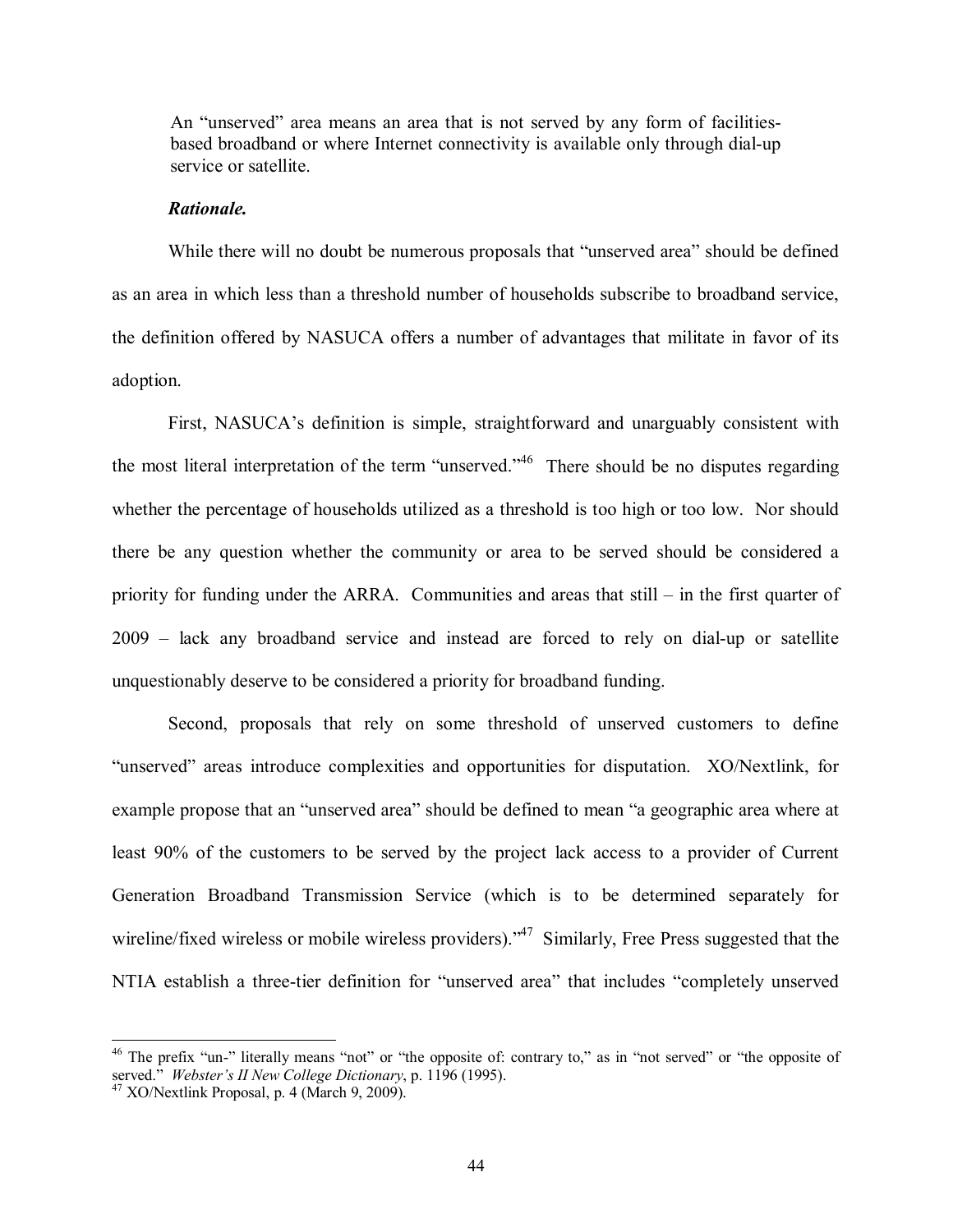> An "unserved" area means an area that is not served by any form of facilities-based broadband or where Internet connectivity is available only through dial-up service or satellite.

***Rationale.***

While there will no doubt be numerous proposals that "unserved area" should be defined as an area in which less than a threshold number of households subscribe to broadband service, the definition offered by NASUCA offers a number of advantages that militate in favor of its adoption.

First, NASUCA's definition is simple, straightforward and unarguably consistent with the most literal interpretation of the term "unserved."[46] There should be no disputes regarding whether the percentage of households utilized as a threshold is too high or too low. Nor should there be any question whether the community or area to be served should be considered a priority for funding under the ARRA. Communities and areas that still – in the first quarter of 2009 – lack any broadband service and instead are forced to rely on dial-up or satellite unquestionably deserve to be considered a priority for broadband funding.

Second, proposals that rely on some threshold of unserved customers to define "unserved" areas introduce complexities and opportunities for disputation. XO/Nextlink, for example propose that an "unserved area" should be defined to mean "a geographic area where at least 90% of the customers to be served by the project lack access to a provider of Current Generation Broadband Transmission Service (which is to be determined separately for wireline/fixed wireless or mobile wireless providers)."[47] Similarly, Free Press suggested that the NTIA establish a three-tier definition for "unserved area" that includes "completely unserved

---

[46] The prefix "un-" literally means "not" or "the opposite of: contrary to," as in "not served" or "the opposite of served." *Webster's II New College Dictionary*, p. 1196 (1995).

[47] XO/Nextlink Proposal, p. 4 (March 9, 2009).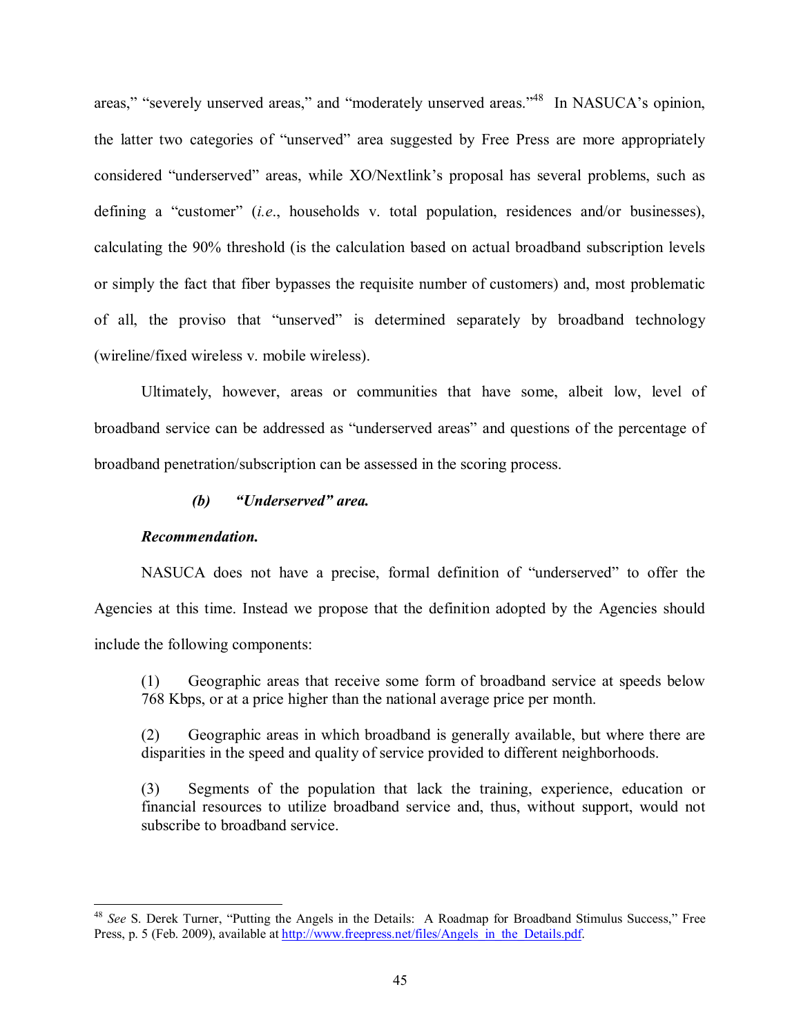areas," "severely unserved areas," and "moderately unserved areas."[48] In NASUCA's opinion, the latter two categories of "unserved" area suggested by Free Press are more appropriately considered "underserved" areas, while XO/Nextlink's proposal has several problems, such as defining a "customer" (*i.e.*, households v. total population, residences and/or businesses), calculating the 90% threshold (is the calculation based on actual broadband subscription levels or simply the fact that fiber bypasses the requisite number of customers) and, most problematic of all, the proviso that "unserved" is determined separately by broadband technology (wireline/fixed wireless v. mobile wireless).

Ultimately, however, areas or communities that have some, albeit low, level of broadband service can be addressed as "underserved areas" and questions of the percentage of broadband penetration/subscription can be assessed in the scoring process.

***(b) "Underserved" area.***

***Recommendation.***

NASUCA does not have a precise, formal definition of "underserved" to offer the Agencies at this time. Instead we propose that the definition adopted by the Agencies should include the following components:

(1) Geographic areas that receive some form of broadband service at speeds below 768 Kbps, or at a price higher than the national average price per month.

(2) Geographic areas in which broadband is generally available, but where there are disparities in the speed and quality of service provided to different neighborhoods.

(3) Segments of the population that lack the training, experience, education or financial resources to utilize broadband service and, thus, without support, would not subscribe to broadband service.

---

[48] *See* S. Derek Turner, "Putting the Angels in the Details: A Roadmap for Broadband Stimulus Success," Free Press, p. 5 (Feb. 2009), available at http://www.freepress.net/files/Angels_in_the_Details.pdf.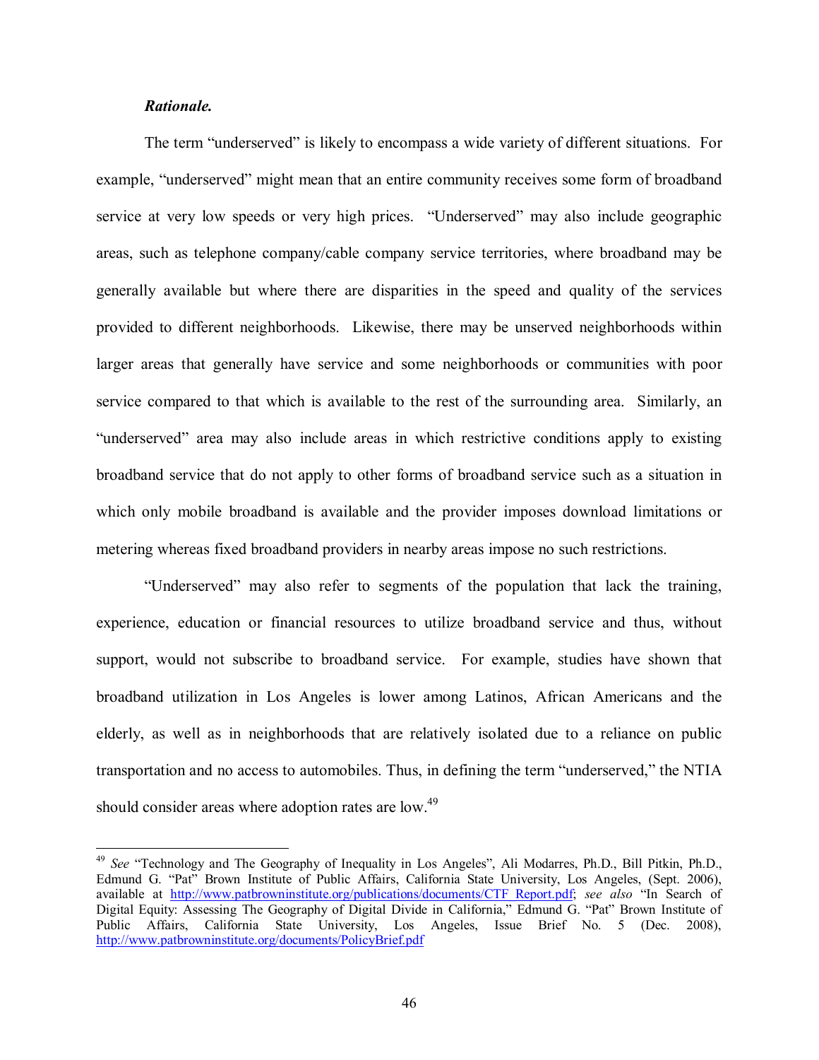***Rationale.***

The term "underserved" is likely to encompass a wide variety of different situations. For example, "underserved" might mean that an entire community receives some form of broadband service at very low speeds or very high prices. "Underserved" may also include geographic areas, such as telephone company/cable company service territories, where broadband may be generally available but where there are disparities in the speed and quality of the services provided to different neighborhoods. Likewise, there may be unserved neighborhoods within larger areas that generally have service and some neighborhoods or communities with poor service compared to that which is available to the rest of the surrounding area. Similarly, an "underserved" area may also include areas in which restrictive conditions apply to existing broadband service that do not apply to other forms of broadband service such as a situation in which only mobile broadband is available and the provider imposes download limitations or metering whereas fixed broadband providers in nearby areas impose no such restrictions.

"Underserved" may also refer to segments of the population that lack the training, experience, education or financial resources to utilize broadband service and thus, without support, would not subscribe to broadband service. For example, studies have shown that broadband utilization in Los Angeles is lower among Latinos, African Americans and the elderly, as well as in neighborhoods that are relatively isolated due to a reliance on public transportation and no access to automobiles. Thus, in defining the term "underserved," the NTIA should consider areas where adoption rates are low.[49]

---

[49] *See* "Technology and The Geography of Inequality in Los Angeles", Ali Modarres, Ph.D., Bill Pitkin, Ph.D., Edmund G. "Pat" Brown Institute of Public Affairs, California State University, Los Angeles, (Sept. 2006), available at http://www.patbrowninstitute.org/publications/documents/CTF_Report.pdf; *see also* "In Search of Digital Equity: Assessing The Geography of Digital Divide in California," Edmund G. "Pat" Brown Institute of Public Affairs, California State University, Los Angeles, Issue Brief No. 5 (Dec. 2008), http://www.patbrowninstitute.org/documents/PolicyBrief.pdf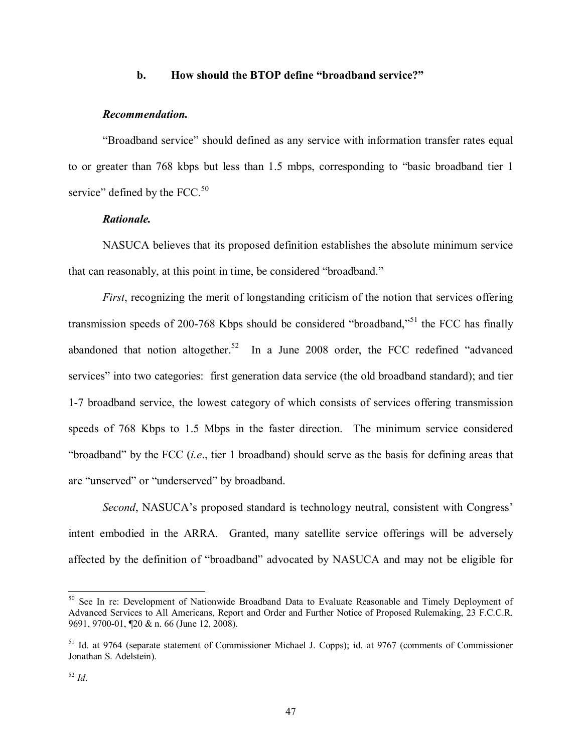**b. How should the BTOP define "broadband service?"**

***Recommendation.***

"Broadband service" should defined as any service with information transfer rates equal to or greater than 768 kbps but less than 1.5 mbps, corresponding to "basic broadband tier 1 service" defined by the FCC.[50]

***Rationale.***

NASUCA believes that its proposed definition establishes the absolute minimum service that can reasonably, at this point in time, be considered "broadband."

*First*, recognizing the merit of longstanding criticism of the notion that services offering transmission speeds of 200-768 Kbps should be considered "broadband,"[51] the FCC has finally abandoned that notion altogether.[52] In a June 2008 order, the FCC redefined "advanced services" into two categories: first generation data service (the old broadband standard); and tier 1-7 broadband service, the lowest category of which consists of services offering transmission speeds of 768 Kbps to 1.5 Mbps in the faster direction. The minimum service considered "broadband" by the FCC (*i.e*., tier 1 broadband) should serve as the basis for defining areas that are "unserved" or "underserved" by broadband.

*Second*, NASUCA's proposed standard is technology neutral, consistent with Congress' intent embodied in the ARRA. Granted, many satellite service offerings will be adversely affected by the definition of "broadband" advocated by NASUCA and may not be eligible for

---

[50] See In re: Development of Nationwide Broadband Data to Evaluate Reasonable and Timely Deployment of Advanced Services to All Americans, Report and Order and Further Notice of Proposed Rulemaking, 23 F.C.C.R. 9691, 9700-01, ¶20 & n. 66 (June 12, 2008).

[51] Id. at 9764 (separate statement of Commissioner Michael J. Copps); id. at 9767 (comments of Commissioner Jonathan S. Adelstein).

[52] *Id*.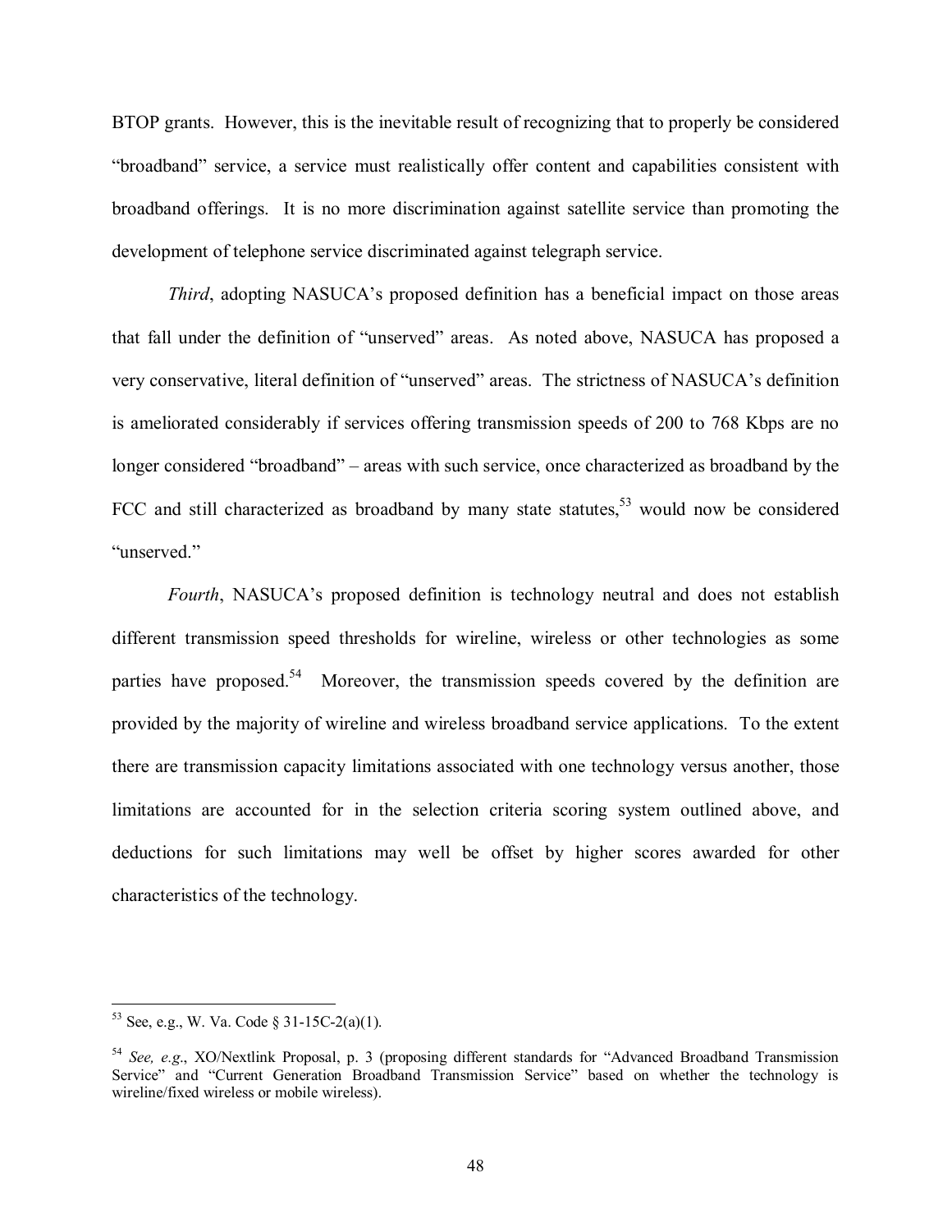BTOP grants. However, this is the inevitable result of recognizing that to properly be considered "broadband" service, a service must realistically offer content and capabilities consistent with broadband offerings. It is no more discrimination against satellite service than promoting the development of telephone service discriminated against telegraph service.

*Third*, adopting NASUCA's proposed definition has a beneficial impact on those areas that fall under the definition of "unserved" areas. As noted above, NASUCA has proposed a very conservative, literal definition of "unserved" areas. The strictness of NASUCA's definition is ameliorated considerably if services offering transmission speeds of 200 to 768 Kbps are no longer considered "broadband" – areas with such service, once characterized as broadband by the FCC and still characterized as broadband by many state statutes,[53] would now be considered "unserved."

*Fourth*, NASUCA's proposed definition is technology neutral and does not establish different transmission speed thresholds for wireline, wireless or other technologies as some parties have proposed.[54] Moreover, the transmission speeds covered by the definition are provided by the majority of wireline and wireless broadband service applications. To the extent there are transmission capacity limitations associated with one technology versus another, those limitations are accounted for in the selection criteria scoring system outlined above, and deductions for such limitations may well be offset by higher scores awarded for other characteristics of the technology.

---

[53] See, e.g., W. Va. Code § 31-15C-2(a)(1).

[54] *See, e.g.*, XO/Nextlink Proposal, p. 3 (proposing different standards for "Advanced Broadband Transmission Service" and "Current Generation Broadband Transmission Service" based on whether the technology is wireline/fixed wireless or mobile wireless).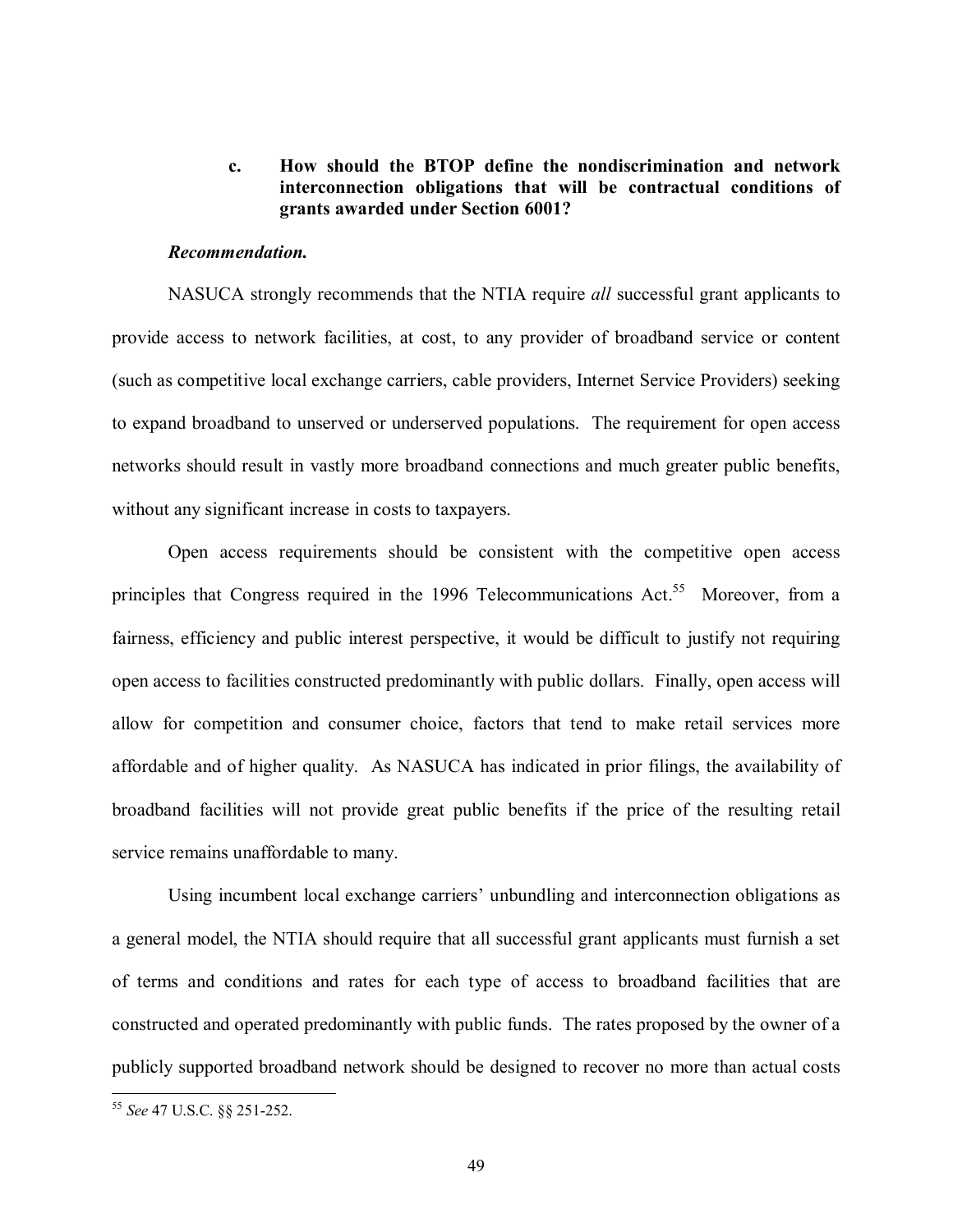### c. How should the BTOP define the nondiscrimination and network interconnection obligations that will be contractual conditions of grants awarded under Section 6001?

***Recommendation.***

NASUCA strongly recommends that the NTIA require *all* successful grant applicants to provide access to network facilities, at cost, to any provider of broadband service or content (such as competitive local exchange carriers, cable providers, Internet Service Providers) seeking to expand broadband to unserved or underserved populations. The requirement for open access networks should result in vastly more broadband connections and much greater public benefits, without any significant increase in costs to taxpayers.

Open access requirements should be consistent with the competitive open access principles that Congress required in the 1996 Telecommunications Act.[55] Moreover, from a fairness, efficiency and public interest perspective, it would be difficult to justify not requiring open access to facilities constructed predominantly with public dollars. Finally, open access will allow for competition and consumer choice, factors that tend to make retail services more affordable and of higher quality. As NASUCA has indicated in prior filings, the availability of broadband facilities will not provide great public benefits if the price of the resulting retail service remains unaffordable to many.

Using incumbent local exchange carriers' unbundling and interconnection obligations as a general model, the NTIA should require that all successful grant applicants must furnish a set of terms and conditions and rates for each type of access to broadband facilities that are constructed and operated predominantly with public funds. The rates proposed by the owner of a publicly supported broadband network should be designed to recover no more than actual costs

---

[55] *See* 47 U.S.C. §§ 251-252.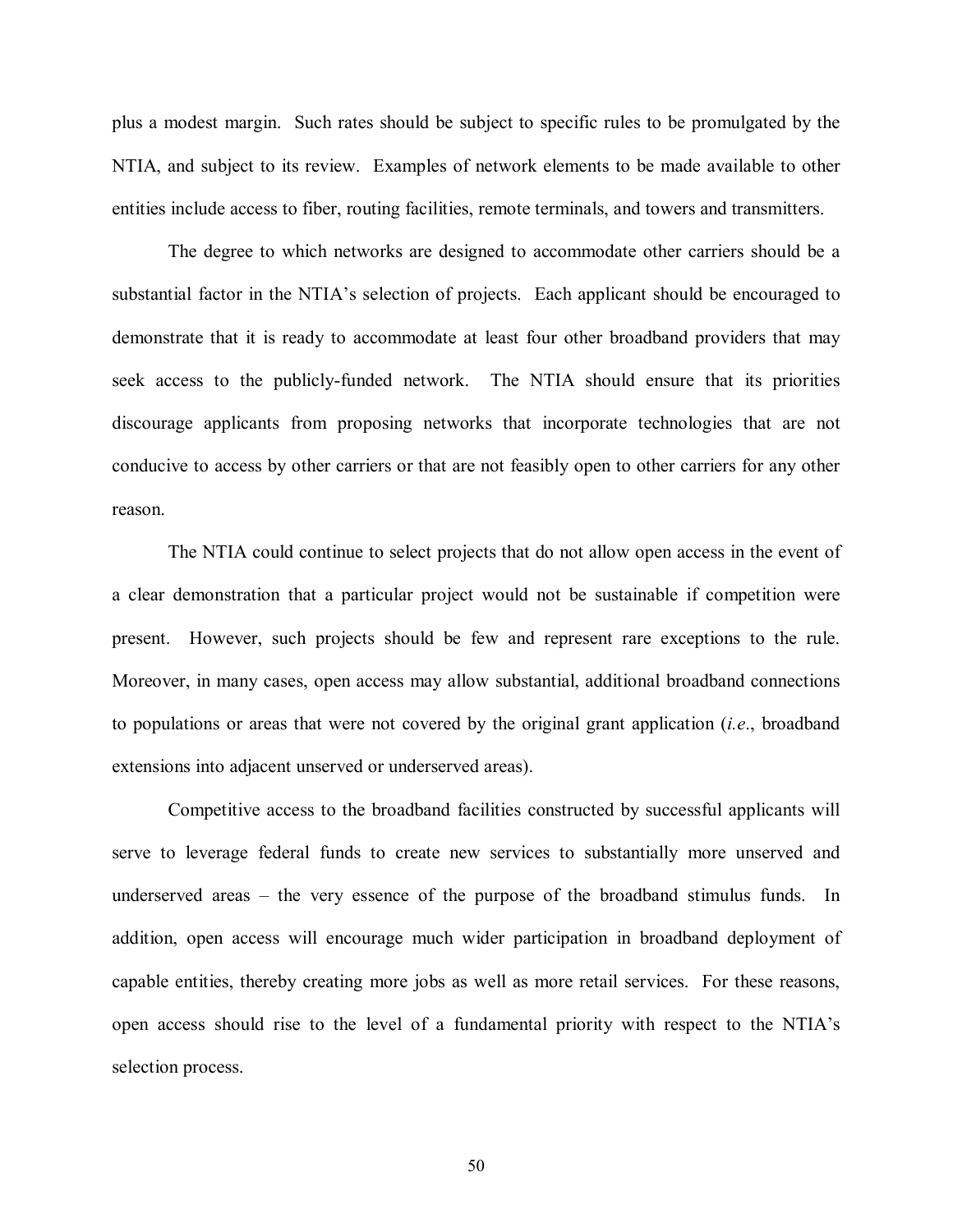plus a modest margin. Such rates should be subject to specific rules to be promulgated by the NTIA, and subject to its review. Examples of network elements to be made available to other entities include access to fiber, routing facilities, remote terminals, and towers and transmitters.

The degree to which networks are designed to accommodate other carriers should be a substantial factor in the NTIA's selection of projects. Each applicant should be encouraged to demonstrate that it is ready to accommodate at least four other broadband providers that may seek access to the publicly-funded network. The NTIA should ensure that its priorities discourage applicants from proposing networks that incorporate technologies that are not conducive to access by other carriers or that are not feasibly open to other carriers for any other reason.

The NTIA could continue to select projects that do not allow open access in the event of a clear demonstration that a particular project would not be sustainable if competition were present. However, such projects should be few and represent rare exceptions to the rule. Moreover, in many cases, open access may allow substantial, additional broadband connections to populations or areas that were not covered by the original grant application (*i.e.*, broadband extensions into adjacent unserved or underserved areas).

Competitive access to the broadband facilities constructed by successful applicants will serve to leverage federal funds to create new services to substantially more unserved and underserved areas – the very essence of the purpose of the broadband stimulus funds. In addition, open access will encourage much wider participation in broadband deployment of capable entities, thereby creating more jobs as well as more retail services. For these reasons, open access should rise to the level of a fundamental priority with respect to the NTIA's selection process.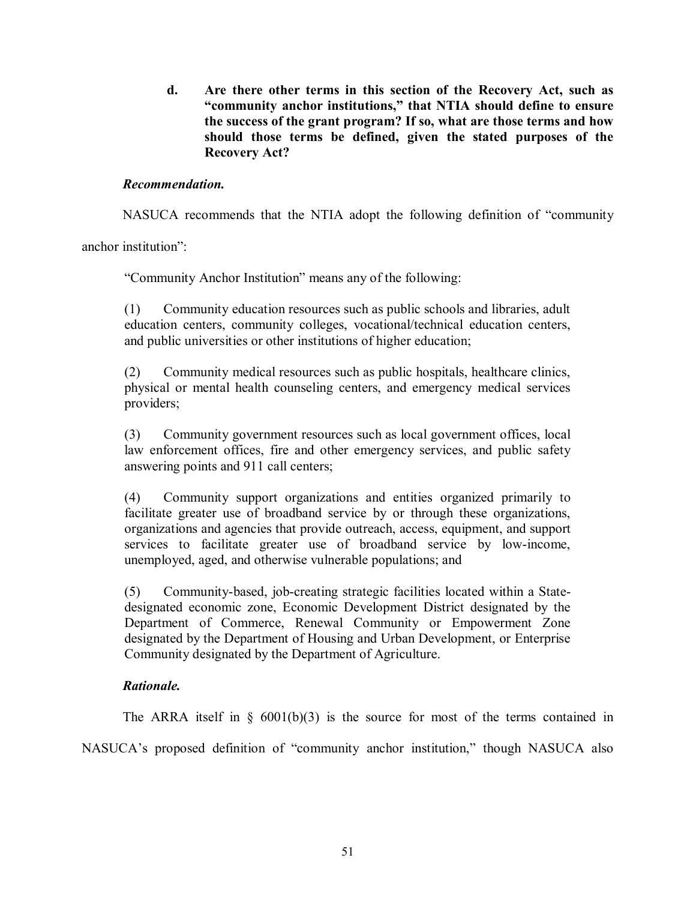**d. Are there other terms in this section of the Recovery Act, such as "community anchor institutions," that NTIA should define to ensure the success of the grant program? If so, what are those terms and how should those terms be defined, given the stated purposes of the Recovery Act?**

***Recommendation.***

NASUCA recommends that the NTIA adopt the following definition of "community anchor institution":

> "Community Anchor Institution" means any of the following:
>
> (1) Community education resources such as public schools and libraries, adult education centers, community colleges, vocational/technical education centers, and public universities or other institutions of higher education;
>
> (2) Community medical resources such as public hospitals, healthcare clinics, physical or mental health counseling centers, and emergency medical services providers;
>
> (3) Community government resources such as local government offices, local law enforcement offices, fire and other emergency services, and public safety answering points and 911 call centers;
>
> (4) Community support organizations and entities organized primarily to facilitate greater use of broadband service by or through these organizations, organizations and agencies that provide outreach, access, equipment, and support services to facilitate greater use of broadband service by low-income, unemployed, aged, and otherwise vulnerable populations; and
>
> (5) Community-based, job-creating strategic facilities located within a State-designated economic zone, Economic Development District designated by the Department of Commerce, Renewal Community or Empowerment Zone designated by the Department of Housing and Urban Development, or Enterprise Community designated by the Department of Agriculture.

***Rationale.***

The ARRA itself in § 6001(b)(3) is the source for most of the terms contained in NASUCA's proposed definition of "community anchor institution," though NASUCA also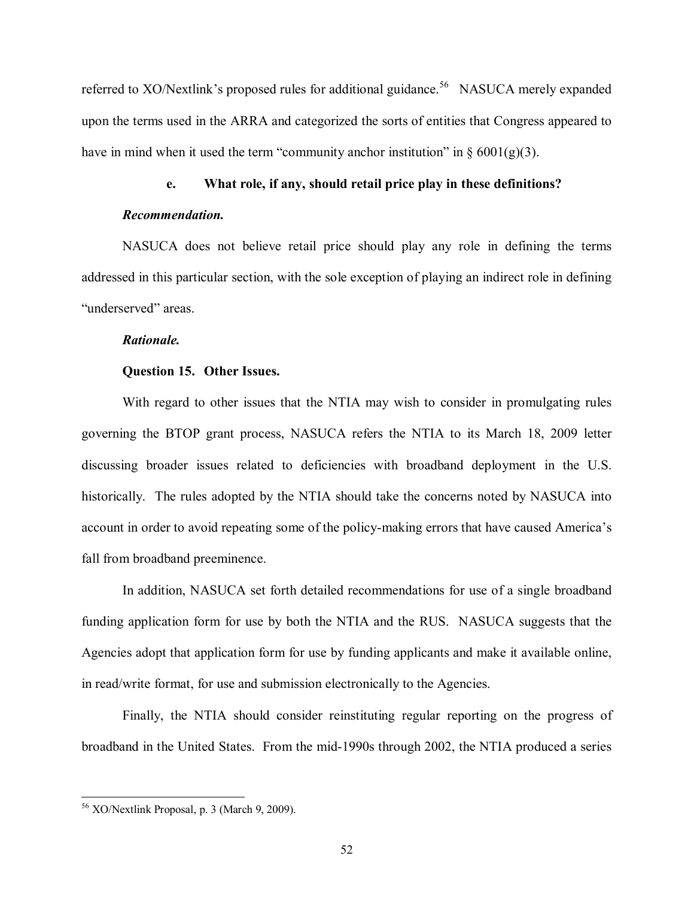referred to XO/Nextlink's proposed rules for additional guidance.[56] NASUCA merely expanded upon the terms used in the ARRA and categorized the sorts of entities that Congress appeared to have in mind when it used the term "community anchor institution" in § 6001(g)(3).

#### e. What role, if any, should retail price play in these definitions?

***Recommendation.***

NASUCA does not believe retail price should play any role in defining the terms addressed in this particular section, with the sole exception of playing an indirect role in defining "underserved" areas.

***Rationale.***

**Question 15. Other Issues.**

With regard to other issues that the NTIA may wish to consider in promulgating rules governing the BTOP grant process, NASUCA refers the NTIA to its March 18, 2009 letter discussing broader issues related to deficiencies with broadband deployment in the U.S. historically. The rules adopted by the NTIA should take the concerns noted by NASUCA into account in order to avoid repeating some of the policy-making errors that have caused America's fall from broadband preeminence.

In addition, NASUCA set forth detailed recommendations for use of a single broadband funding application form for use by both the NTIA and the RUS. NASUCA suggests that the Agencies adopt that application form for use by funding applicants and make it available online, in read/write format, for use and submission electronically to the Agencies.

Finally, the NTIA should consider reinstituting regular reporting on the progress of broadband in the United States. From the mid-1990s through 2002, the NTIA produced a series

---

[56] XO/Nextlink Proposal, p. 3 (March 9, 2009).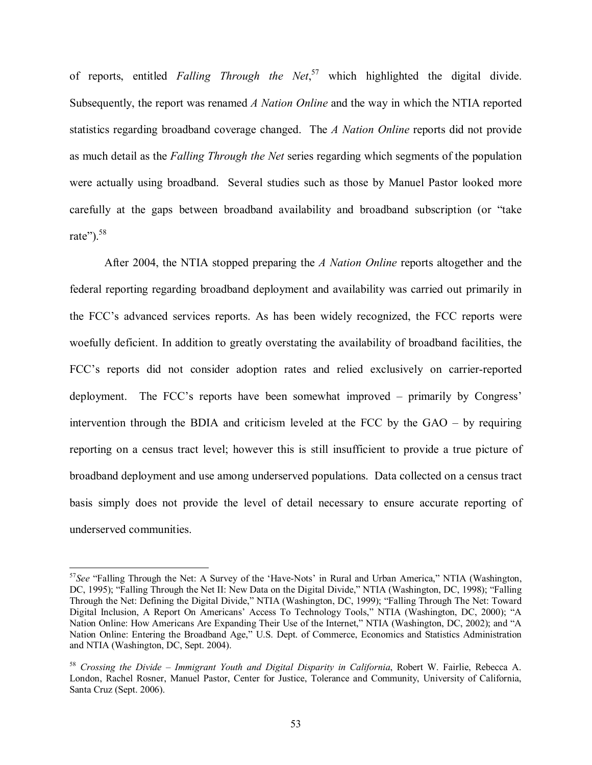of reports, entitled *Falling Through the Net*,[57] which highlighted the digital divide. Subsequently, the report was renamed *A Nation Online* and the way in which the NTIA reported statistics regarding broadband coverage changed. The *A Nation Online* reports did not provide as much detail as the *Falling Through the Net* series regarding which segments of the population were actually using broadband. Several studies such as those by Manuel Pastor looked more carefully at the gaps between broadband availability and broadband subscription (or "take rate").[58]

After 2004, the NTIA stopped preparing the *A Nation Online* reports altogether and the federal reporting regarding broadband deployment and availability was carried out primarily in the FCC's advanced services reports. As has been widely recognized, the FCC reports were woefully deficient. In addition to greatly overstating the availability of broadband facilities, the FCC's reports did not consider adoption rates and relied exclusively on carrier-reported deployment. The FCC's reports have been somewhat improved – primarily by Congress' intervention through the BDIA and criticism leveled at the FCC by the GAO – by requiring reporting on a census tract level; however this is still insufficient to provide a true picture of broadband deployment and use among underserved populations. Data collected on a census tract basis simply does not provide the level of detail necessary to ensure accurate reporting of underserved communities.

---

[57] *See* "Falling Through the Net: A Survey of the 'Have-Nots' in Rural and Urban America," NTIA (Washington, DC, 1995); "Falling Through the Net II: New Data on the Digital Divide," NTIA (Washington, DC, 1998); "Falling Through the Net: Defining the Digital Divide," NTIA (Washington, DC, 1999); "Falling Through The Net: Toward Digital Inclusion, A Report On Americans' Access To Technology Tools," NTIA (Washington, DC, 2000); "A Nation Online: How Americans Are Expanding Their Use of the Internet," NTIA (Washington, DC, 2002); and "A Nation Online: Entering the Broadband Age," U.S. Dept. of Commerce, Economics and Statistics Administration and NTIA (Washington, DC, Sept. 2004).

[58] *Crossing the Divide – Immigrant Youth and Digital Disparity in California*, Robert W. Fairlie, Rebecca A. London, Rachel Rosner, Manuel Pastor, Center for Justice, Tolerance and Community, University of California, Santa Cruz (Sept. 2006).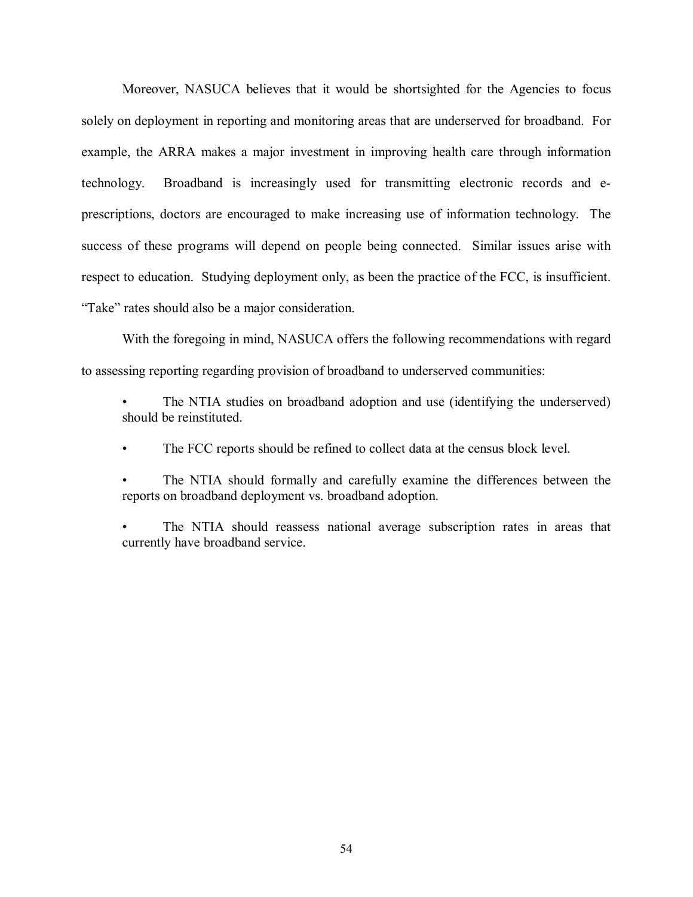Moreover, NASUCA believes that it would be shortsighted for the Agencies to focus solely on deployment in reporting and monitoring areas that are underserved for broadband. For example, the ARRA makes a major investment in improving health care through information technology. Broadband is increasingly used for transmitting electronic records and e-prescriptions, doctors are encouraged to make increasing use of information technology. The success of these programs will depend on people being connected. Similar issues arise with respect to education. Studying deployment only, as been the practice of the FCC, is insufficient. "Take" rates should also be a major consideration.

With the foregoing in mind, NASUCA offers the following recommendations with regard to assessing reporting regarding provision of broadband to underserved communities:

- The NTIA studies on broadband adoption and use (identifying the underserved) should be reinstituted.
- The FCC reports should be refined to collect data at the census block level.
- The NTIA should formally and carefully examine the differences between the reports on broadband deployment vs. broadband adoption.
- The NTIA should reassess national average subscription rates in areas that currently have broadband service.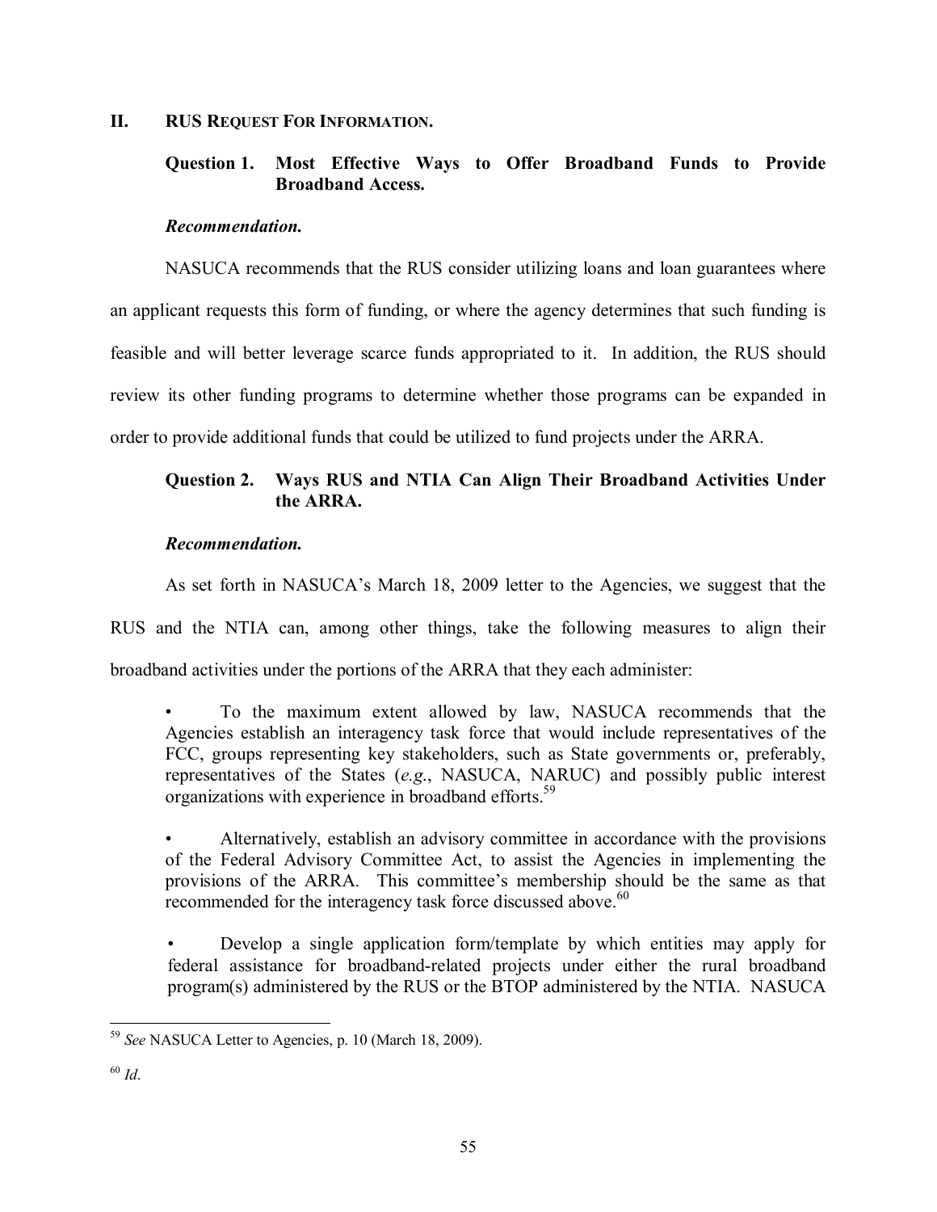## II. RUS REQUEST FOR INFORMATION.

### Question 1. Most Effective Ways to Offer Broadband Funds to Provide Broadband Access.

***Recommendation.***

NASUCA recommends that the RUS consider utilizing loans and loan guarantees where an applicant requests this form of funding, or where the agency determines that such funding is feasible and will better leverage scarce funds appropriated to it. In addition, the RUS should review its other funding programs to determine whether those programs can be expanded in order to provide additional funds that could be utilized to fund projects under the ARRA.

### Question 2. Ways RUS and NTIA Can Align Their Broadband Activities Under the ARRA.

***Recommendation.***

As set forth in NASUCA's March 18, 2009 letter to the Agencies, we suggest that the RUS and the NTIA can, among other things, take the following measures to align their broadband activities under the portions of the ARRA that they each administer:

- To the maximum extent allowed by law, NASUCA recommends that the Agencies establish an interagency task force that would include representatives of the FCC, groups representing key stakeholders, such as State governments or, preferably, representatives of the States (*e.g.*, NASUCA, NARUC) and possibly public interest organizations with experience in broadband efforts.[59]

- Alternatively, establish an advisory committee in accordance with the provisions of the Federal Advisory Committee Act, to assist the Agencies in implementing the provisions of the ARRA. This committee's membership should be the same as that recommended for the interagency task force discussed above.[60]

- Develop a single application form/template by which entities may apply for federal assistance for broadband-related projects under either the rural broadband program(s) administered by the RUS or the BTOP administered by the NTIA. NASUCA

---

[59] *See* NASUCA Letter to Agencies, p. 10 (March 18, 2009).

[60] *Id*.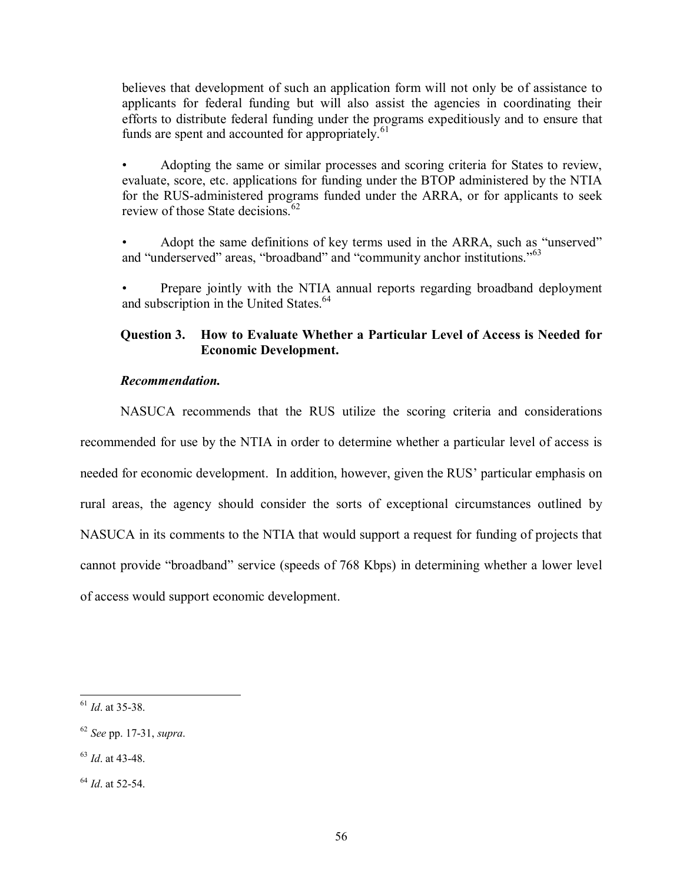believes that development of such an application form will not only be of assistance to applicants for federal funding but will also assist the agencies in coordinating their efforts to distribute federal funding under the programs expeditiously and to ensure that funds are spent and accounted for appropriately.[61]

- Adopting the same or similar processes and scoring criteria for States to review, evaluate, score, etc. applications for funding under the BTOP administered by the NTIA for the RUS-administered programs funded under the ARRA, or for applicants to seek review of those State decisions.[62]

- Adopt the same definitions of key terms used in the ARRA, such as "unserved" and "underserved" areas, "broadband" and "community anchor institutions."[63]

- Prepare jointly with the NTIA annual reports regarding broadband deployment and subscription in the United States.[64]

**Question 3. How to Evaluate Whether a Particular Level of Access is Needed for Economic Development.**

***Recommendation.***

NASUCA recommends that the RUS utilize the scoring criteria and considerations recommended for use by the NTIA in order to determine whether a particular level of access is needed for economic development. In addition, however, given the RUS' particular emphasis on rural areas, the agency should consider the sorts of exceptional circumstances outlined by NASUCA in its comments to the NTIA that would support a request for funding of projects that cannot provide "broadband" service (speeds of 768 Kbps) in determining whether a lower level of access would support economic development.

---

[61] *Id*. at 35-38.

[62] *See* pp. 17-31, *supra*.

[63] *Id*. at 43-48.

[64] *Id*. at 52-54.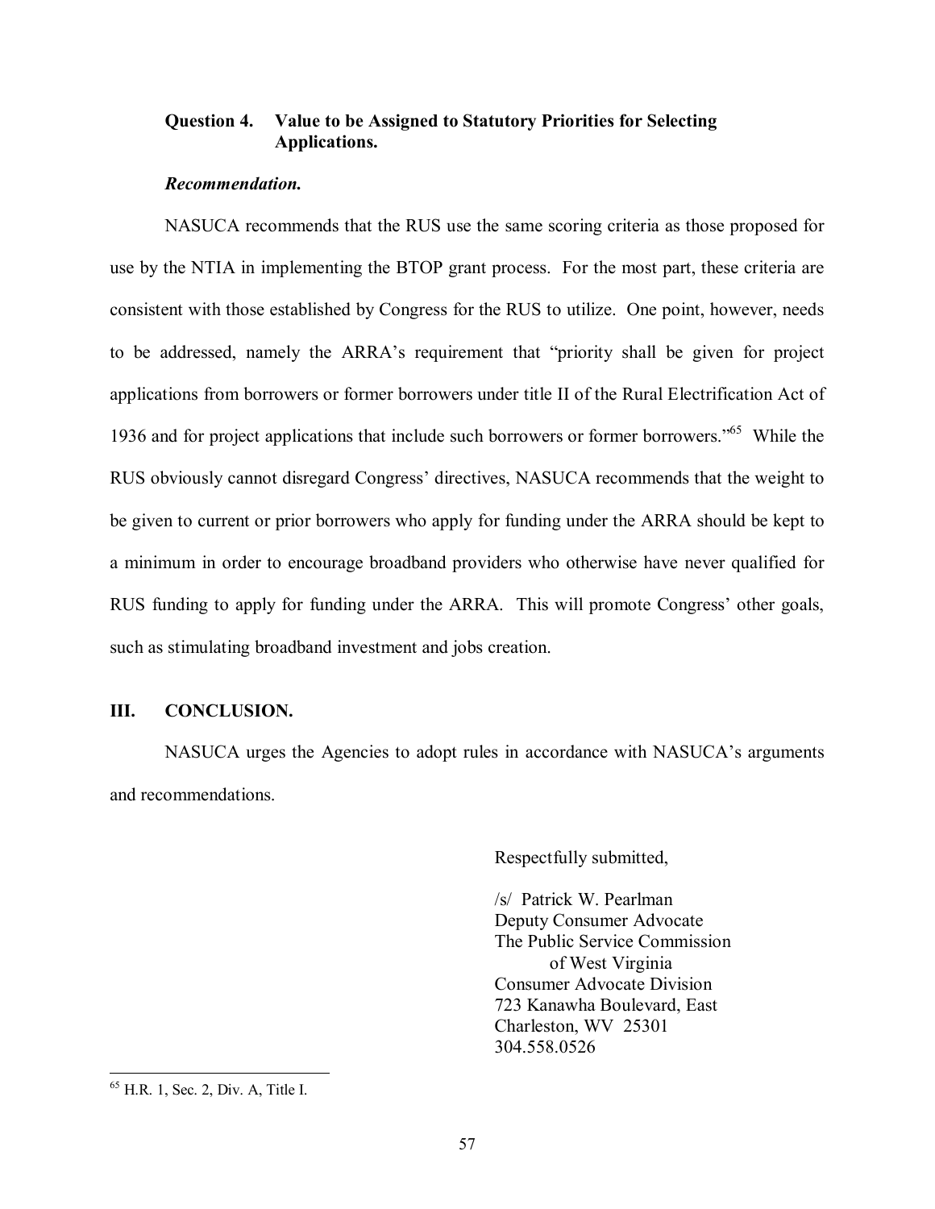**Question 4. Value to be Assigned to Statutory Priorities for Selecting Applications.**

***Recommendation.***

NASUCA recommends that the RUS use the same scoring criteria as those proposed for use by the NTIA in implementing the BTOP grant process. For the most part, these criteria are consistent with those established by Congress for the RUS to utilize. One point, however, needs to be addressed, namely the ARRA's requirement that "priority shall be given for project applications from borrowers or former borrowers under title II of the Rural Electrification Act of 1936 and for project applications that include such borrowers or former borrowers."[65] While the RUS obviously cannot disregard Congress' directives, NASUCA recommends that the weight to be given to current or prior borrowers who apply for funding under the ARRA should be kept to a minimum in order to encourage broadband providers who otherwise have never qualified for RUS funding to apply for funding under the ARRA. This will promote Congress' other goals, such as stimulating broadband investment and jobs creation.

## III. CONCLUSION.

NASUCA urges the Agencies to adopt rules in accordance with NASUCA's arguments and recommendations.

Respectfully submitted,

/s/ Patrick W. Pearlman
Deputy Consumer Advocate
The Public Service Commission
of West Virginia
Consumer Advocate Division
723 Kanawha Boulevard, East
Charleston, WV 25301
304.558.0526

---

[65] H.R. 1, Sec. 2, Div. A, Title I.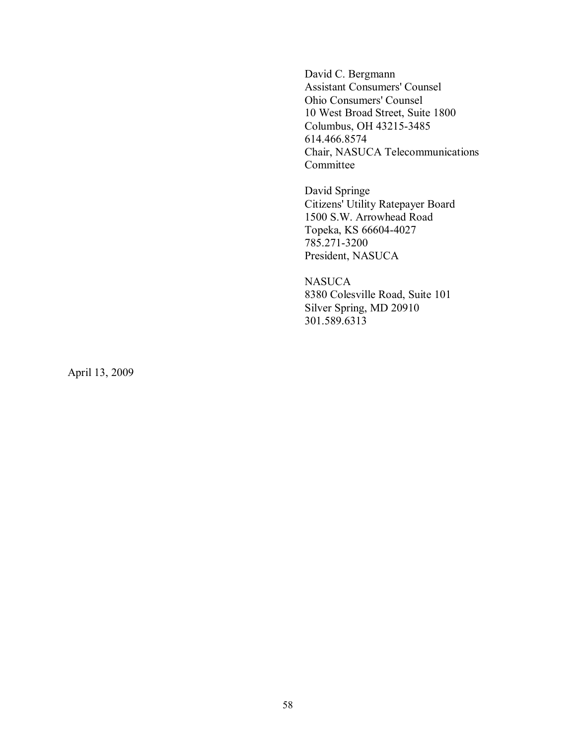David C. Bergmann
Assistant Consumers' Counsel
Ohio Consumers' Counsel
10 West Broad Street, Suite 1800
Columbus, OH 43215-3485
614.466.8574
Chair, NASUCA Telecommunications Committee

David Springe
Citizens' Utility Ratepayer Board
1500 S.W. Arrowhead Road
Topeka, KS 66604-4027
785.271-3200
President, NASUCA

NASUCA
8380 Colesville Road, Suite 101
Silver Spring, MD 20910
301.589.6313

April 13, 2009